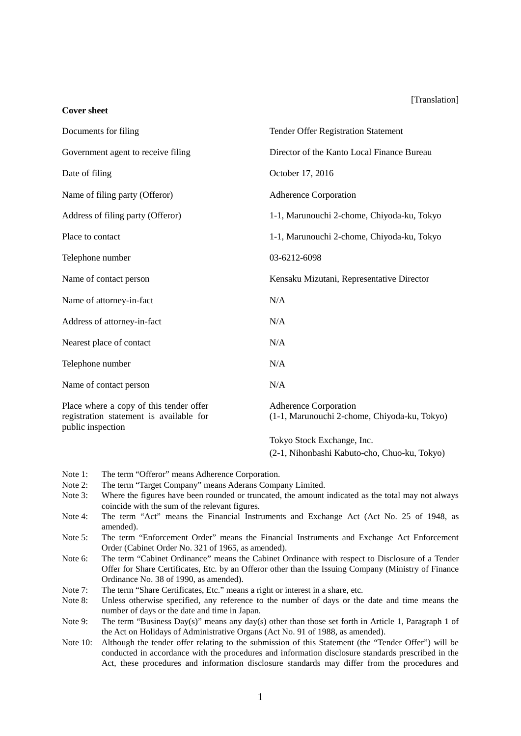[Translation]

**Cover sheet**

| | |
|---|---|
| Documents for filing | Tender Offer Registration Statement |
| Government agent to receive filing | Director of the Kanto Local Finance Bureau |
| Date of filing | October 17, 2016 |
| Name of filing party (Offeror) | Adherence Corporation |
| Address of filing party (Offeror) | 1-1, Marunouchi 2-chome, Chiyoda-ku, Tokyo |
| Place to contact | 1-1, Marunouchi 2-chome, Chiyoda-ku, Tokyo |
| Telephone number | 03-6212-6098 |
| Name of contact person | Kensaku Mizutani, Representative Director |
| Name of attorney-in-fact | N/A |
| Address of attorney-in-fact | N/A |
| Nearest place of contact | N/A |
| Telephone number | N/A |
| Name of contact person | N/A |
| Place where a copy of this tender offer registration statement is available for public inspection | Adherence Corporation (1-1, Marunouchi 2-chome, Chiyoda-ku, Tokyo)<br><br>Tokyo Stock Exchange, Inc. (2-1, Nihonbashi Kabuto-cho, Chuo-ku, Tokyo) |

Note 1: The term "Offeror" means Adherence Corporation.

Note 2: The term "Target Company" means Aderans Company Limited.

Note 3: Where the figures have been rounded or truncated, the amount indicated as the total may not always coincide with the sum of the relevant figures.

Note 4: The term "Act" means the Financial Instruments and Exchange Act (Act No. 25 of 1948, as amended).

Note 5: The term "Enforcement Order" means the Financial Instruments and Exchange Act Enforcement Order (Cabinet Order No. 321 of 1965, as amended).

Note 6: The term "Cabinet Ordinance" means the Cabinet Ordinance with respect to Disclosure of a Tender Offer for Share Certificates, Etc. by an Offeror other than the Issuing Company (Ministry of Finance Ordinance No. 38 of 1990, as amended).

Note 7: The term "Share Certificates, Etc." means a right or interest in a share, etc.

Note 8: Unless otherwise specified, any reference to the number of days or the date and time means the number of days or the date and time in Japan.

Note 9: The term "Business Day(s)" means any day(s) other than those set forth in Article 1, Paragraph 1 of the Act on Holidays of Administrative Organs (Act No. 91 of 1988, as amended).

Note 10: Although the tender offer relating to the submission of this Statement (the "Tender Offer") will be conducted in accordance with the procedures and information disclosure standards prescribed in the Act, these procedures and information disclosure standards may differ from the procedures and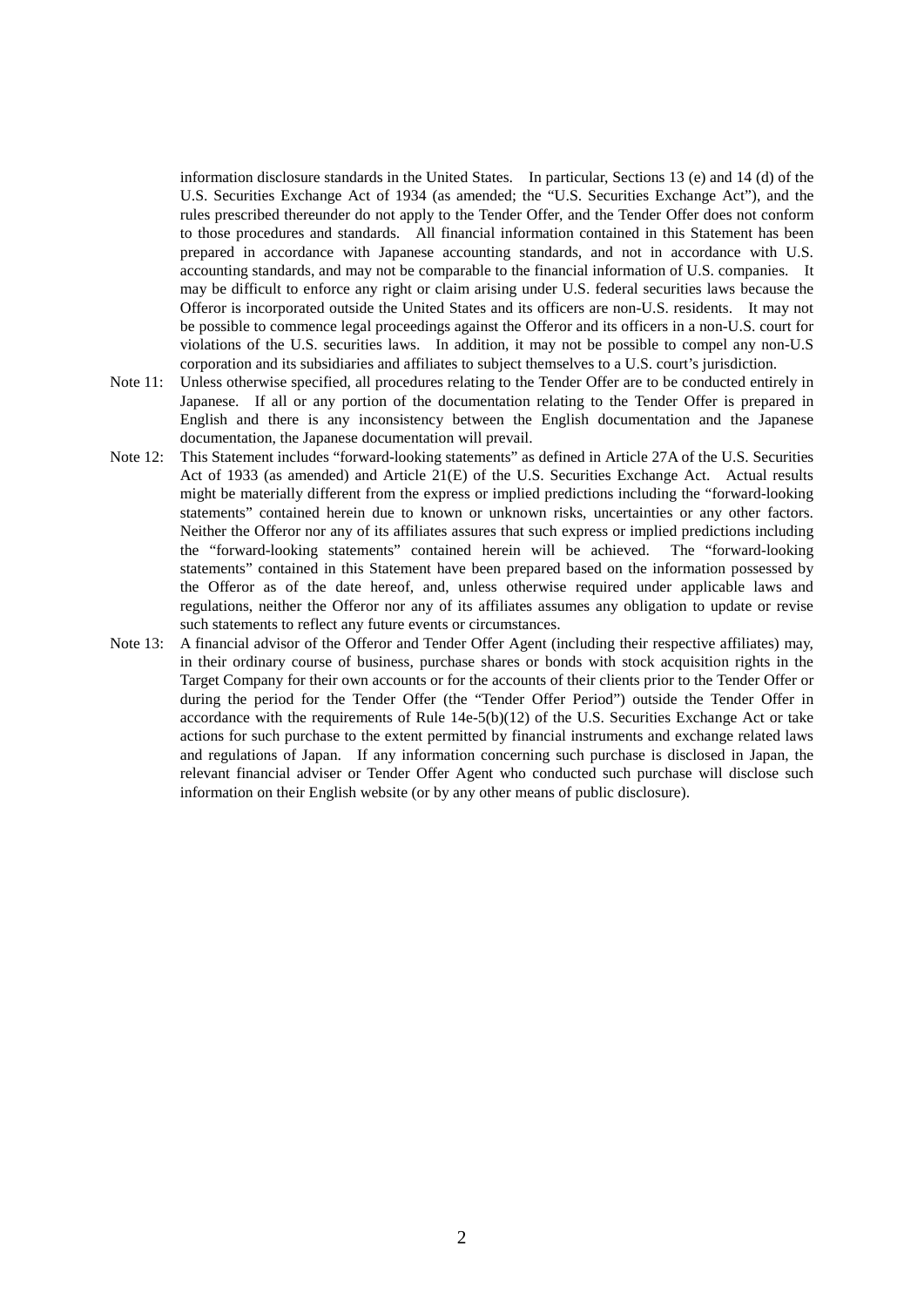information disclosure standards in the United States. In particular, Sections 13 (e) and 14 (d) of the U.S. Securities Exchange Act of 1934 (as amended; the "U.S. Securities Exchange Act"), and the rules prescribed thereunder do not apply to the Tender Offer, and the Tender Offer does not conform to those procedures and standards. All financial information contained in this Statement has been prepared in accordance with Japanese accounting standards, and not in accordance with U.S. accounting standards, and may not be comparable to the financial information of U.S. companies. It may be difficult to enforce any right or claim arising under U.S. federal securities laws because the Offeror is incorporated outside the United States and its officers are non-U.S. residents. It may not be possible to commence legal proceedings against the Offeror and its officers in a non-U.S. court for violations of the U.S. securities laws. In addition, it may not be possible to compel any non-U.S corporation and its subsidiaries and affiliates to subject themselves to a U.S. court's jurisdiction.

Note 11: Unless otherwise specified, all procedures relating to the Tender Offer are to be conducted entirely in Japanese. If all or any portion of the documentation relating to the Tender Offer is prepared in English and there is any inconsistency between the English documentation and the Japanese documentation, the Japanese documentation will prevail.

Note 12: This Statement includes "forward-looking statements" as defined in Article 27A of the U.S. Securities Act of 1933 (as amended) and Article 21(E) of the U.S. Securities Exchange Act. Actual results might be materially different from the express or implied predictions including the "forward-looking statements" contained herein due to known or unknown risks, uncertainties or any other factors. Neither the Offeror nor any of its affiliates assures that such express or implied predictions including the "forward-looking statements" contained herein will be achieved. The "forward-looking statements" contained in this Statement have been prepared based on the information possessed by the Offeror as of the date hereof, and, unless otherwise required under applicable laws and regulations, neither the Offeror nor any of its affiliates assumes any obligation to update or revise such statements to reflect any future events or circumstances.

Note 13: A financial advisor of the Offeror and Tender Offer Agent (including their respective affiliates) may, in their ordinary course of business, purchase shares or bonds with stock acquisition rights in the Target Company for their own accounts or for the accounts of their clients prior to the Tender Offer or during the period for the Tender Offer (the "Tender Offer Period") outside the Tender Offer in accordance with the requirements of Rule 14e-5(b)(12) of the U.S. Securities Exchange Act or take actions for such purchase to the extent permitted by financial instruments and exchange related laws and regulations of Japan. If any information concerning such purchase is disclosed in Japan, the relevant financial adviser or Tender Offer Agent who conducted such purchase will disclose such information on their English website (or by any other means of public disclosure).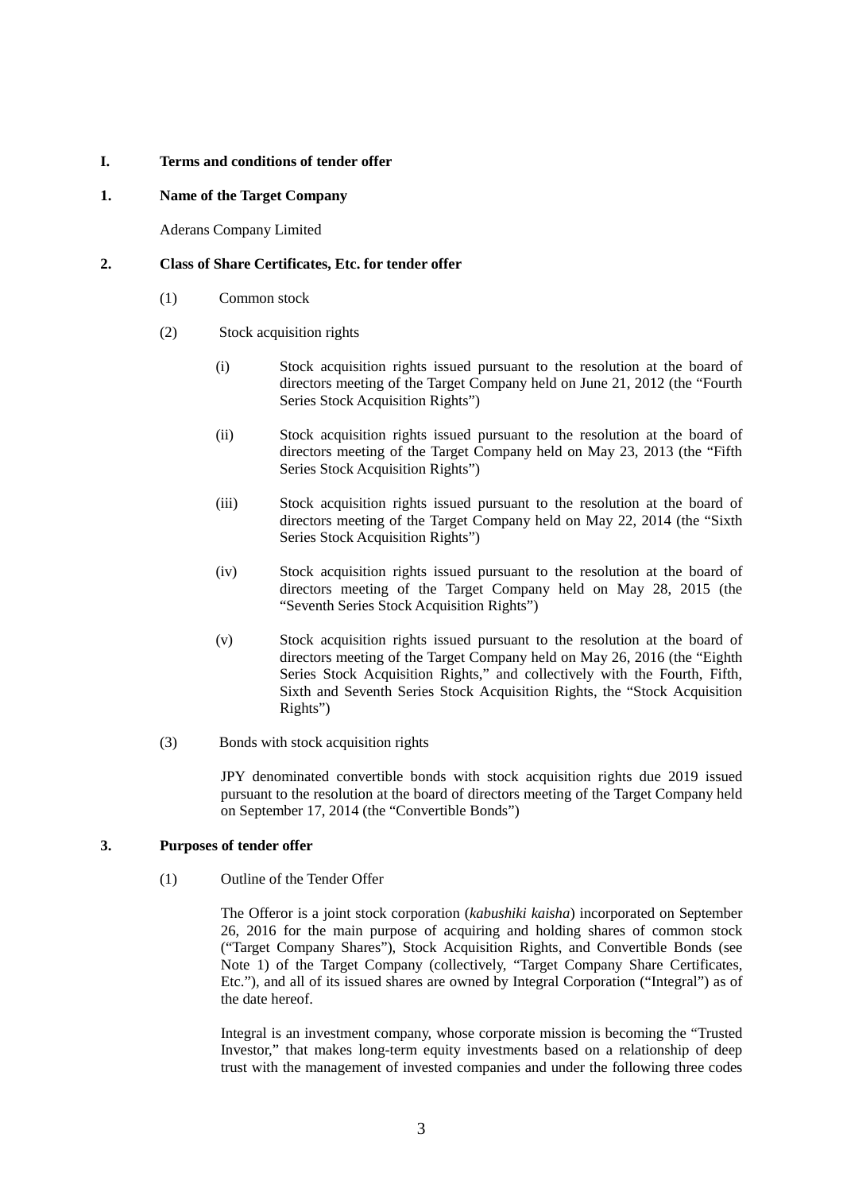## I. Terms and conditions of tender offer

### 1. Name of the Target Company

Aderans Company Limited

### 2. Class of Share Certificates, Etc. for tender offer

(1) Common stock

(2) Stock acquisition rights

(i) Stock acquisition rights issued pursuant to the resolution at the board of directors meeting of the Target Company held on June 21, 2012 (the "Fourth Series Stock Acquisition Rights")

(ii) Stock acquisition rights issued pursuant to the resolution at the board of directors meeting of the Target Company held on May 23, 2013 (the "Fifth Series Stock Acquisition Rights")

(iii) Stock acquisition rights issued pursuant to the resolution at the board of directors meeting of the Target Company held on May 22, 2014 (the "Sixth Series Stock Acquisition Rights")

(iv) Stock acquisition rights issued pursuant to the resolution at the board of directors meeting of the Target Company held on May 28, 2015 (the "Seventh Series Stock Acquisition Rights")

(v) Stock acquisition rights issued pursuant to the resolution at the board of directors meeting of the Target Company held on May 26, 2016 (the "Eighth Series Stock Acquisition Rights," and collectively with the Fourth, Fifth, Sixth and Seventh Series Stock Acquisition Rights, the "Stock Acquisition Rights")

(3) Bonds with stock acquisition rights

JPY denominated convertible bonds with stock acquisition rights due 2019 issued pursuant to the resolution at the board of directors meeting of the Target Company held on September 17, 2014 (the "Convertible Bonds")

### 3. Purposes of tender offer

(1) Outline of the Tender Offer

The Offeror is a joint stock corporation (*kabushiki kaisha*) incorporated on September 26, 2016 for the main purpose of acquiring and holding shares of common stock ("Target Company Shares"), Stock Acquisition Rights, and Convertible Bonds (see Note 1) of the Target Company (collectively, "Target Company Share Certificates, Etc."), and all of its issued shares are owned by Integral Corporation ("Integral") as of the date hereof.

Integral is an investment company, whose corporate mission is becoming the "Trusted Investor," that makes long-term equity investments based on a relationship of deep trust with the management of invested companies and under the following three codes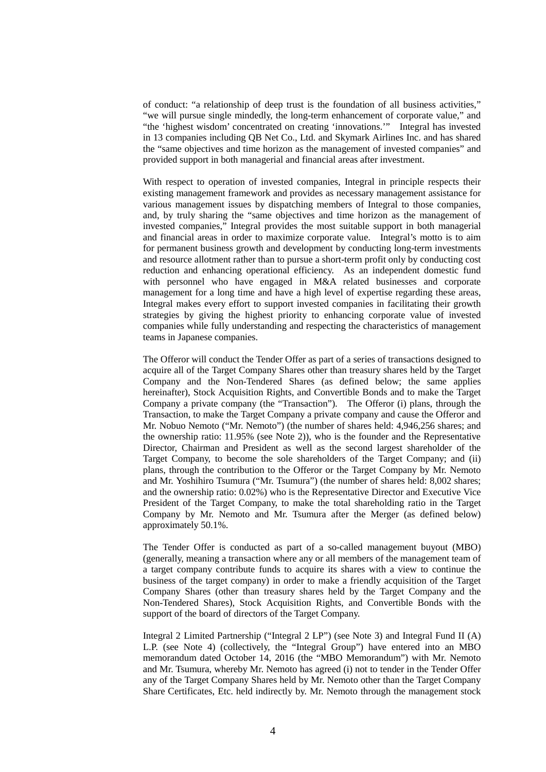of conduct: "a relationship of deep trust is the foundation of all business activities," "we will pursue single mindedly, the long-term enhancement of corporate value," and "the 'highest wisdom' concentrated on creating 'innovations.'" Integral has invested in 13 companies including QB Net Co., Ltd. and Skymark Airlines Inc. and has shared the "same objectives and time horizon as the management of invested companies" and provided support in both managerial and financial areas after investment.

With respect to operation of invested companies, Integral in principle respects their existing management framework and provides as necessary management assistance for various management issues by dispatching members of Integral to those companies, and, by truly sharing the "same objectives and time horizon as the management of invested companies," Integral provides the most suitable support in both managerial and financial areas in order to maximize corporate value. Integral's motto is to aim for permanent business growth and development by conducting long-term investments and resource allotment rather than to pursue a short-term profit only by conducting cost reduction and enhancing operational efficiency. As an independent domestic fund with personnel who have engaged in M&A related businesses and corporate management for a long time and have a high level of expertise regarding these areas, Integral makes every effort to support invested companies in facilitating their growth strategies by giving the highest priority to enhancing corporate value of invested companies while fully understanding and respecting the characteristics of management teams in Japanese companies.

The Offeror will conduct the Tender Offer as part of a series of transactions designed to acquire all of the Target Company Shares other than treasury shares held by the Target Company and the Non-Tendered Shares (as defined below; the same applies hereinafter), Stock Acquisition Rights, and Convertible Bonds and to make the Target Company a private company (the "Transaction"). The Offeror (i) plans, through the Transaction, to make the Target Company a private company and cause the Offeror and Mr. Nobuo Nemoto ("Mr. Nemoto") (the number of shares held: 4,946,256 shares; and the ownership ratio: 11.95% (see Note 2)), who is the founder and the Representative Director, Chairman and President as well as the second largest shareholder of the Target Company, to become the sole shareholders of the Target Company; and (ii) plans, through the contribution to the Offeror or the Target Company by Mr. Nemoto and Mr. Yoshihiro Tsumura ("Mr. Tsumura") (the number of shares held: 8,002 shares; and the ownership ratio: 0.02%) who is the Representative Director and Executive Vice President of the Target Company, to make the total shareholding ratio in the Target Company by Mr. Nemoto and Mr. Tsumura after the Merger (as defined below) approximately 50.1%.

The Tender Offer is conducted as part of a so-called management buyout (MBO) (generally, meaning a transaction where any or all members of the management team of a target company contribute funds to acquire its shares with a view to continue the business of the target company) in order to make a friendly acquisition of the Target Company Shares (other than treasury shares held by the Target Company and the Non-Tendered Shares), Stock Acquisition Rights, and Convertible Bonds with the support of the board of directors of the Target Company.

Integral 2 Limited Partnership ("Integral 2 LP") (see Note 3) and Integral Fund II (A) L.P. (see Note 4) (collectively, the "Integral Group") have entered into an MBO memorandum dated October 14, 2016 (the "MBO Memorandum") with Mr. Nemoto and Mr. Tsumura, whereby Mr. Nemoto has agreed (i) not to tender in the Tender Offer any of the Target Company Shares held by Mr. Nemoto other than the Target Company Share Certificates, Etc. held indirectly by. Mr. Nemoto through the management stock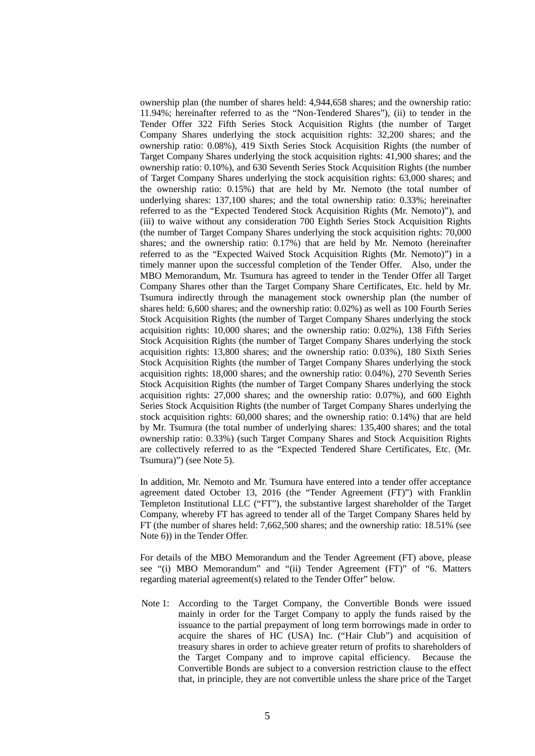ownership plan (the number of shares held: 4,944,658 shares; and the ownership ratio: 11.94%; hereinafter referred to as the "Non-Tendered Shares"), (ii) to tender in the Tender Offer 322 Fifth Series Stock Acquisition Rights (the number of Target Company Shares underlying the stock acquisition rights: 32,200 shares; and the ownership ratio: 0.08%), 419 Sixth Series Stock Acquisition Rights (the number of Target Company Shares underlying the stock acquisition rights: 41,900 shares; and the ownership ratio: 0.10%), and 630 Seventh Series Stock Acquisition Rights (the number of Target Company Shares underlying the stock acquisition rights: 63,000 shares; and the ownership ratio: 0.15%) that are held by Mr. Nemoto (the total number of underlying shares: 137,100 shares; and the total ownership ratio: 0.33%; hereinafter referred to as the "Expected Tendered Stock Acquisition Rights (Mr. Nemoto)"), and (iii) to waive without any consideration 700 Eighth Series Stock Acquisition Rights (the number of Target Company Shares underlying the stock acquisition rights: 70,000 shares; and the ownership ratio: 0.17%) that are held by Mr. Nemoto (hereinafter referred to as the "Expected Waived Stock Acquisition Rights (Mr. Nemoto)") in a timely manner upon the successful completion of the Tender Offer. Also, under the MBO Memorandum, Mr. Tsumura has agreed to tender in the Tender Offer all Target Company Shares other than the Target Company Share Certificates, Etc. held by Mr. Tsumura indirectly through the management stock ownership plan (the number of shares held: 6,600 shares; and the ownership ratio: 0.02%) as well as 100 Fourth Series Stock Acquisition Rights (the number of Target Company Shares underlying the stock acquisition rights: 10,000 shares; and the ownership ratio: 0.02%), 138 Fifth Series Stock Acquisition Rights (the number of Target Company Shares underlying the stock acquisition rights: 13,800 shares; and the ownership ratio: 0.03%), 180 Sixth Series Stock Acquisition Rights (the number of Target Company Shares underlying the stock acquisition rights: 18,000 shares; and the ownership ratio: 0.04%), 270 Seventh Series Stock Acquisition Rights (the number of Target Company Shares underlying the stock acquisition rights: 27,000 shares; and the ownership ratio: 0.07%), and 600 Eighth Series Stock Acquisition Rights (the number of Target Company Shares underlying the stock acquisition rights: 60,000 shares; and the ownership ratio: 0.14%) that are held by Mr. Tsumura (the total number of underlying shares: 135,400 shares; and the total ownership ratio: 0.33%) (such Target Company Shares and Stock Acquisition Rights are collectively referred to as the "Expected Tendered Share Certificates, Etc. (Mr. Tsumura)") (see Note 5).

In addition, Mr. Nemoto and Mr. Tsumura have entered into a tender offer acceptance agreement dated October 13, 2016 (the "Tender Agreement (FT)") with Franklin Templeton Institutional LLC ("FT"), the substantive largest shareholder of the Target Company, whereby FT has agreed to tender all of the Target Company Shares held by FT (the number of shares held: 7,662,500 shares; and the ownership ratio: 18.51% (see Note 6)) in the Tender Offer.

For details of the MBO Memorandum and the Tender Agreement (FT) above, please see "(i) MBO Memorandum" and "(ii) Tender Agreement (FT)" of "6. Matters regarding material agreement(s) related to the Tender Offer" below.

Note 1: According to the Target Company, the Convertible Bonds were issued mainly in order for the Target Company to apply the funds raised by the issuance to the partial prepayment of long term borrowings made in order to acquire the shares of HC (USA) Inc. ("Hair Club") and acquisition of treasury shares in order to achieve greater return of profits to shareholders of the Target Company and to improve capital efficiency. Because the Convertible Bonds are subject to a conversion restriction clause to the effect that, in principle, they are not convertible unless the share price of the Target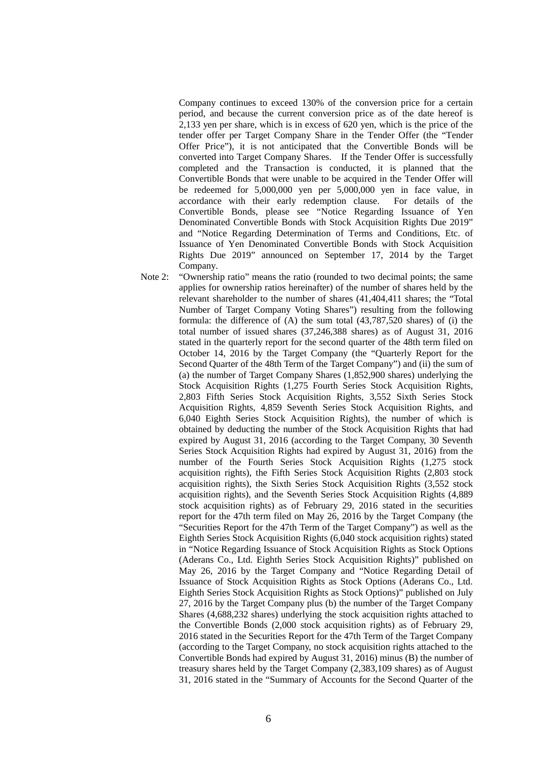Company continues to exceed 130% of the conversion price for a certain period, and because the current conversion price as of the date hereof is 2,133 yen per share, which is in excess of 620 yen, which is the price of the tender offer per Target Company Share in the Tender Offer (the "Tender Offer Price"), it is not anticipated that the Convertible Bonds will be converted into Target Company Shares. If the Tender Offer is successfully completed and the Transaction is conducted, it is planned that the Convertible Bonds that were unable to be acquired in the Tender Offer will be redeemed for 5,000,000 yen per 5,000,000 yen in face value, in accordance with their early redemption clause. For details of the Convertible Bonds, please see "Notice Regarding Issuance of Yen Denominated Convertible Bonds with Stock Acquisition Rights Due 2019" and "Notice Regarding Determination of Terms and Conditions, Etc. of Issuance of Yen Denominated Convertible Bonds with Stock Acquisition Rights Due 2019" announced on September 17, 2014 by the Target Company.

Note 2: "Ownership ratio" means the ratio (rounded to two decimal points; the same applies for ownership ratios hereinafter) of the number of shares held by the relevant shareholder to the number of shares (41,404,411 shares; the "Total Number of Target Company Voting Shares") resulting from the following formula: the difference of (A) the sum total (43,787,520 shares) of (i) the total number of issued shares (37,246,388 shares) as of August 31, 2016 stated in the quarterly report for the second quarter of the 48th term filed on October 14, 2016 by the Target Company (the "Quarterly Report for the Second Quarter of the 48th Term of the Target Company") and (ii) the sum of (a) the number of Target Company Shares (1,852,900 shares) underlying the Stock Acquisition Rights (1,275 Fourth Series Stock Acquisition Rights, 2,803 Fifth Series Stock Acquisition Rights, 3,552 Sixth Series Stock Acquisition Rights, 4,859 Seventh Series Stock Acquisition Rights, and 6,040 Eighth Series Stock Acquisition Rights), the number of which is obtained by deducting the number of the Stock Acquisition Rights that had expired by August 31, 2016 (according to the Target Company, 30 Seventh Series Stock Acquisition Rights had expired by August 31, 2016) from the number of the Fourth Series Stock Acquisition Rights (1,275 stock acquisition rights), the Fifth Series Stock Acquisition Rights (2,803 stock acquisition rights), the Sixth Series Stock Acquisition Rights (3,552 stock acquisition rights), and the Seventh Series Stock Acquisition Rights (4,889 stock acquisition rights) as of February 29, 2016 stated in the securities report for the 47th term filed on May 26, 2016 by the Target Company (the "Securities Report for the 47th Term of the Target Company") as well as the Eighth Series Stock Acquisition Rights (6,040 stock acquisition rights) stated in "Notice Regarding Issuance of Stock Acquisition Rights as Stock Options (Aderans Co., Ltd. Eighth Series Stock Acquisition Rights)" published on May 26, 2016 by the Target Company and "Notice Regarding Detail of Issuance of Stock Acquisition Rights as Stock Options (Aderans Co., Ltd. Eighth Series Stock Acquisition Rights as Stock Options)" published on July 27, 2016 by the Target Company plus (b) the number of the Target Company Shares (4,688,232 shares) underlying the stock acquisition rights attached to the Convertible Bonds (2,000 stock acquisition rights) as of February 29, 2016 stated in the Securities Report for the 47th Term of the Target Company (according to the Target Company, no stock acquisition rights attached to the Convertible Bonds had expired by August 31, 2016) minus (B) the number of treasury shares held by the Target Company (2,383,109 shares) as of August 31, 2016 stated in the "Summary of Accounts for the Second Quarter of the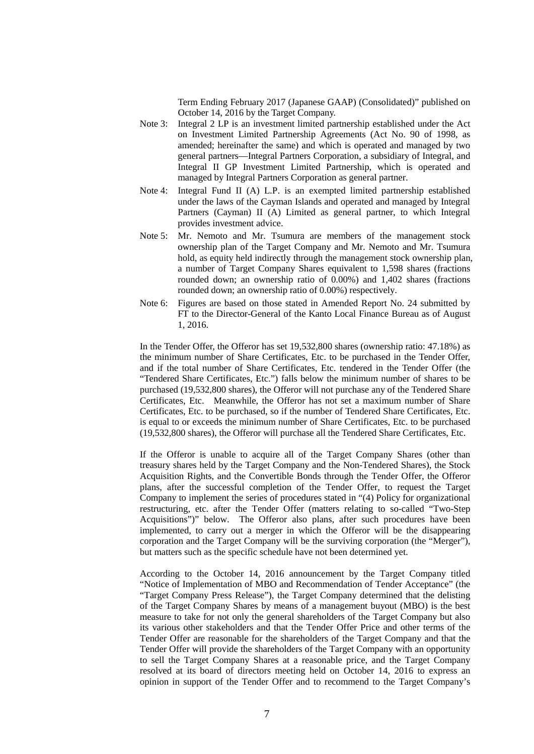Term Ending February 2017 (Japanese GAAP) (Consolidated)" published on October 14, 2016 by the Target Company.

Note 3: Integral 2 LP is an investment limited partnership established under the Act on Investment Limited Partnership Agreements (Act No. 90 of 1998, as amended; hereinafter the same) and which is operated and managed by two general partners—Integral Partners Corporation, a subsidiary of Integral, and Integral II GP Investment Limited Partnership, which is operated and managed by Integral Partners Corporation as general partner.

Note 4: Integral Fund II (A) L.P. is an exempted limited partnership established under the laws of the Cayman Islands and operated and managed by Integral Partners (Cayman) II (A) Limited as general partner, to which Integral provides investment advice.

Note 5: Mr. Nemoto and Mr. Tsumura are members of the management stock ownership plan of the Target Company and Mr. Nemoto and Mr. Tsumura hold, as equity held indirectly through the management stock ownership plan, a number of Target Company Shares equivalent to 1,598 shares (fractions rounded down; an ownership ratio of 0.00%) and 1,402 shares (fractions rounded down; an ownership ratio of 0.00%) respectively.

Note 6: Figures are based on those stated in Amended Report No. 24 submitted by FT to the Director-General of the Kanto Local Finance Bureau as of August 1, 2016.

In the Tender Offer, the Offeror has set 19,532,800 shares (ownership ratio: 47.18%) as the minimum number of Share Certificates, Etc. to be purchased in the Tender Offer, and if the total number of Share Certificates, Etc. tendered in the Tender Offer (the "Tendered Share Certificates, Etc.") falls below the minimum number of shares to be purchased (19,532,800 shares), the Offeror will not purchase any of the Tendered Share Certificates, Etc. Meanwhile, the Offeror has not set a maximum number of Share Certificates, Etc. to be purchased, so if the number of Tendered Share Certificates, Etc. is equal to or exceeds the minimum number of Share Certificates, Etc. to be purchased (19,532,800 shares), the Offeror will purchase all the Tendered Share Certificates, Etc.

If the Offeror is unable to acquire all of the Target Company Shares (other than treasury shares held by the Target Company and the Non-Tendered Shares), the Stock Acquisition Rights, and the Convertible Bonds through the Tender Offer, the Offeror plans, after the successful completion of the Tender Offer, to request the Target Company to implement the series of procedures stated in "(4) Policy for organizational restructuring, etc. after the Tender Offer (matters relating to so-called "Two-Step Acquisitions")" below. The Offeror also plans, after such procedures have been implemented, to carry out a merger in which the Offeror will be the disappearing corporation and the Target Company will be the surviving corporation (the "Merger"), but matters such as the specific schedule have not been determined yet.

According to the October 14, 2016 announcement by the Target Company titled "Notice of Implementation of MBO and Recommendation of Tender Acceptance" (the "Target Company Press Release"), the Target Company determined that the delisting of the Target Company Shares by means of a management buyout (MBO) is the best measure to take for not only the general shareholders of the Target Company but also its various other stakeholders and that the Tender Offer Price and other terms of the Tender Offer are reasonable for the shareholders of the Target Company and that the Tender Offer will provide the shareholders of the Target Company with an opportunity to sell the Target Company Shares at a reasonable price, and the Target Company resolved at its board of directors meeting held on October 14, 2016 to express an opinion in support of the Tender Offer and to recommend to the Target Company's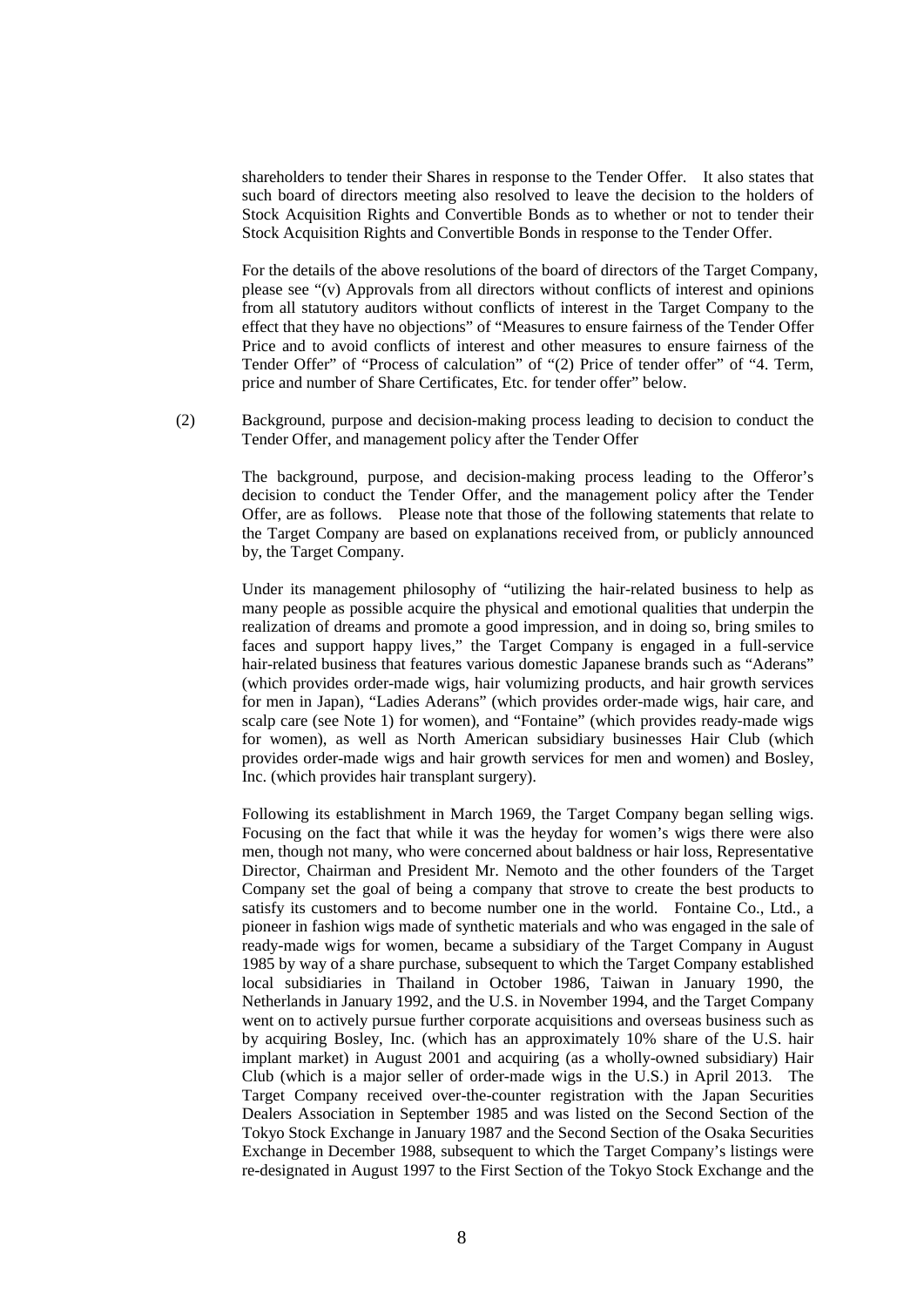shareholders to tender their Shares in response to the Tender Offer. It also states that such board of directors meeting also resolved to leave the decision to the holders of Stock Acquisition Rights and Convertible Bonds as to whether or not to tender their Stock Acquisition Rights and Convertible Bonds in response to the Tender Offer.

For the details of the above resolutions of the board of directors of the Target Company, please see "(v) Approvals from all directors without conflicts of interest and opinions from all statutory auditors without conflicts of interest in the Target Company to the effect that they have no objections" of "Measures to ensure fairness of the Tender Offer Price and to avoid conflicts of interest and other measures to ensure fairness of the Tender Offer" of "Process of calculation" of "(2) Price of tender offer" of "4. Term, price and number of Share Certificates, Etc. for tender offer" below.

(2) Background, purpose and decision-making process leading to decision to conduct the Tender Offer, and management policy after the Tender Offer

The background, purpose, and decision-making process leading to the Offeror's decision to conduct the Tender Offer, and the management policy after the Tender Offer, are as follows. Please note that those of the following statements that relate to the Target Company are based on explanations received from, or publicly announced by, the Target Company.

Under its management philosophy of "utilizing the hair-related business to help as many people as possible acquire the physical and emotional qualities that underpin the realization of dreams and promote a good impression, and in doing so, bring smiles to faces and support happy lives," the Target Company is engaged in a full-service hair-related business that features various domestic Japanese brands such as "Aderans" (which provides order-made wigs, hair volumizing products, and hair growth services for men in Japan), "Ladies Aderans" (which provides order-made wigs, hair care, and scalp care (see Note 1) for women), and "Fontaine" (which provides ready-made wigs for women), as well as North American subsidiary businesses Hair Club (which provides order-made wigs and hair growth services for men and women) and Bosley, Inc. (which provides hair transplant surgery).

Following its establishment in March 1969, the Target Company began selling wigs. Focusing on the fact that while it was the heyday for women's wigs there were also men, though not many, who were concerned about baldness or hair loss, Representative Director, Chairman and President Mr. Nemoto and the other founders of the Target Company set the goal of being a company that strove to create the best products to satisfy its customers and to become number one in the world. Fontaine Co., Ltd., a pioneer in fashion wigs made of synthetic materials and who was engaged in the sale of ready-made wigs for women, became a subsidiary of the Target Company in August 1985 by way of a share purchase, subsequent to which the Target Company established local subsidiaries in Thailand in October 1986, Taiwan in January 1990, the Netherlands in January 1992, and the U.S. in November 1994, and the Target Company went on to actively pursue further corporate acquisitions and overseas business such as by acquiring Bosley, Inc. (which has an approximately 10% share of the U.S. hair implant market) in August 2001 and acquiring (as a wholly-owned subsidiary) Hair Club (which is a major seller of order-made wigs in the U.S.) in April 2013. The Target Company received over-the-counter registration with the Japan Securities Dealers Association in September 1985 and was listed on the Second Section of the Tokyo Stock Exchange in January 1987 and the Second Section of the Osaka Securities Exchange in December 1988, subsequent to which the Target Company's listings were re-designated in August 1997 to the First Section of the Tokyo Stock Exchange and the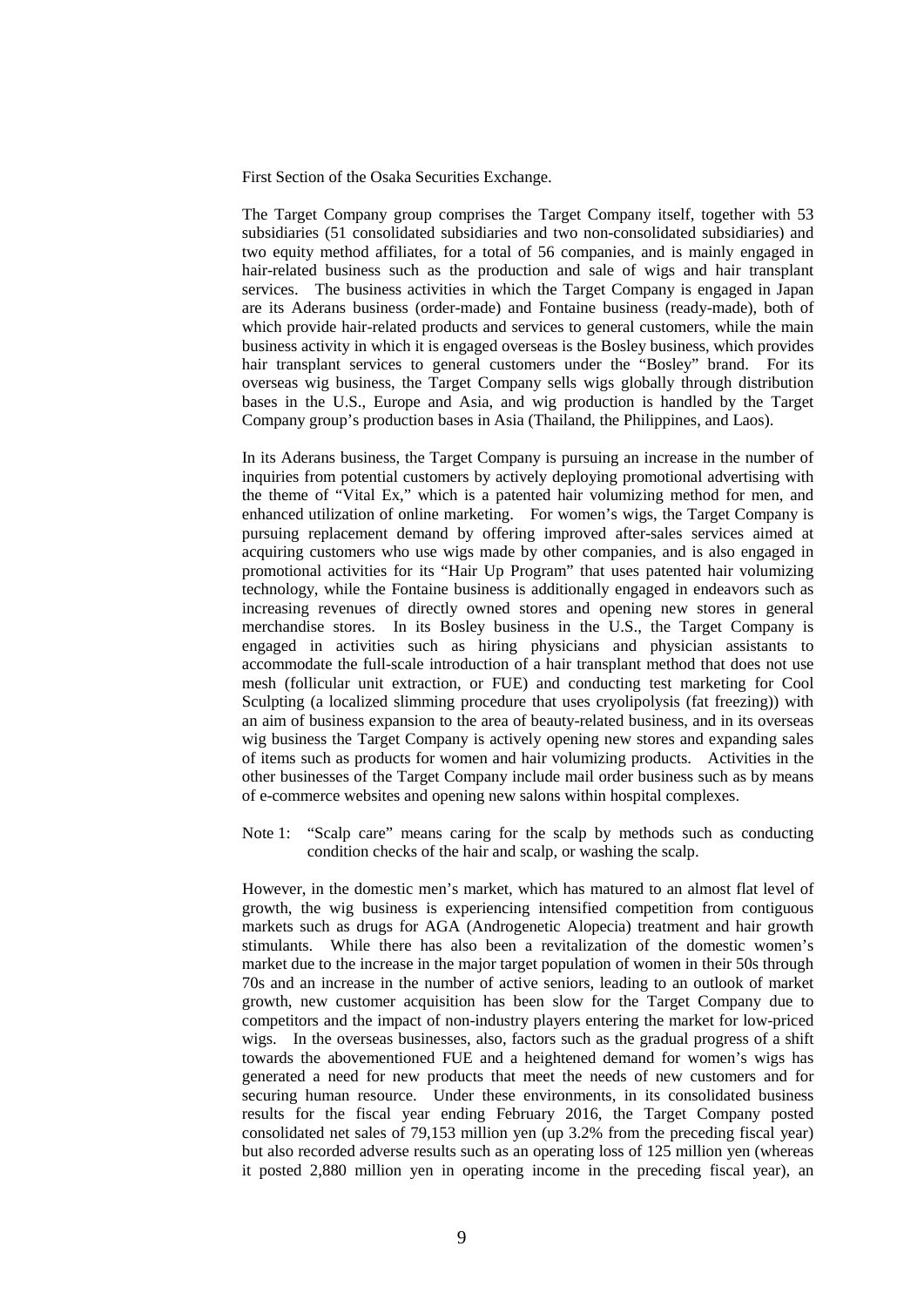First Section of the Osaka Securities Exchange.

The Target Company group comprises the Target Company itself, together with 53 subsidiaries (51 consolidated subsidiaries and two non-consolidated subsidiaries) and two equity method affiliates, for a total of 56 companies, and is mainly engaged in hair-related business such as the production and sale of wigs and hair transplant services. The business activities in which the Target Company is engaged in Japan are its Aderans business (order-made) and Fontaine business (ready-made), both of which provide hair-related products and services to general customers, while the main business activity in which it is engaged overseas is the Bosley business, which provides hair transplant services to general customers under the "Bosley" brand. For its overseas wig business, the Target Company sells wigs globally through distribution bases in the U.S., Europe and Asia, and wig production is handled by the Target Company group's production bases in Asia (Thailand, the Philippines, and Laos).

In its Aderans business, the Target Company is pursuing an increase in the number of inquiries from potential customers by actively deploying promotional advertising with the theme of "Vital Ex," which is a patented hair volumizing method for men, and enhanced utilization of online marketing. For women's wigs, the Target Company is pursuing replacement demand by offering improved after-sales services aimed at acquiring customers who use wigs made by other companies, and is also engaged in promotional activities for its "Hair Up Program" that uses patented hair volumizing technology, while the Fontaine business is additionally engaged in endeavors such as increasing revenues of directly owned stores and opening new stores in general merchandise stores. In its Bosley business in the U.S., the Target Company is engaged in activities such as hiring physicians and physician assistants to accommodate the full-scale introduction of a hair transplant method that does not use mesh (follicular unit extraction, or FUE) and conducting test marketing for Cool Sculpting (a localized slimming procedure that uses cryolipolysis (fat freezing)) with an aim of business expansion to the area of beauty-related business, and in its overseas wig business the Target Company is actively opening new stores and expanding sales of items such as products for women and hair volumizing products. Activities in the other businesses of the Target Company include mail order business such as by means of e-commerce websites and opening new salons within hospital complexes.

Note 1: "Scalp care" means caring for the scalp by methods such as conducting condition checks of the hair and scalp, or washing the scalp.

However, in the domestic men's market, which has matured to an almost flat level of growth, the wig business is experiencing intensified competition from contiguous markets such as drugs for AGA (Androgenetic Alopecia) treatment and hair growth stimulants. While there has also been a revitalization of the domestic women's market due to the increase in the major target population of women in their 50s through 70s and an increase in the number of active seniors, leading to an outlook of market growth, new customer acquisition has been slow for the Target Company due to competitors and the impact of non-industry players entering the market for low-priced wigs. In the overseas businesses, also, factors such as the gradual progress of a shift towards the abovementioned FUE and a heightened demand for women's wigs has generated a need for new products that meet the needs of new customers and for securing human resource. Under these environments, in its consolidated business results for the fiscal year ending February 2016, the Target Company posted consolidated net sales of 79,153 million yen (up 3.2% from the preceding fiscal year) but also recorded adverse results such as an operating loss of 125 million yen (whereas it posted 2,880 million yen in operating income in the preceding fiscal year), an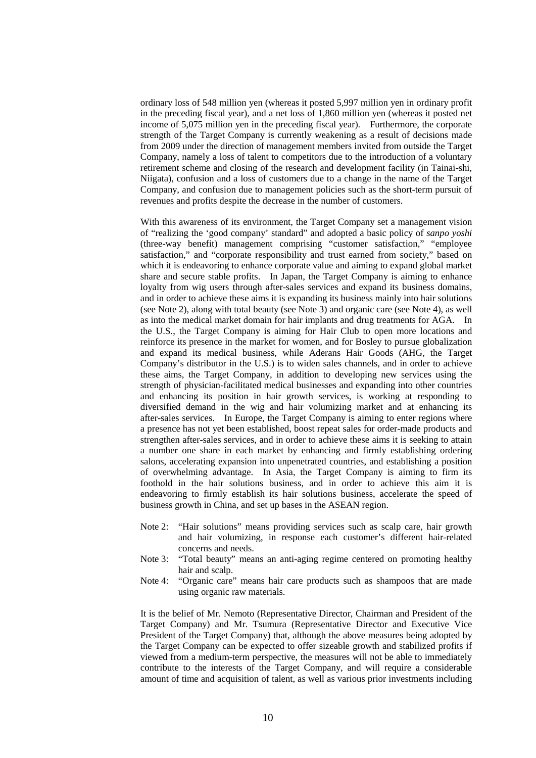ordinary loss of 548 million yen (whereas it posted 5,997 million yen in ordinary profit in the preceding fiscal year), and a net loss of 1,860 million yen (whereas it posted net income of 5,075 million yen in the preceding fiscal year). Furthermore, the corporate strength of the Target Company is currently weakening as a result of decisions made from 2009 under the direction of management members invited from outside the Target Company, namely a loss of talent to competitors due to the introduction of a voluntary retirement scheme and closing of the research and development facility (in Tainai-shi, Niigata), confusion and a loss of customers due to a change in the name of the Target Company, and confusion due to management policies such as the short-term pursuit of revenues and profits despite the decrease in the number of customers.

With this awareness of its environment, the Target Company set a management vision of "realizing the 'good company' standard" and adopted a basic policy of *sanpo yoshi* (three-way benefit) management comprising "customer satisfaction," "employee satisfaction," and "corporate responsibility and trust earned from society," based on which it is endeavoring to enhance corporate value and aiming to expand global market share and secure stable profits. In Japan, the Target Company is aiming to enhance loyalty from wig users through after-sales services and expand its business domains, and in order to achieve these aims it is expanding its business mainly into hair solutions (see Note 2), along with total beauty (see Note 3) and organic care (see Note 4), as well as into the medical market domain for hair implants and drug treatments for AGA. In the U.S., the Target Company is aiming for Hair Club to open more locations and reinforce its presence in the market for women, and for Bosley to pursue globalization and expand its medical business, while Aderans Hair Goods (AHG, the Target Company's distributor in the U.S.) is to widen sales channels, and in order to achieve these aims, the Target Company, in addition to developing new services using the strength of physician-facilitated medical businesses and expanding into other countries and enhancing its position in hair growth services, is working at responding to diversified demand in the wig and hair volumizing market and at enhancing its after-sales services. In Europe, the Target Company is aiming to enter regions where a presence has not yet been established, boost repeat sales for order-made products and strengthen after-sales services, and in order to achieve these aims it is seeking to attain a number one share in each market by enhancing and firmly establishing ordering salons, accelerating expansion into unpenetrated countries, and establishing a position of overwhelming advantage. In Asia, the Target Company is aiming to firm its foothold in the hair solutions business, and in order to achieve this aim it is endeavoring to firmly establish its hair solutions business, accelerate the speed of business growth in China, and set up bases in the ASEAN region.

Note 2: "Hair solutions" means providing services such as scalp care, hair growth and hair volumizing, in response each customer's different hair-related concerns and needs.

Note 3: "Total beauty" means an anti-aging regime centered on promoting healthy hair and scalp.

Note 4: "Organic care" means hair care products such as shampoos that are made using organic raw materials.

It is the belief of Mr. Nemoto (Representative Director, Chairman and President of the Target Company) and Mr. Tsumura (Representative Director and Executive Vice President of the Target Company) that, although the above measures being adopted by the Target Company can be expected to offer sizeable growth and stabilized profits if viewed from a medium-term perspective, the measures will not be able to immediately contribute to the interests of the Target Company, and will require a considerable amount of time and acquisition of talent, as well as various prior investments including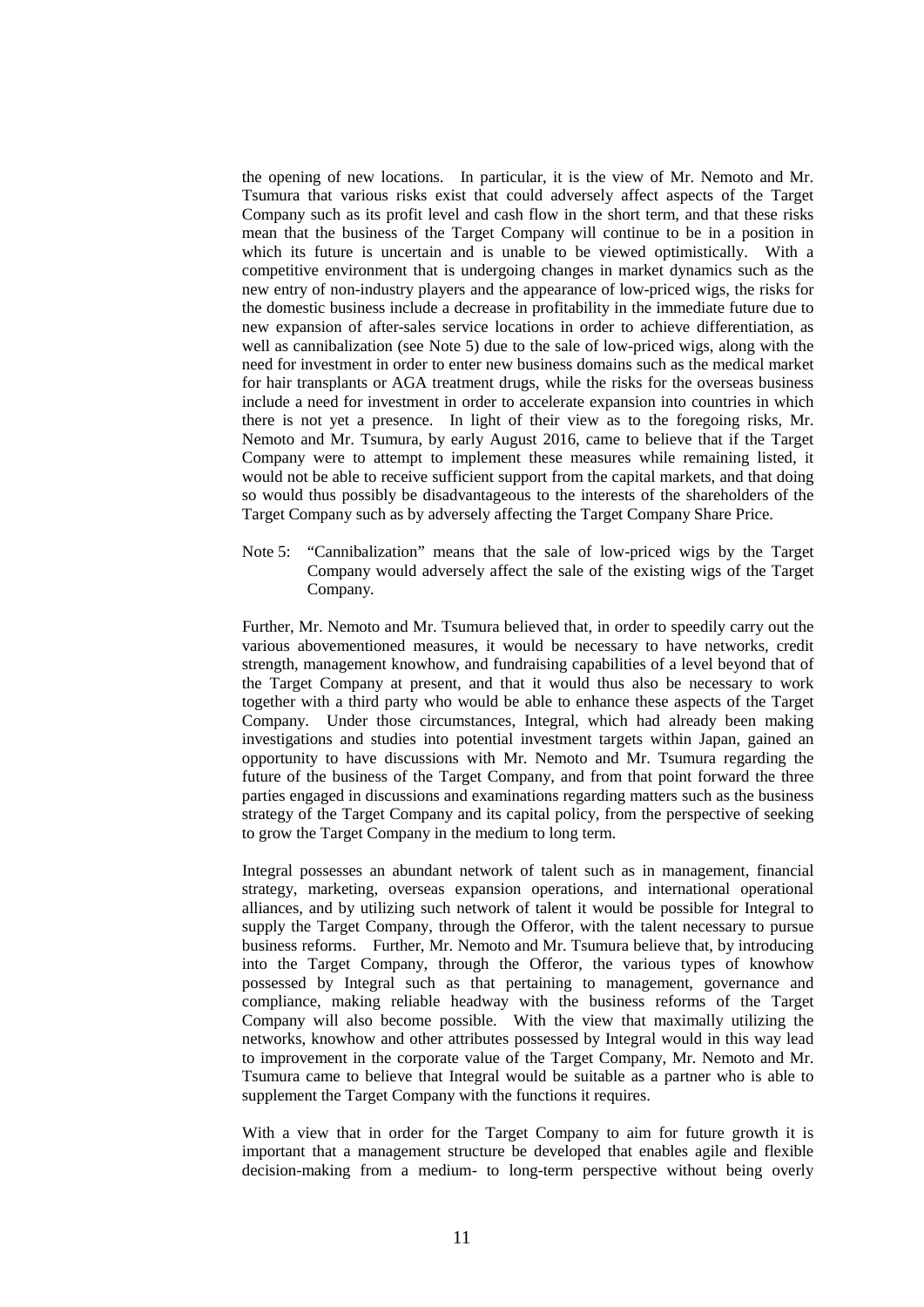the opening of new locations. In particular, it is the view of Mr. Nemoto and Mr. Tsumura that various risks exist that could adversely affect aspects of the Target Company such as its profit level and cash flow in the short term, and that these risks mean that the business of the Target Company will continue to be in a position in which its future is uncertain and is unable to be viewed optimistically. With a competitive environment that is undergoing changes in market dynamics such as the new entry of non-industry players and the appearance of low-priced wigs, the risks for the domestic business include a decrease in profitability in the immediate future due to new expansion of after-sales service locations in order to achieve differentiation, as well as cannibalization (see Note 5) due to the sale of low-priced wigs, along with the need for investment in order to enter new business domains such as the medical market for hair transplants or AGA treatment drugs, while the risks for the overseas business include a need for investment in order to accelerate expansion into countries in which there is not yet a presence. In light of their view as to the foregoing risks, Mr. Nemoto and Mr. Tsumura, by early August 2016, came to believe that if the Target Company were to attempt to implement these measures while remaining listed, it would not be able to receive sufficient support from the capital markets, and that doing so would thus possibly be disadvantageous to the interests of the shareholders of the Target Company such as by adversely affecting the Target Company Share Price.

Note 5: "Cannibalization" means that the sale of low-priced wigs by the Target Company would adversely affect the sale of the existing wigs of the Target Company.

Further, Mr. Nemoto and Mr. Tsumura believed that, in order to speedily carry out the various abovementioned measures, it would be necessary to have networks, credit strength, management knowhow, and fundraising capabilities of a level beyond that of the Target Company at present, and that it would thus also be necessary to work together with a third party who would be able to enhance these aspects of the Target Company. Under those circumstances, Integral, which had already been making investigations and studies into potential investment targets within Japan, gained an opportunity to have discussions with Mr. Nemoto and Mr. Tsumura regarding the future of the business of the Target Company, and from that point forward the three parties engaged in discussions and examinations regarding matters such as the business strategy of the Target Company and its capital policy, from the perspective of seeking to grow the Target Company in the medium to long term.

Integral possesses an abundant network of talent such as in management, financial strategy, marketing, overseas expansion operations, and international operational alliances, and by utilizing such network of talent it would be possible for Integral to supply the Target Company, through the Offeror, with the talent necessary to pursue business reforms. Further, Mr. Nemoto and Mr. Tsumura believe that, by introducing into the Target Company, through the Offeror, the various types of knowhow possessed by Integral such as that pertaining to management, governance and compliance, making reliable headway with the business reforms of the Target Company will also become possible. With the view that maximally utilizing the networks, knowhow and other attributes possessed by Integral would in this way lead to improvement in the corporate value of the Target Company, Mr. Nemoto and Mr. Tsumura came to believe that Integral would be suitable as a partner who is able to supplement the Target Company with the functions it requires.

With a view that in order for the Target Company to aim for future growth it is important that a management structure be developed that enables agile and flexible decision-making from a medium- to long-term perspective without being overly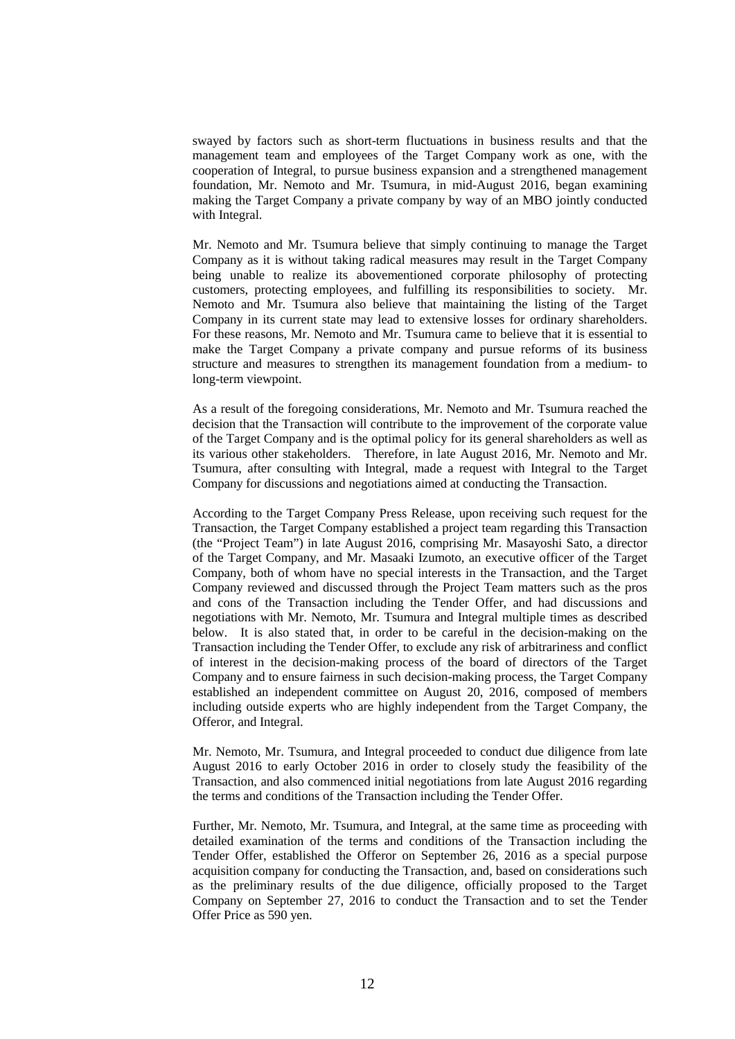swayed by factors such as short-term fluctuations in business results and that the management team and employees of the Target Company work as one, with the cooperation of Integral, to pursue business expansion and a strengthened management foundation, Mr. Nemoto and Mr. Tsumura, in mid-August 2016, began examining making the Target Company a private company by way of an MBO jointly conducted with Integral.

Mr. Nemoto and Mr. Tsumura believe that simply continuing to manage the Target Company as it is without taking radical measures may result in the Target Company being unable to realize its abovementioned corporate philosophy of protecting customers, protecting employees, and fulfilling its responsibilities to society. Mr. Nemoto and Mr. Tsumura also believe that maintaining the listing of the Target Company in its current state may lead to extensive losses for ordinary shareholders. For these reasons, Mr. Nemoto and Mr. Tsumura came to believe that it is essential to make the Target Company a private company and pursue reforms of its business structure and measures to strengthen its management foundation from a medium- to long-term viewpoint.

As a result of the foregoing considerations, Mr. Nemoto and Mr. Tsumura reached the decision that the Transaction will contribute to the improvement of the corporate value of the Target Company and is the optimal policy for its general shareholders as well as its various other stakeholders. Therefore, in late August 2016, Mr. Nemoto and Mr. Tsumura, after consulting with Integral, made a request with Integral to the Target Company for discussions and negotiations aimed at conducting the Transaction.

According to the Target Company Press Release, upon receiving such request for the Transaction, the Target Company established a project team regarding this Transaction (the "Project Team") in late August 2016, comprising Mr. Masayoshi Sato, a director of the Target Company, and Mr. Masaaki Izumoto, an executive officer of the Target Company, both of whom have no special interests in the Transaction, and the Target Company reviewed and discussed through the Project Team matters such as the pros and cons of the Transaction including the Tender Offer, and had discussions and negotiations with Mr. Nemoto, Mr. Tsumura and Integral multiple times as described below. It is also stated that, in order to be careful in the decision-making on the Transaction including the Tender Offer, to exclude any risk of arbitrariness and conflict of interest in the decision-making process of the board of directors of the Target Company and to ensure fairness in such decision-making process, the Target Company established an independent committee on August 20, 2016, composed of members including outside experts who are highly independent from the Target Company, the Offeror, and Integral.

Mr. Nemoto, Mr. Tsumura, and Integral proceeded to conduct due diligence from late August 2016 to early October 2016 in order to closely study the feasibility of the Transaction, and also commenced initial negotiations from late August 2016 regarding the terms and conditions of the Transaction including the Tender Offer.

Further, Mr. Nemoto, Mr. Tsumura, and Integral, at the same time as proceeding with detailed examination of the terms and conditions of the Transaction including the Tender Offer, established the Offeror on September 26, 2016 as a special purpose acquisition company for conducting the Transaction, and, based on considerations such as the preliminary results of the due diligence, officially proposed to the Target Company on September 27, 2016 to conduct the Transaction and to set the Tender Offer Price as 590 yen.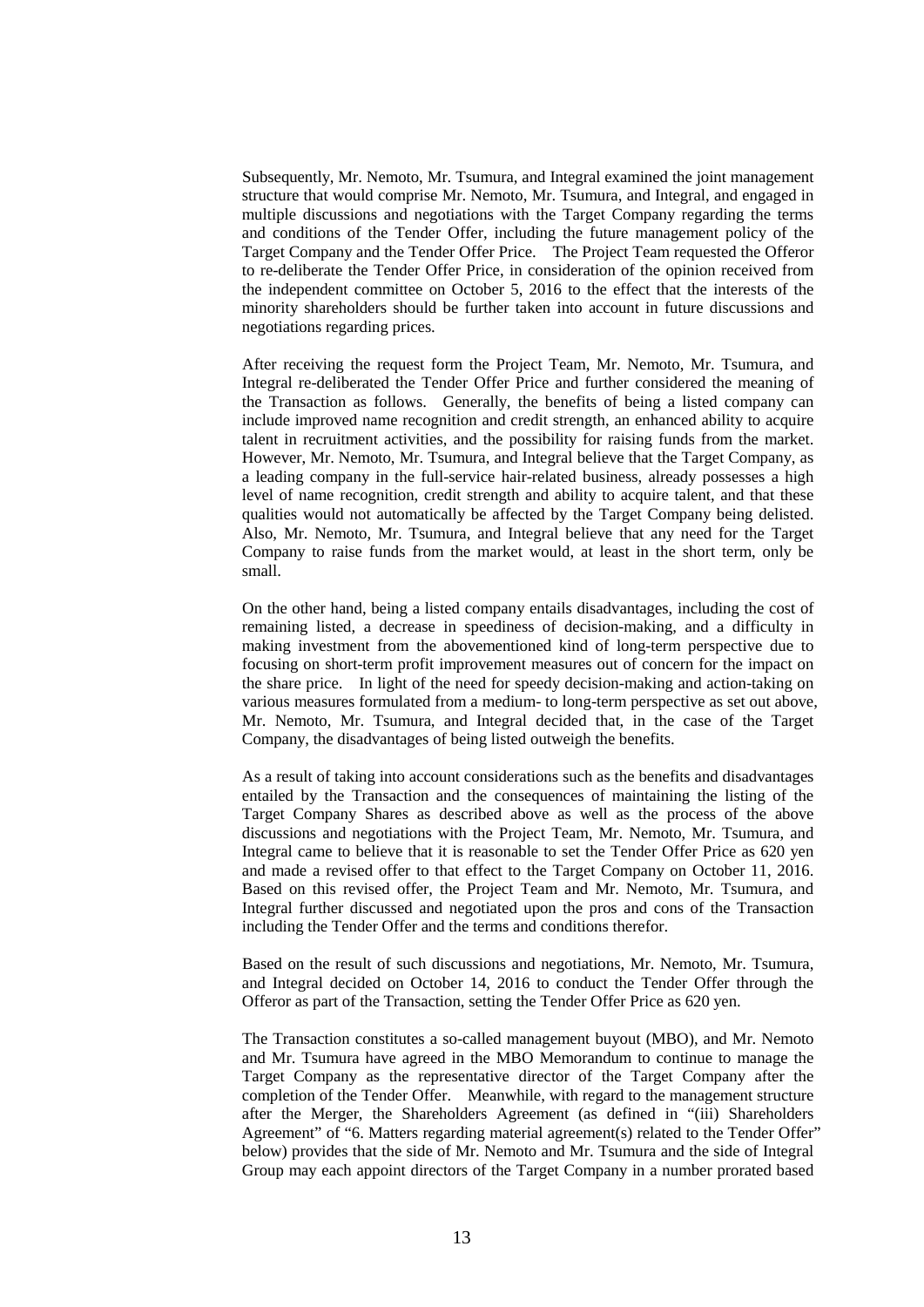Subsequently, Mr. Nemoto, Mr. Tsumura, and Integral examined the joint management structure that would comprise Mr. Nemoto, Mr. Tsumura, and Integral, and engaged in multiple discussions and negotiations with the Target Company regarding the terms and conditions of the Tender Offer, including the future management policy of the Target Company and the Tender Offer Price. The Project Team requested the Offeror to re-deliberate the Tender Offer Price, in consideration of the opinion received from the independent committee on October 5, 2016 to the effect that the interests of the minority shareholders should be further taken into account in future discussions and negotiations regarding prices.

After receiving the request form the Project Team, Mr. Nemoto, Mr. Tsumura, and Integral re-deliberated the Tender Offer Price and further considered the meaning of the Transaction as follows. Generally, the benefits of being a listed company can include improved name recognition and credit strength, an enhanced ability to acquire talent in recruitment activities, and the possibility for raising funds from the market. However, Mr. Nemoto, Mr. Tsumura, and Integral believe that the Target Company, as a leading company in the full-service hair-related business, already possesses a high level of name recognition, credit strength and ability to acquire talent, and that these qualities would not automatically be affected by the Target Company being delisted. Also, Mr. Nemoto, Mr. Tsumura, and Integral believe that any need for the Target Company to raise funds from the market would, at least in the short term, only be small.

On the other hand, being a listed company entails disadvantages, including the cost of remaining listed, a decrease in speediness of decision-making, and a difficulty in making investment from the abovementioned kind of long-term perspective due to focusing on short-term profit improvement measures out of concern for the impact on the share price. In light of the need for speedy decision-making and action-taking on various measures formulated from a medium- to long-term perspective as set out above, Mr. Nemoto, Mr. Tsumura, and Integral decided that, in the case of the Target Company, the disadvantages of being listed outweigh the benefits.

As a result of taking into account considerations such as the benefits and disadvantages entailed by the Transaction and the consequences of maintaining the listing of the Target Company Shares as described above as well as the process of the above discussions and negotiations with the Project Team, Mr. Nemoto, Mr. Tsumura, and Integral came to believe that it is reasonable to set the Tender Offer Price as 620 yen and made a revised offer to that effect to the Target Company on October 11, 2016. Based on this revised offer, the Project Team and Mr. Nemoto, Mr. Tsumura, and Integral further discussed and negotiated upon the pros and cons of the Transaction including the Tender Offer and the terms and conditions therefor.

Based on the result of such discussions and negotiations, Mr. Nemoto, Mr. Tsumura, and Integral decided on October 14, 2016 to conduct the Tender Offer through the Offeror as part of the Transaction, setting the Tender Offer Price as 620 yen.

The Transaction constitutes a so-called management buyout (MBO), and Mr. Nemoto and Mr. Tsumura have agreed in the MBO Memorandum to continue to manage the Target Company as the representative director of the Target Company after the completion of the Tender Offer. Meanwhile, with regard to the management structure after the Merger, the Shareholders Agreement (as defined in "(iii) Shareholders Agreement" of "6. Matters regarding material agreement(s) related to the Tender Offer" below) provides that the side of Mr. Nemoto and Mr. Tsumura and the side of Integral Group may each appoint directors of the Target Company in a number prorated based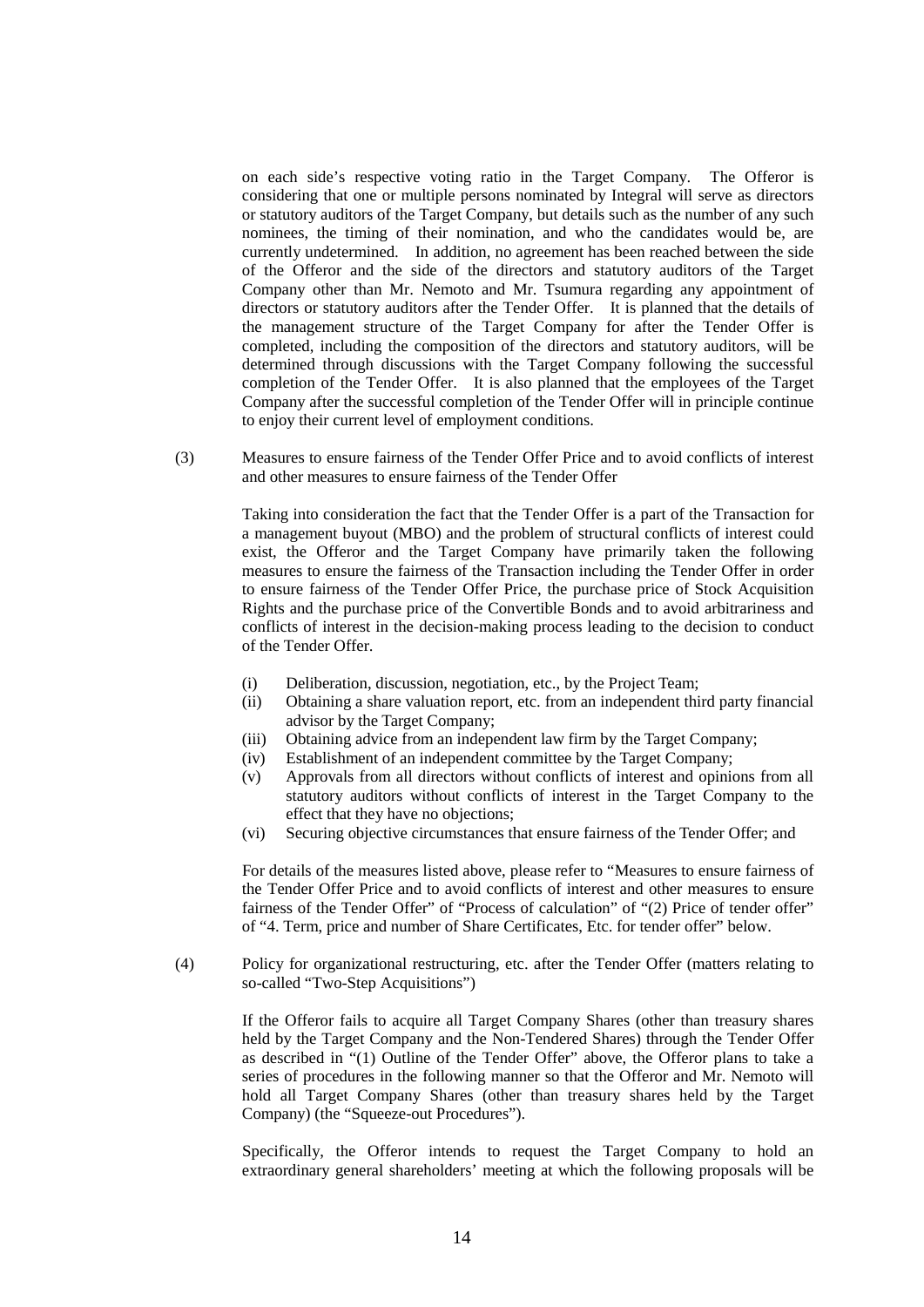on each side's respective voting ratio in the Target Company. The Offeror is considering that one or multiple persons nominated by Integral will serve as directors or statutory auditors of the Target Company, but details such as the number of any such nominees, the timing of their nomination, and who the candidates would be, are currently undetermined. In addition, no agreement has been reached between the side of the Offeror and the side of the directors and statutory auditors of the Target Company other than Mr. Nemoto and Mr. Tsumura regarding any appointment of directors or statutory auditors after the Tender Offer. It is planned that the details of the management structure of the Target Company for after the Tender Offer is completed, including the composition of the directors and statutory auditors, will be determined through discussions with the Target Company following the successful completion of the Tender Offer. It is also planned that the employees of the Target Company after the successful completion of the Tender Offer will in principle continue to enjoy their current level of employment conditions.

(3) Measures to ensure fairness of the Tender Offer Price and to avoid conflicts of interest and other measures to ensure fairness of the Tender Offer

Taking into consideration the fact that the Tender Offer is a part of the Transaction for a management buyout (MBO) and the problem of structural conflicts of interest could exist, the Offeror and the Target Company have primarily taken the following measures to ensure the fairness of the Transaction including the Tender Offer in order to ensure fairness of the Tender Offer Price, the purchase price of Stock Acquisition Rights and the purchase price of the Convertible Bonds and to avoid arbitrariness and conflicts of interest in the decision-making process leading to the decision to conduct of the Tender Offer.

(i) Deliberation, discussion, negotiation, etc., by the Project Team;
(ii) Obtaining a share valuation report, etc. from an independent third party financial advisor by the Target Company;
(iii) Obtaining advice from an independent law firm by the Target Company;
(iv) Establishment of an independent committee by the Target Company;
(v) Approvals from all directors without conflicts of interest and opinions from all statutory auditors without conflicts of interest in the Target Company to the effect that they have no objections;
(vi) Securing objective circumstances that ensure fairness of the Tender Offer; and

For details of the measures listed above, please refer to "Measures to ensure fairness of the Tender Offer Price and to avoid conflicts of interest and other measures to ensure fairness of the Tender Offer" of "Process of calculation" of "(2) Price of tender offer" of "4. Term, price and number of Share Certificates, Etc. for tender offer" below.

(4) Policy for organizational restructuring, etc. after the Tender Offer (matters relating to so-called "Two-Step Acquisitions")

If the Offeror fails to acquire all Target Company Shares (other than treasury shares held by the Target Company and the Non-Tendered Shares) through the Tender Offer as described in "(1) Outline of the Tender Offer" above, the Offeror plans to take a series of procedures in the following manner so that the Offeror and Mr. Nemoto will hold all Target Company Shares (other than treasury shares held by the Target Company) (the "Squeeze-out Procedures").

Specifically, the Offeror intends to request the Target Company to hold an extraordinary general shareholders' meeting at which the following proposals will be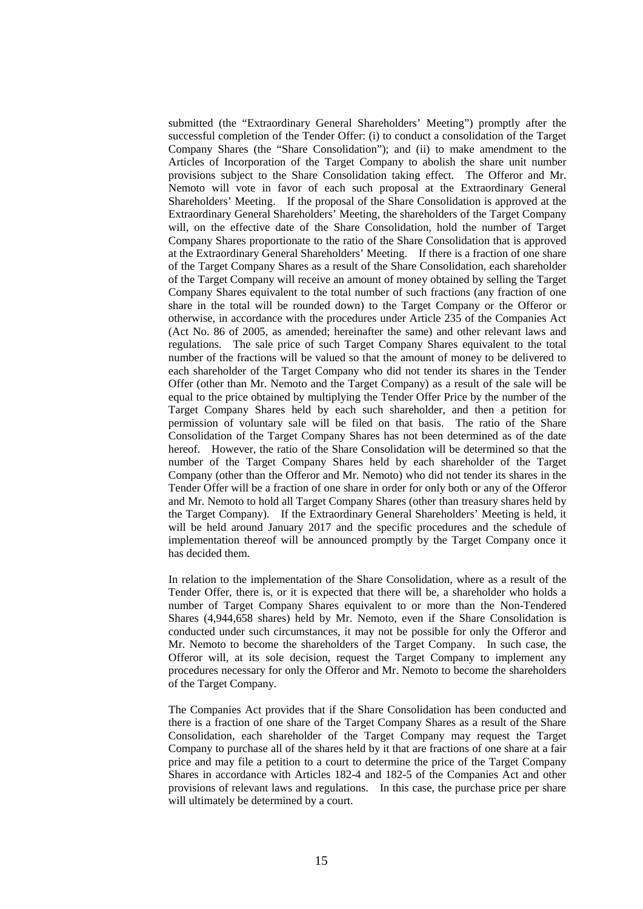submitted (the "Extraordinary General Shareholders' Meeting") promptly after the successful completion of the Tender Offer: (i) to conduct a consolidation of the Target Company Shares (the "Share Consolidation"); and (ii) to make amendment to the Articles of Incorporation of the Target Company to abolish the share unit number provisions subject to the Share Consolidation taking effect. The Offeror and Mr. Nemoto will vote in favor of each such proposal at the Extraordinary General Shareholders' Meeting. If the proposal of the Share Consolidation is approved at the Extraordinary General Shareholders' Meeting, the shareholders of the Target Company will, on the effective date of the Share Consolidation, hold the number of Target Company Shares proportionate to the ratio of the Share Consolidation that is approved at the Extraordinary General Shareholders' Meeting. If there is a fraction of one share of the Target Company Shares as a result of the Share Consolidation, each shareholder of the Target Company will receive an amount of money obtained by selling the Target Company Shares equivalent to the total number of such fractions (any fraction of one share in the total will be rounded down) to the Target Company or the Offeror or otherwise, in accordance with the procedures under Article 235 of the Companies Act (Act No. 86 of 2005, as amended; hereinafter the same) and other relevant laws and regulations. The sale price of such Target Company Shares equivalent to the total number of the fractions will be valued so that the amount of money to be delivered to each shareholder of the Target Company who did not tender its shares in the Tender Offer (other than Mr. Nemoto and the Target Company) as a result of the sale will be equal to the price obtained by multiplying the Tender Offer Price by the number of the Target Company Shares held by each such shareholder, and then a petition for permission of voluntary sale will be filed on that basis. The ratio of the Share Consolidation of the Target Company Shares has not been determined as of the date hereof. However, the ratio of the Share Consolidation will be determined so that the number of the Target Company Shares held by each shareholder of the Target Company (other than the Offeror and Mr. Nemoto) who did not tender its shares in the Tender Offer will be a fraction of one share in order for only both or any of the Offeror and Mr. Nemoto to hold all Target Company Shares (other than treasury shares held by the Target Company). If the Extraordinary General Shareholders' Meeting is held, it will be held around January 2017 and the specific procedures and the schedule of implementation thereof will be announced promptly by the Target Company once it has decided them.

In relation to the implementation of the Share Consolidation, where as a result of the Tender Offer, there is, or it is expected that there will be, a shareholder who holds a number of Target Company Shares equivalent to or more than the Non-Tendered Shares (4,944,658 shares) held by Mr. Nemoto, even if the Share Consolidation is conducted under such circumstances, it may not be possible for only the Offeror and Mr. Nemoto to become the shareholders of the Target Company. In such case, the Offeror will, at its sole decision, request the Target Company to implement any procedures necessary for only the Offeror and Mr. Nemoto to become the shareholders of the Target Company.

The Companies Act provides that if the Share Consolidation has been conducted and there is a fraction of one share of the Target Company Shares as a result of the Share Consolidation, each shareholder of the Target Company may request the Target Company to purchase all of the shares held by it that are fractions of one share at a fair price and may file a petition to a court to determine the price of the Target Company Shares in accordance with Articles 182-4 and 182-5 of the Companies Act and other provisions of relevant laws and regulations. In this case, the purchase price per share will ultimately be determined by a court.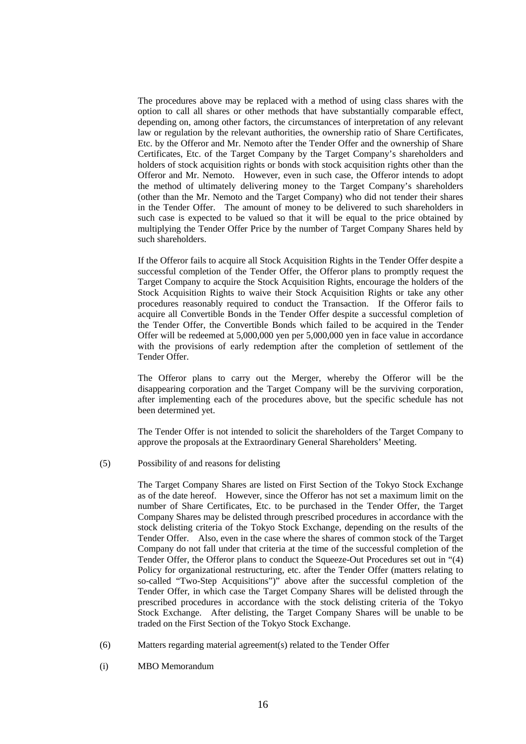The procedures above may be replaced with a method of using class shares with the option to call all shares or other methods that have substantially comparable effect, depending on, among other factors, the circumstances of interpretation of any relevant law or regulation by the relevant authorities, the ownership ratio of Share Certificates, Etc. by the Offeror and Mr. Nemoto after the Tender Offer and the ownership of Share Certificates, Etc. of the Target Company by the Target Company's shareholders and holders of stock acquisition rights or bonds with stock acquisition rights other than the Offeror and Mr. Nemoto. However, even in such case, the Offeror intends to adopt the method of ultimately delivering money to the Target Company's shareholders (other than the Mr. Nemoto and the Target Company) who did not tender their shares in the Tender Offer. The amount of money to be delivered to such shareholders in such case is expected to be valued so that it will be equal to the price obtained by multiplying the Tender Offer Price by the number of Target Company Shares held by such shareholders.

If the Offeror fails to acquire all Stock Acquisition Rights in the Tender Offer despite a successful completion of the Tender Offer, the Offeror plans to promptly request the Target Company to acquire the Stock Acquisition Rights, encourage the holders of the Stock Acquisition Rights to waive their Stock Acquisition Rights or take any other procedures reasonably required to conduct the Transaction. If the Offeror fails to acquire all Convertible Bonds in the Tender Offer despite a successful completion of the Tender Offer, the Convertible Bonds which failed to be acquired in the Tender Offer will be redeemed at 5,000,000 yen per 5,000,000 yen in face value in accordance with the provisions of early redemption after the completion of settlement of the Tender Offer.

The Offeror plans to carry out the Merger, whereby the Offeror will be the disappearing corporation and the Target Company will be the surviving corporation, after implementing each of the procedures above, but the specific schedule has not been determined yet.

The Tender Offer is not intended to solicit the shareholders of the Target Company to approve the proposals at the Extraordinary General Shareholders' Meeting.

(5) Possibility of and reasons for delisting

The Target Company Shares are listed on First Section of the Tokyo Stock Exchange as of the date hereof. However, since the Offeror has not set a maximum limit on the number of Share Certificates, Etc. to be purchased in the Tender Offer, the Target Company Shares may be delisted through prescribed procedures in accordance with the stock delisting criteria of the Tokyo Stock Exchange, depending on the results of the Tender Offer. Also, even in the case where the shares of common stock of the Target Company do not fall under that criteria at the time of the successful completion of the Tender Offer, the Offeror plans to conduct the Squeeze-Out Procedures set out in "(4) Policy for organizational restructuring, etc. after the Tender Offer (matters relating to so-called "Two-Step Acquisitions")" above after the successful completion of the Tender Offer, in which case the Target Company Shares will be delisted through the prescribed procedures in accordance with the stock delisting criteria of the Tokyo Stock Exchange. After delisting, the Target Company Shares will be unable to be traded on the First Section of the Tokyo Stock Exchange.

(6) Matters regarding material agreement(s) related to the Tender Offer

(i) MBO Memorandum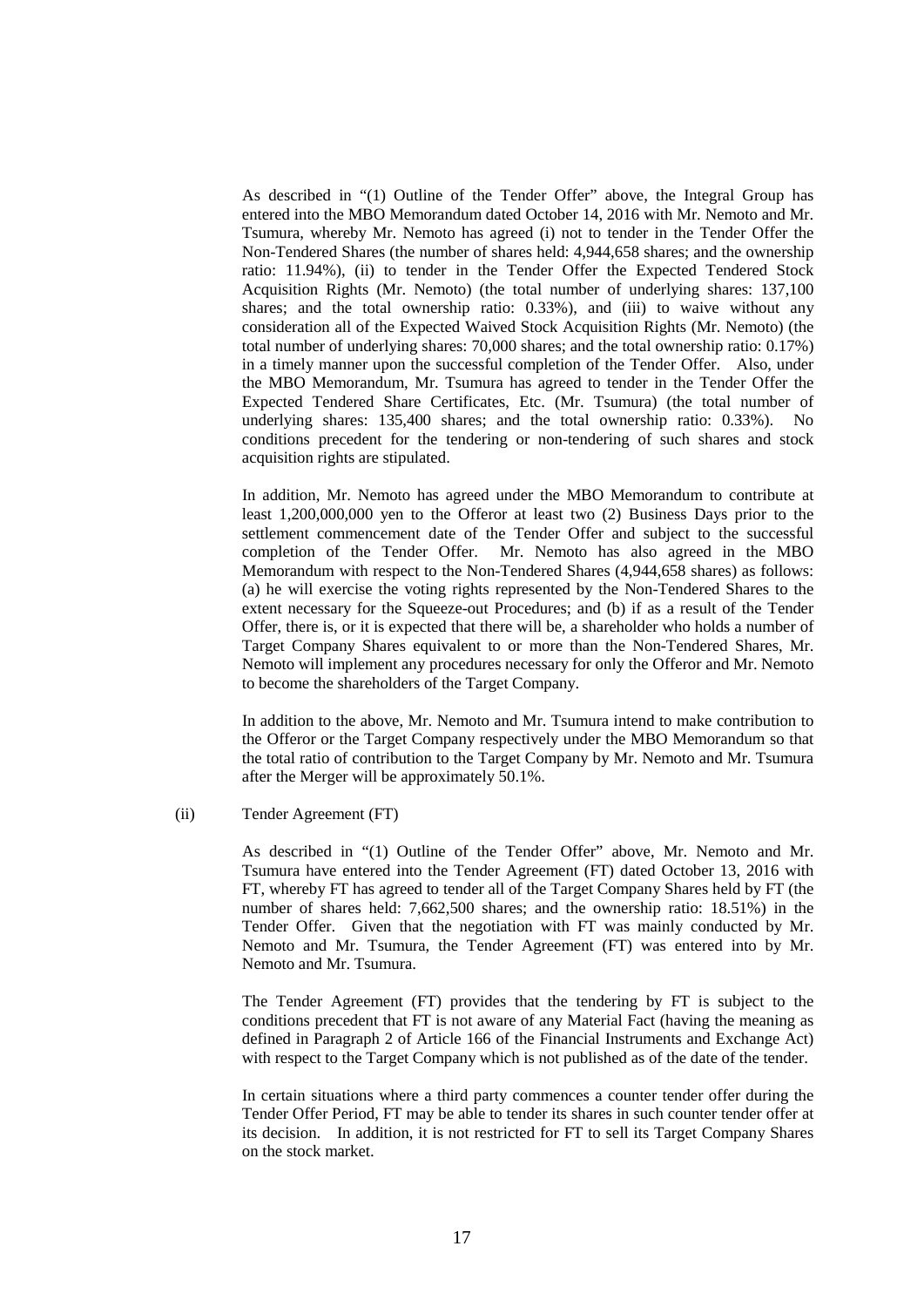As described in "(1) Outline of the Tender Offer" above, the Integral Group has entered into the MBO Memorandum dated October 14, 2016 with Mr. Nemoto and Mr. Tsumura, whereby Mr. Nemoto has agreed (i) not to tender in the Tender Offer the Non-Tendered Shares (the number of shares held: 4,944,658 shares; and the ownership ratio: 11.94%), (ii) to tender in the Tender Offer the Expected Tendered Stock Acquisition Rights (Mr. Nemoto) (the total number of underlying shares: 137,100 shares; and the total ownership ratio: 0.33%), and (iii) to waive without any consideration all of the Expected Waived Stock Acquisition Rights (Mr. Nemoto) (the total number of underlying shares: 70,000 shares; and the total ownership ratio: 0.17%) in a timely manner upon the successful completion of the Tender Offer. Also, under the MBO Memorandum, Mr. Tsumura has agreed to tender in the Tender Offer the Expected Tendered Share Certificates, Etc. (Mr. Tsumura) (the total number of underlying shares: 135,400 shares; and the total ownership ratio: 0.33%). No conditions precedent for the tendering or non-tendering of such shares and stock acquisition rights are stipulated.

In addition, Mr. Nemoto has agreed under the MBO Memorandum to contribute at least 1,200,000,000 yen to the Offeror at least two (2) Business Days prior to the settlement commencement date of the Tender Offer and subject to the successful completion of the Tender Offer. Mr. Nemoto has also agreed in the MBO Memorandum with respect to the Non-Tendered Shares (4,944,658 shares) as follows: (a) he will exercise the voting rights represented by the Non-Tendered Shares to the extent necessary for the Squeeze-out Procedures; and (b) if as a result of the Tender Offer, there is, or it is expected that there will be, a shareholder who holds a number of Target Company Shares equivalent to or more than the Non-Tendered Shares, Mr. Nemoto will implement any procedures necessary for only the Offeror and Mr. Nemoto to become the shareholders of the Target Company.

In addition to the above, Mr. Nemoto and Mr. Tsumura intend to make contribution to the Offeror or the Target Company respectively under the MBO Memorandum so that the total ratio of contribution to the Target Company by Mr. Nemoto and Mr. Tsumura after the Merger will be approximately 50.1%.

(ii) Tender Agreement (FT)

As described in "(1) Outline of the Tender Offer" above, Mr. Nemoto and Mr. Tsumura have entered into the Tender Agreement (FT) dated October 13, 2016 with FT, whereby FT has agreed to tender all of the Target Company Shares held by FT (the number of shares held: 7,662,500 shares; and the ownership ratio: 18.51%) in the Tender Offer. Given that the negotiation with FT was mainly conducted by Mr. Nemoto and Mr. Tsumura, the Tender Agreement (FT) was entered into by Mr. Nemoto and Mr. Tsumura.

The Tender Agreement (FT) provides that the tendering by FT is subject to the conditions precedent that FT is not aware of any Material Fact (having the meaning as defined in Paragraph 2 of Article 166 of the Financial Instruments and Exchange Act) with respect to the Target Company which is not published as of the date of the tender.

In certain situations where a third party commences a counter tender offer during the Tender Offer Period, FT may be able to tender its shares in such counter tender offer at its decision. In addition, it is not restricted for FT to sell its Target Company Shares on the stock market.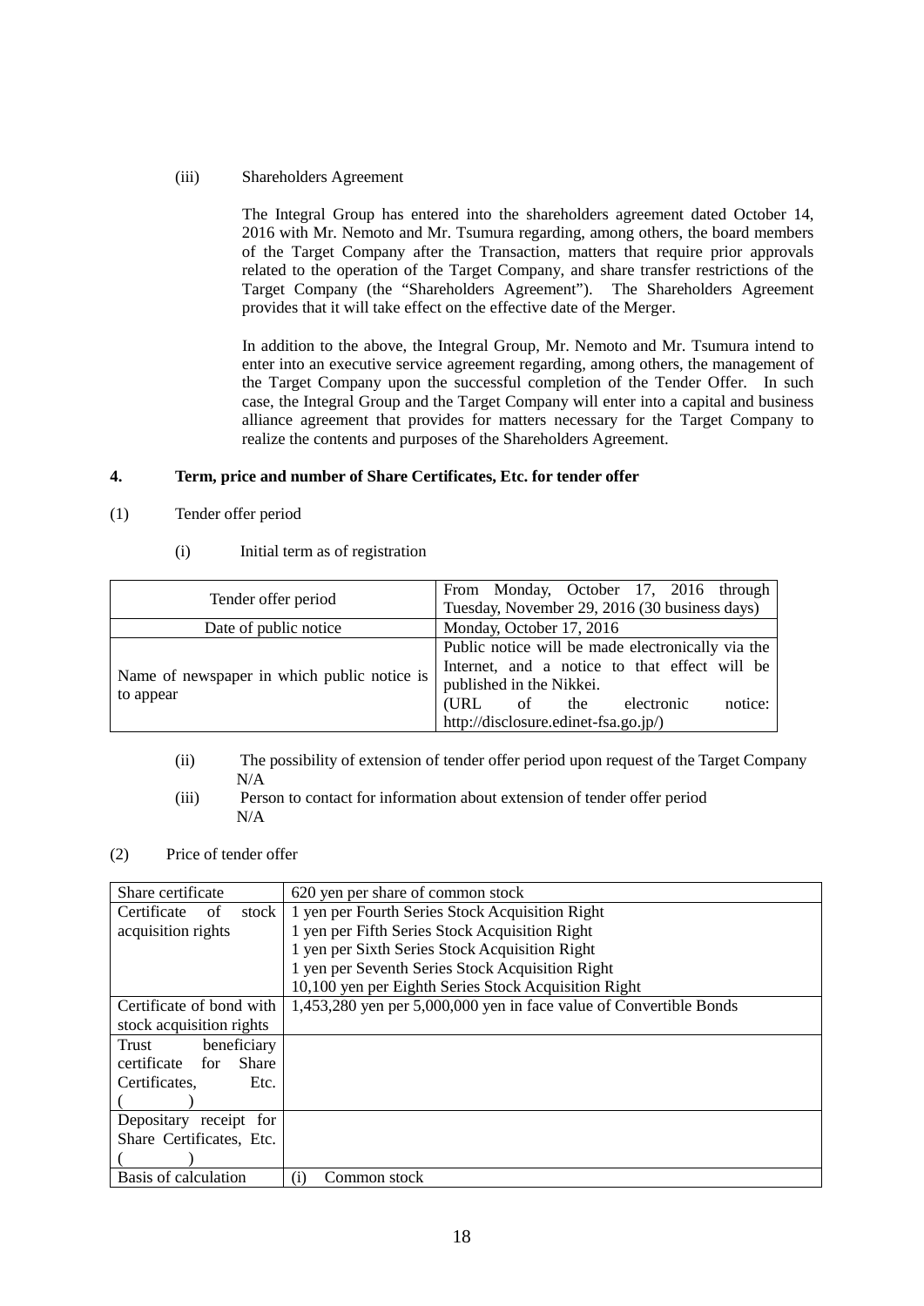(iii) Shareholders Agreement

The Integral Group has entered into the shareholders agreement dated October 14, 2016 with Mr. Nemoto and Mr. Tsumura regarding, among others, the board members of the Target Company after the Transaction, matters that require prior approvals related to the operation of the Target Company, and share transfer restrictions of the Target Company (the "Shareholders Agreement"). The Shareholders Agreement provides that it will take effect on the effective date of the Merger.

In addition to the above, the Integral Group, Mr. Nemoto and Mr. Tsumura intend to enter into an executive service agreement regarding, among others, the management of the Target Company upon the successful completion of the Tender Offer. In such case, the Integral Group and the Target Company will enter into a capital and business alliance agreement that provides for matters necessary for the Target Company to realize the contents and purposes of the Shareholders Agreement.

## 4. Term, price and number of Share Certificates, Etc. for tender offer

(1) Tender offer period

(i) Initial term as of registration

| Tender offer period | From Monday, October 17, 2016 through Tuesday, November 29, 2016 (30 business days) |
|---|---|
| Date of public notice | Monday, October 17, 2016 |
| Name of newspaper in which public notice is to appear | Public notice will be made electronically via the Internet, and a notice to that effect will be published in the Nikkei. (URL of the electronic notice: http://disclosure.edinet-fsa.go.jp/) |

(ii) The possibility of extension of tender offer period upon request of the Target Company
N/A

(iii) Person to contact for information about extension of tender offer period
N/A

(2) Price of tender offer

| Share certificate | 620 yen per share of common stock |
|---|---|
| Certificate of stock acquisition rights | 1 yen per Fourth Series Stock Acquisition Right<br>1 yen per Fifth Series Stock Acquisition Right<br>1 yen per Sixth Series Stock Acquisition Right<br>1 yen per Seventh Series Stock Acquisition Right<br>10,100 yen per Eighth Series Stock Acquisition Right |
| Certificate of bond with stock acquisition rights | 1,453,280 yen per 5,000,000 yen in face value of Convertible Bonds |
| Trust beneficiary certificate for Share Certificates, Etc. ( ) | |
| Depositary receipt for Share Certificates, Etc. ( ) | |
| Basis of calculation | (i) Common stock |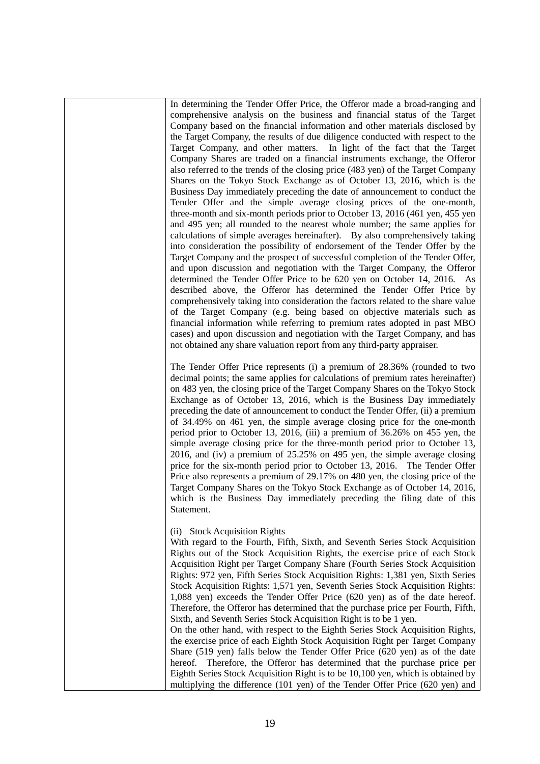In determining the Tender Offer Price, the Offeror made a broad-ranging and comprehensive analysis on the business and financial status of the Target Company based on the financial information and other materials disclosed by the Target Company, the results of due diligence conducted with respect to the Target Company, and other matters. In light of the fact that the Target Company Shares are traded on a financial instruments exchange, the Offeror also referred to the trends of the closing price (483 yen) of the Target Company Shares on the Tokyo Stock Exchange as of October 13, 2016, which is the Business Day immediately preceding the date of announcement to conduct the Tender Offer and the simple average closing prices of the one-month, three-month and six-month periods prior to October 13, 2016 (461 yen, 455 yen and 495 yen; all rounded to the nearest whole number; the same applies for calculations of simple averages hereinafter). By also comprehensively taking into consideration the possibility of endorsement of the Tender Offer by the Target Company and the prospect of successful completion of the Tender Offer, and upon discussion and negotiation with the Target Company, the Offeror determined the Tender Offer Price to be 620 yen on October 14, 2016. As described above, the Offeror has determined the Tender Offer Price by comprehensively taking into consideration the factors related to the share value of the Target Company (e.g. being based on objective materials such as financial information while referring to premium rates adopted in past MBO cases) and upon discussion and negotiation with the Target Company, and has not obtained any share valuation report from any third-party appraiser.

The Tender Offer Price represents (i) a premium of 28.36% (rounded to two decimal points; the same applies for calculations of premium rates hereinafter) on 483 yen, the closing price of the Target Company Shares on the Tokyo Stock Exchange as of October 13, 2016, which is the Business Day immediately preceding the date of announcement to conduct the Tender Offer, (ii) a premium of 34.49% on 461 yen, the simple average closing price for the one-month period prior to October 13, 2016, (iii) a premium of 36.26% on 455 yen, the simple average closing price for the three-month period prior to October 13, 2016, and (iv) a premium of 25.25% on 495 yen, the simple average closing price for the six-month period prior to October 13, 2016. The Tender Offer Price also represents a premium of 29.17% on 480 yen, the closing price of the Target Company Shares on the Tokyo Stock Exchange as of October 14, 2016, which is the Business Day immediately preceding the filing date of this Statement.

(ii) Stock Acquisition Rights

With regard to the Fourth, Fifth, Sixth, and Seventh Series Stock Acquisition Rights out of the Stock Acquisition Rights, the exercise price of each Stock Acquisition Right per Target Company Share (Fourth Series Stock Acquisition Rights: 972 yen, Fifth Series Stock Acquisition Rights: 1,381 yen, Sixth Series Stock Acquisition Rights: 1,571 yen, Seventh Series Stock Acquisition Rights: 1,088 yen) exceeds the Tender Offer Price (620 yen) as of the date hereof. Therefore, the Offeror has determined that the purchase price per Fourth, Fifth, Sixth, and Seventh Series Stock Acquisition Right is to be 1 yen.

On the other hand, with respect to the Eighth Series Stock Acquisition Rights, the exercise price of each Eighth Stock Acquisition Right per Target Company Share (519 yen) falls below the Tender Offer Price (620 yen) as of the date hereof. Therefore, the Offeror has determined that the purchase price per Eighth Series Stock Acquisition Right is to be 10,100 yen, which is obtained by multiplying the difference (101 yen) of the Tender Offer Price (620 yen) and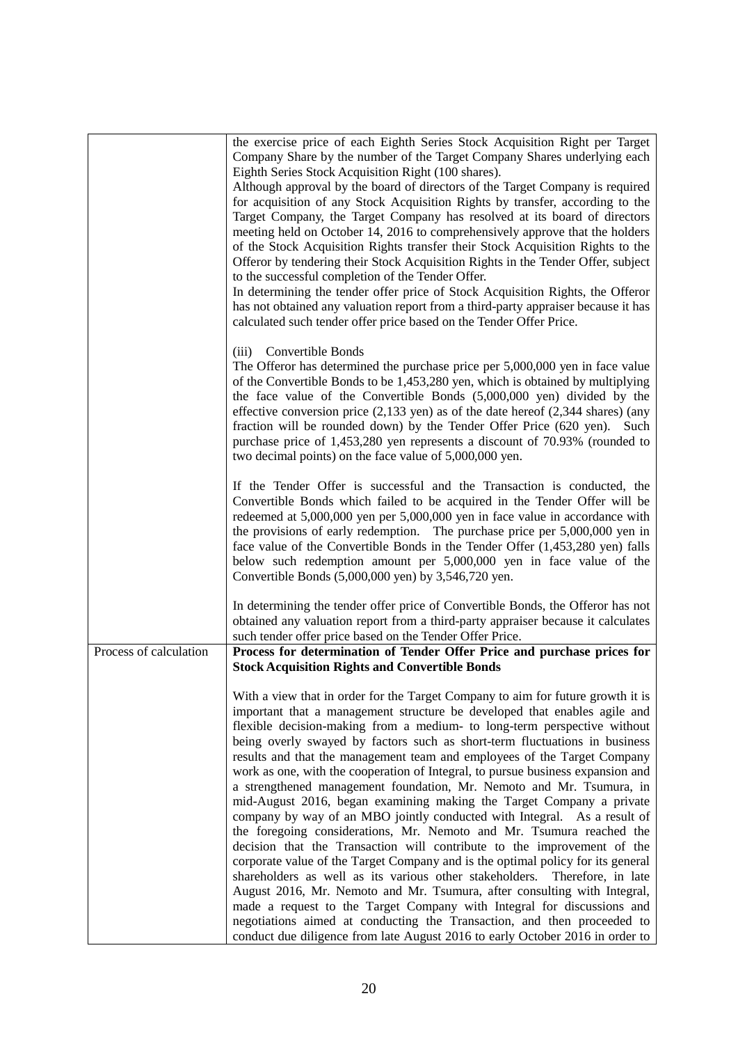| | |
|---|---|
| | the exercise price of each Eighth Series Stock Acquisition Right per Target Company Share by the number of the Target Company Shares underlying each Eighth Series Stock Acquisition Right (100 shares).<br>Although approval by the board of directors of the Target Company is required for acquisition of any Stock Acquisition Rights by transfer, according to the Target Company, the Target Company has resolved at its board of directors meeting held on October 14, 2016 to comprehensively approve that the holders of the Stock Acquisition Rights transfer their Stock Acquisition Rights to the Offeror by tendering their Stock Acquisition Rights in the Tender Offer, subject to the successful completion of the Tender Offer.<br>In determining the tender offer price of Stock Acquisition Rights, the Offeror has not obtained any valuation report from a third-party appraiser because it has calculated such tender offer price based on the Tender Offer Price.<br><br>(iii) Convertible Bonds<br>The Offeror has determined the purchase price per 5,000,000 yen in face value of the Convertible Bonds to be 1,453,280 yen, which is obtained by multiplying the face value of the Convertible Bonds (5,000,000 yen) divided by the effective conversion price (2,133 yen) as of the date hereof (2,344 shares) (any fraction will be rounded down) by the Tender Offer Price (620 yen). Such purchase price of 1,453,280 yen represents a discount of 70.93% (rounded to two decimal points) on the face value of 5,000,000 yen.<br><br>If the Tender Offer is successful and the Transaction is conducted, the Convertible Bonds which failed to be acquired in the Tender Offer will be redeemed at 5,000,000 yen per 5,000,000 yen in face value in accordance with the provisions of early redemption. The purchase price per 5,000,000 yen in face value of the Convertible Bonds in the Tender Offer (1,453,280 yen) falls below such redemption amount per 5,000,000 yen in face value of the Convertible Bonds (5,000,000 yen) by 3,546,720 yen.<br><br>In determining the tender offer price of Convertible Bonds, the Offeror has not obtained any valuation report from a third-party appraiser because it calculates such tender offer price based on the Tender Offer Price. |
| Process of calculation | **Process for determination of Tender Offer Price and purchase prices for Stock Acquisition Rights and Convertible Bonds**<br><br>With a view that in order for the Target Company to aim for future growth it is important that a management structure be developed that enables agile and flexible decision-making from a medium- to long-term perspective without being overly swayed by factors such as short-term fluctuations in business results and that the management team and employees of the Target Company work as one, with the cooperation of Integral, to pursue business expansion and a strengthened management foundation, Mr. Nemoto and Mr. Tsumura, in mid-August 2016, began examining making the Target Company a private company by way of an MBO jointly conducted with Integral. As a result of the foregoing considerations, Mr. Nemoto and Mr. Tsumura reached the decision that the Transaction will contribute to the improvement of the corporate value of the Target Company and is the optimal policy for its general shareholders as well as its various other stakeholders. Therefore, in late August 2016, Mr. Nemoto and Mr. Tsumura, after consulting with Integral, made a request to the Target Company with Integral for discussions and negotiations aimed at conducting the Transaction, and then proceeded to conduct due diligence from late August 2016 to early October 2016 in order to |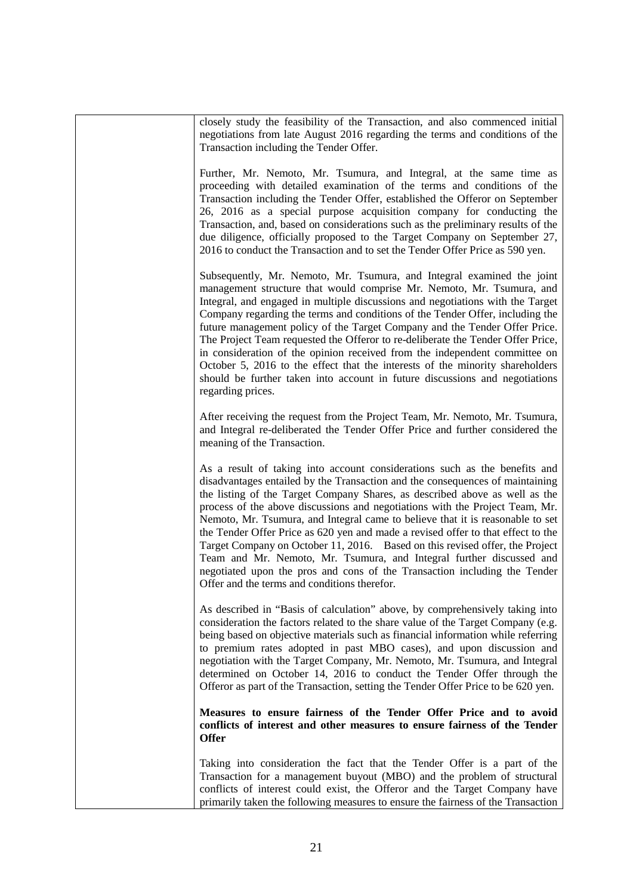closely study the feasibility of the Transaction, and also commenced initial negotiations from late August 2016 regarding the terms and conditions of the Transaction including the Tender Offer.

Further, Mr. Nemoto, Mr. Tsumura, and Integral, at the same time as proceeding with detailed examination of the terms and conditions of the Transaction including the Tender Offer, established the Offeror on September 26, 2016 as a special purpose acquisition company for conducting the Transaction, and, based on considerations such as the preliminary results of the due diligence, officially proposed to the Target Company on September 27, 2016 to conduct the Transaction and to set the Tender Offer Price as 590 yen.

Subsequently, Mr. Nemoto, Mr. Tsumura, and Integral examined the joint management structure that would comprise Mr. Nemoto, Mr. Tsumura, and Integral, and engaged in multiple discussions and negotiations with the Target Company regarding the terms and conditions of the Tender Offer, including the future management policy of the Target Company and the Tender Offer Price. The Project Team requested the Offeror to re-deliberate the Tender Offer Price, in consideration of the opinion received from the independent committee on October 5, 2016 to the effect that the interests of the minority shareholders should be further taken into account in future discussions and negotiations regarding prices.

After receiving the request from the Project Team, Mr. Nemoto, Mr. Tsumura, and Integral re-deliberated the Tender Offer Price and further considered the meaning of the Transaction.

As a result of taking into account considerations such as the benefits and disadvantages entailed by the Transaction and the consequences of maintaining the listing of the Target Company Shares, as described above as well as the process of the above discussions and negotiations with the Project Team, Mr. Nemoto, Mr. Tsumura, and Integral came to believe that it is reasonable to set the Tender Offer Price as 620 yen and made a revised offer to that effect to the Target Company on October 11, 2016. Based on this revised offer, the Project Team and Mr. Nemoto, Mr. Tsumura, and Integral further discussed and negotiated upon the pros and cons of the Transaction including the Tender Offer and the terms and conditions therefor.

As described in "Basis of calculation" above, by comprehensively taking into consideration the factors related to the share value of the Target Company (e.g. being based on objective materials such as financial information while referring to premium rates adopted in past MBO cases), and upon discussion and negotiation with the Target Company, Mr. Nemoto, Mr. Tsumura, and Integral determined on October 14, 2016 to conduct the Tender Offer through the Offeror as part of the Transaction, setting the Tender Offer Price to be 620 yen.

**Measures to ensure fairness of the Tender Offer Price and to avoid conflicts of interest and other measures to ensure fairness of the Tender Offer**

Taking into consideration the fact that the Tender Offer is a part of the Transaction for a management buyout (MBO) and the problem of structural conflicts of interest could exist, the Offeror and the Target Company have primarily taken the following measures to ensure the fairness of the Transaction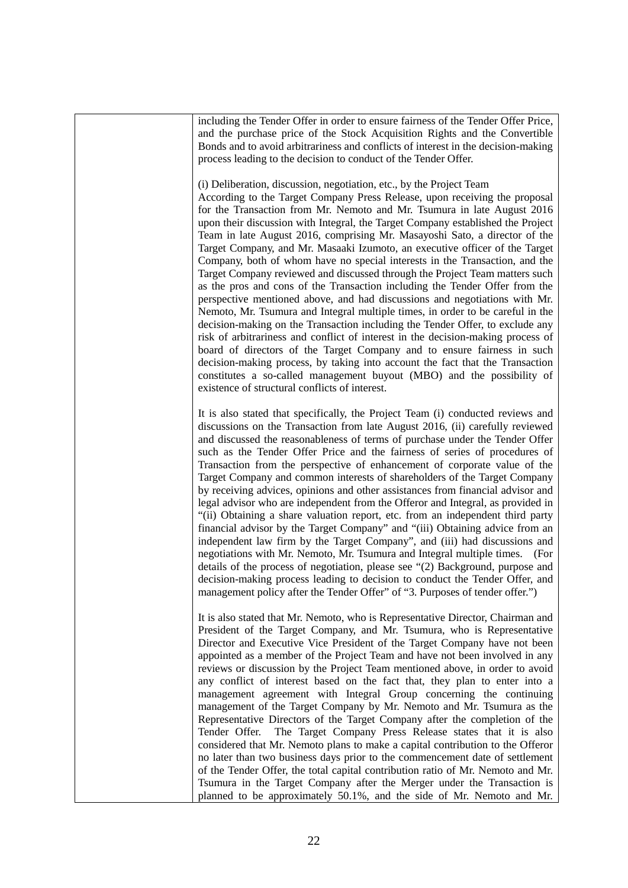including the Tender Offer in order to ensure fairness of the Tender Offer Price, and the purchase price of the Stock Acquisition Rights and the Convertible Bonds and to avoid arbitrariness and conflicts of interest in the decision-making process leading to the decision to conduct of the Tender Offer.

(i) Deliberation, discussion, negotiation, etc., by the Project Team

According to the Target Company Press Release, upon receiving the proposal for the Transaction from Mr. Nemoto and Mr. Tsumura in late August 2016 upon their discussion with Integral, the Target Company established the Project Team in late August 2016, comprising Mr. Masayoshi Sato, a director of the Target Company, and Mr. Masaaki Izumoto, an executive officer of the Target Company, both of whom have no special interests in the Transaction, and the Target Company reviewed and discussed through the Project Team matters such as the pros and cons of the Transaction including the Tender Offer from the perspective mentioned above, and had discussions and negotiations with Mr. Nemoto, Mr. Tsumura and Integral multiple times, in order to be careful in the decision-making on the Transaction including the Tender Offer, to exclude any risk of arbitrariness and conflict of interest in the decision-making process of board of directors of the Target Company and to ensure fairness in such decision-making process, by taking into account the fact that the Transaction constitutes a so-called management buyout (MBO) and the possibility of existence of structural conflicts of interest.

It is also stated that specifically, the Project Team (i) conducted reviews and discussions on the Transaction from late August 2016, (ii) carefully reviewed and discussed the reasonableness of terms of purchase under the Tender Offer such as the Tender Offer Price and the fairness of series of procedures of Transaction from the perspective of enhancement of corporate value of the Target Company and common interests of shareholders of the Target Company by receiving advices, opinions and other assistances from financial advisor and legal advisor who are independent from the Offeror and Integral, as provided in "(ii) Obtaining a share valuation report, etc. from an independent third party financial advisor by the Target Company" and "(iii) Obtaining advice from an independent law firm by the Target Company", and (iii) had discussions and negotiations with Mr. Nemoto, Mr. Tsumura and Integral multiple times. (For details of the process of negotiation, please see "(2) Background, purpose and decision-making process leading to decision to conduct the Tender Offer, and management policy after the Tender Offer" of "3. Purposes of tender offer.")

It is also stated that Mr. Nemoto, who is Representative Director, Chairman and President of the Target Company, and Mr. Tsumura, who is Representative Director and Executive Vice President of the Target Company have not been appointed as a member of the Project Team and have not been involved in any reviews or discussion by the Project Team mentioned above, in order to avoid any conflict of interest based on the fact that, they plan to enter into a management agreement with Integral Group concerning the continuing management of the Target Company by Mr. Nemoto and Mr. Tsumura as the Representative Directors of the Target Company after the completion of the Tender Offer. The Target Company Press Release states that it is also considered that Mr. Nemoto plans to make a capital contribution to the Offeror no later than two business days prior to the commencement date of settlement of the Tender Offer, the total capital contribution ratio of Mr. Nemoto and Mr. Tsumura in the Target Company after the Merger under the Transaction is planned to be approximately 50.1%, and the side of Mr. Nemoto and Mr.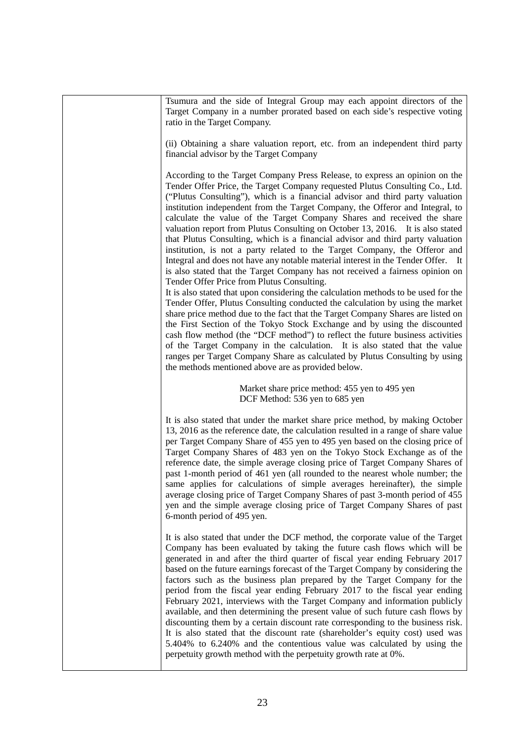Tsumura and the side of Integral Group may each appoint directors of the Target Company in a number prorated based on each side's respective voting ratio in the Target Company.

(ii) Obtaining a share valuation report, etc. from an independent third party financial advisor by the Target Company

According to the Target Company Press Release, to express an opinion on the Tender Offer Price, the Target Company requested Plutus Consulting Co., Ltd. ("Plutus Consulting"), which is a financial advisor and third party valuation institution independent from the Target Company, the Offeror and Integral, to calculate the value of the Target Company Shares and received the share valuation report from Plutus Consulting on October 13, 2016. It is also stated that Plutus Consulting, which is a financial advisor and third party valuation institution, is not a party related to the Target Company, the Offeror and Integral and does not have any notable material interest in the Tender Offer. It is also stated that the Target Company has not received a fairness opinion on Tender Offer Price from Plutus Consulting.
It is also stated that upon considering the calculation methods to be used for the Tender Offer, Plutus Consulting conducted the calculation by using the market share price method due to the fact that the Target Company Shares are listed on the First Section of the Tokyo Stock Exchange and by using the discounted cash flow method (the "DCF method") to reflect the future business activities of the Target Company in the calculation. It is also stated that the value ranges per Target Company Share as calculated by Plutus Consulting by using the methods mentioned above are as provided below.

Market share price method: 455 yen to 495 yen
DCF Method: 536 yen to 685 yen

It is also stated that under the market share price method, by making October 13, 2016 as the reference date, the calculation resulted in a range of share value per Target Company Share of 455 yen to 495 yen based on the closing price of Target Company Shares of 483 yen on the Tokyo Stock Exchange as of the reference date, the simple average closing price of Target Company Shares of past 1-month period of 461 yen (all rounded to the nearest whole number; the same applies for calculations of simple averages hereinafter), the simple average closing price of Target Company Shares of past 3-month period of 455 yen and the simple average closing price of Target Company Shares of past 6-month period of 495 yen.

It is also stated that under the DCF method, the corporate value of the Target Company has been evaluated by taking the future cash flows which will be generated in and after the third quarter of fiscal year ending February 2017 based on the future earnings forecast of the Target Company by considering the factors such as the business plan prepared by the Target Company for the period from the fiscal year ending February 2017 to the fiscal year ending February 2021, interviews with the Target Company and information publicly available, and then determining the present value of such future cash flows by discounting them by a certain discount rate corresponding to the business risk. It is also stated that the discount rate (shareholder's equity cost) used was 5.404% to 6.240% and the contentious value was calculated by using the perpetuity growth method with the perpetuity growth rate at 0%.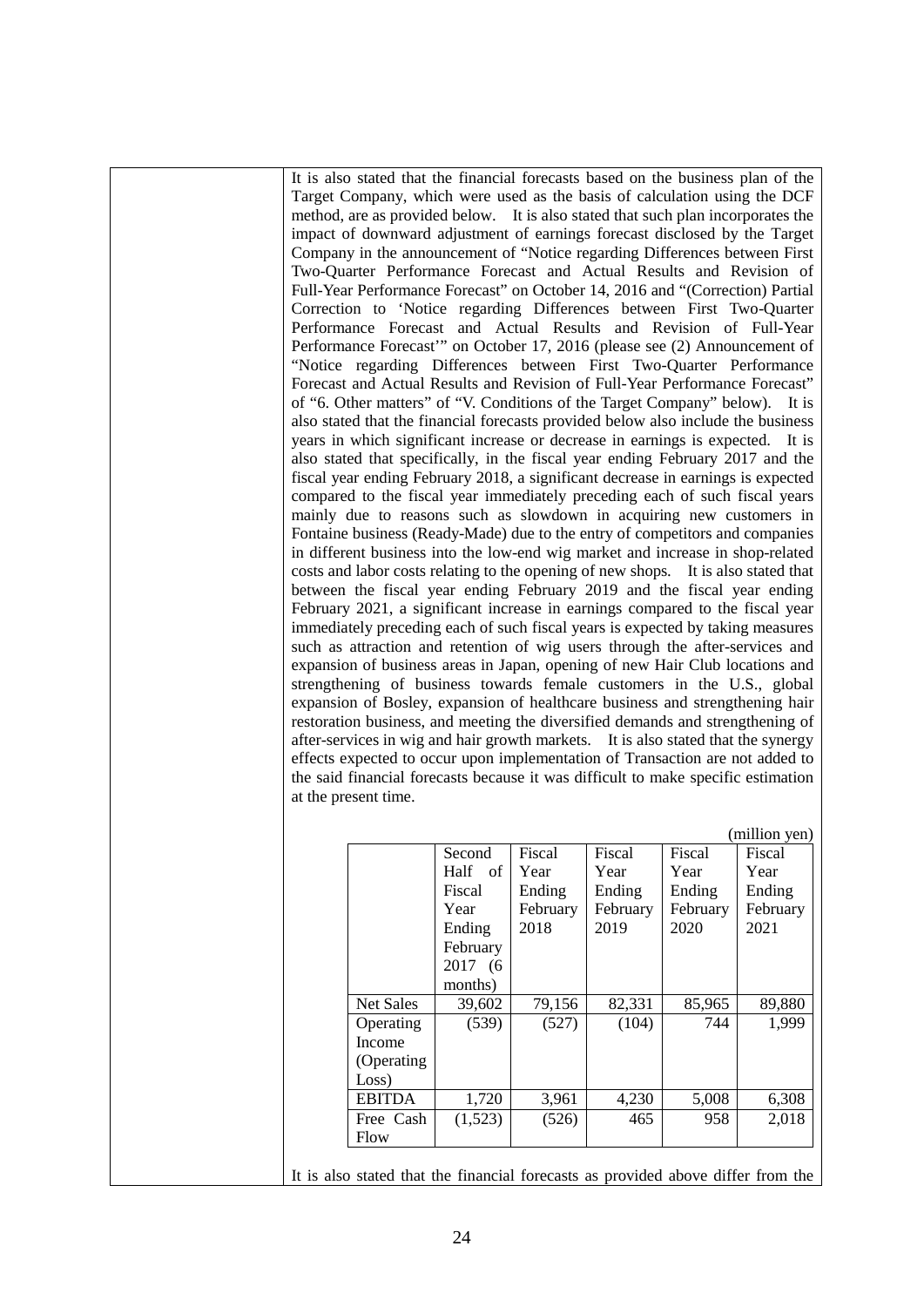It is also stated that the financial forecasts based on the business plan of the Target Company, which were used as the basis of calculation using the DCF method, are as provided below. It is also stated that such plan incorporates the impact of downward adjustment of earnings forecast disclosed by the Target Company in the announcement of "Notice regarding Differences between First Two-Quarter Performance Forecast and Actual Results and Revision of Full-Year Performance Forecast" on October 14, 2016 and "(Correction) Partial Correction to 'Notice regarding Differences between First Two-Quarter Performance Forecast and Actual Results and Revision of Full-Year Performance Forecast'" on October 17, 2016 (please see (2) Announcement of "Notice regarding Differences between First Two-Quarter Performance Forecast and Actual Results and Revision of Full-Year Performance Forecast" of "6. Other matters" of "V. Conditions of the Target Company" below). It is also stated that the financial forecasts provided below also include the business years in which significant increase or decrease in earnings is expected. It is also stated that specifically, in the fiscal year ending February 2017 and the fiscal year ending February 2018, a significant decrease in earnings is expected compared to the fiscal year immediately preceding each of such fiscal years mainly due to reasons such as slowdown in acquiring new customers in Fontaine business (Ready-Made) due to the entry of competitors and companies in different business into the low-end wig market and increase in shop-related costs and labor costs relating to the opening of new shops. It is also stated that between the fiscal year ending February 2019 and the fiscal year ending February 2021, a significant increase in earnings compared to the fiscal year immediately preceding each of such fiscal years is expected by taking measures such as attraction and retention of wig users through the after-services and expansion of business areas in Japan, opening of new Hair Club locations and strengthening of business towards female customers in the U.S., global expansion of Bosley, expansion of healthcare business and strengthening hair restoration business, and meeting the diversified demands and strengthening of after-services in wig and hair growth markets. It is also stated that the synergy effects expected to occur upon implementation of Transaction are not added to the said financial forecasts because it was difficult to make specific estimation at the present time.

(million yen)

| | Second Half of Fiscal Year Ending February 2017 (6 months) | Fiscal Year Ending February 2018 | Fiscal Year Ending February 2019 | Fiscal Year Ending February 2020 | Fiscal Year Ending February 2021 |
|---|---|---|---|---|---|
| Net Sales | 39,602 | 79,156 | 82,331 | 85,965 | 89,880 |
| Operating Income (Operating Loss) | (539) | (527) | (104) | 744 | 1,999 |
| EBITDA | 1,720 | 3,961 | 4,230 | 5,008 | 6,308 |
| Free Cash Flow | (1,523) | (526) | 465 | 958 | 2,018 |

It is also stated that the financial forecasts as provided above differ from the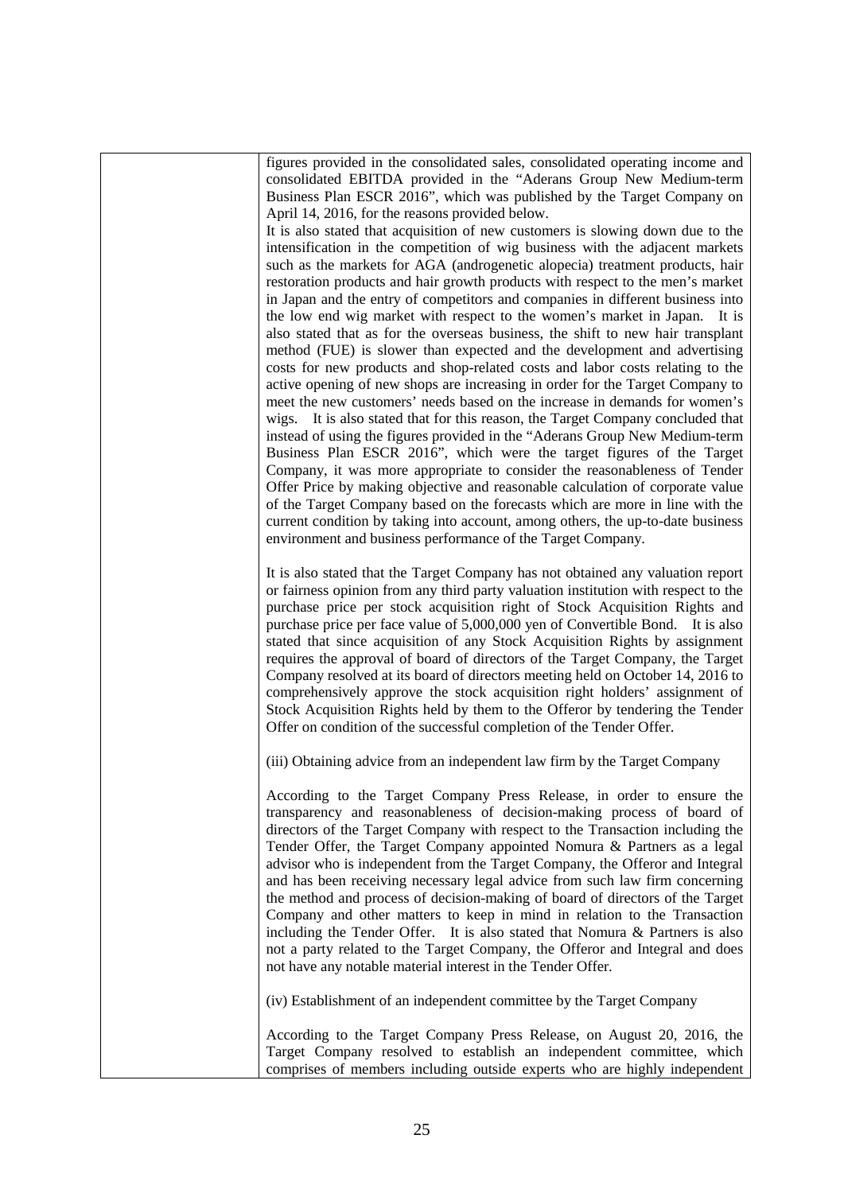figures provided in the consolidated sales, consolidated operating income and consolidated EBITDA provided in the "Aderans Group New Medium-term Business Plan ESCR 2016", which was published by the Target Company on April 14, 2016, for the reasons provided below.

It is also stated that acquisition of new customers is slowing down due to the intensification in the competition of wig business with the adjacent markets such as the markets for AGA (androgenetic alopecia) treatment products, hair restoration products and hair growth products with respect to the men's market in Japan and the entry of competitors and companies in different business into the low end wig market with respect to the women's market in Japan. It is also stated that as for the overseas business, the shift to new hair transplant method (FUE) is slower than expected and the development and advertising costs for new products and shop-related costs and labor costs relating to the active opening of new shops are increasing in order for the Target Company to meet the new customers' needs based on the increase in demands for women's wigs. It is also stated that for this reason, the Target Company concluded that instead of using the figures provided in the "Aderans Group New Medium-term Business Plan ESCR 2016", which were the target figures of the Target Company, it was more appropriate to consider the reasonableness of Tender Offer Price by making objective and reasonable calculation of corporate value of the Target Company based on the forecasts which are more in line with the current condition by taking into account, among others, the up-to-date business environment and business performance of the Target Company.

It is also stated that the Target Company has not obtained any valuation report or fairness opinion from any third party valuation institution with respect to the purchase price per stock acquisition right of Stock Acquisition Rights and purchase price per face value of 5,000,000 yen of Convertible Bond. It is also stated that since acquisition of any Stock Acquisition Rights by assignment requires the approval of board of directors of the Target Company, the Target Company resolved at its board of directors meeting held on October 14, 2016 to comprehensively approve the stock acquisition right holders' assignment of Stock Acquisition Rights held by them to the Offeror by tendering the Tender Offer on condition of the successful completion of the Tender Offer.

(iii) Obtaining advice from an independent law firm by the Target Company

According to the Target Company Press Release, in order to ensure the transparency and reasonableness of decision-making process of board of directors of the Target Company with respect to the Transaction including the Tender Offer, the Target Company appointed Nomura & Partners as a legal advisor who is independent from the Target Company, the Offeror and Integral and has been receiving necessary legal advice from such law firm concerning the method and process of decision-making of board of directors of the Target Company and other matters to keep in mind in relation to the Transaction including the Tender Offer. It is also stated that Nomura & Partners is also not a party related to the Target Company, the Offeror and Integral and does not have any notable material interest in the Tender Offer.

(iv) Establishment of an independent committee by the Target Company

According to the Target Company Press Release, on August 20, 2016, the Target Company resolved to establish an independent committee, which comprises of members including outside experts who are highly independent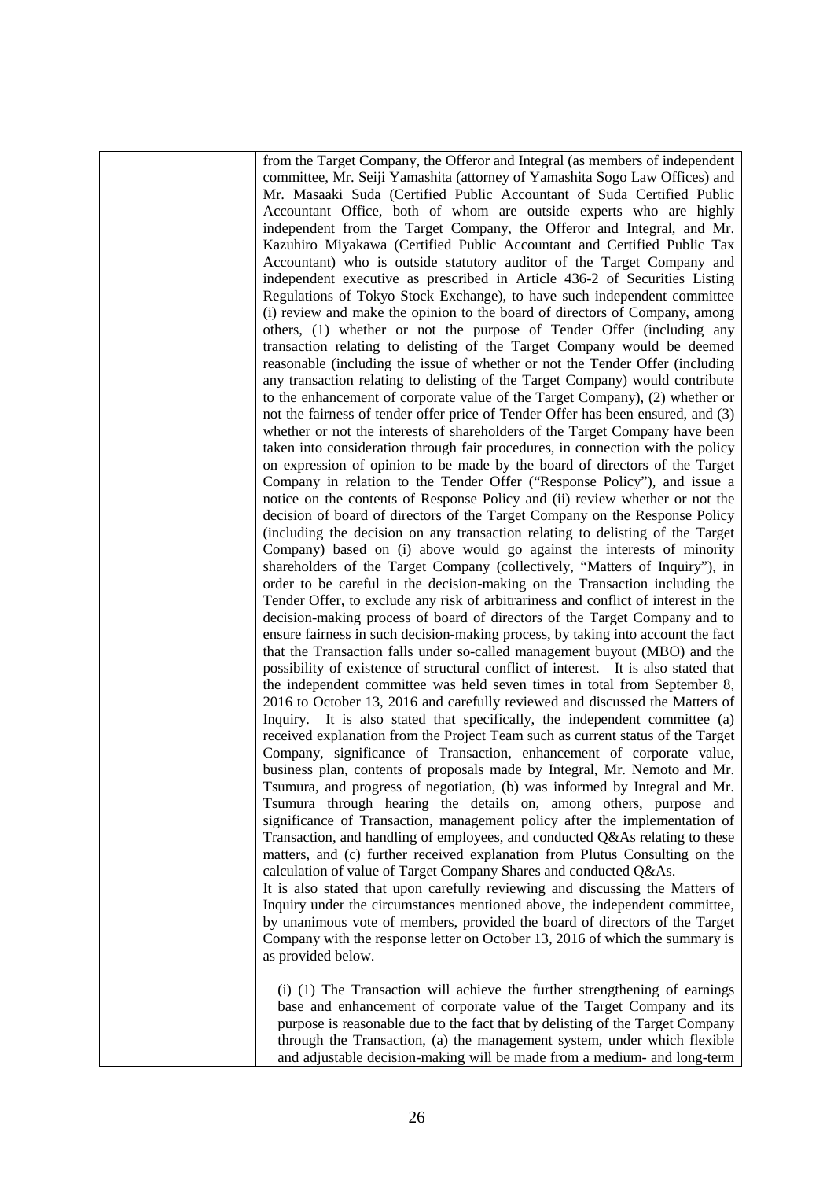| | from the Target Company, the Offeror and Integral (as members of independent committee, Mr. Seiji Yamashita (attorney of Yamashita Sogo Law Offices) and Mr. Masaaki Suda (Certified Public Accountant of Suda Certified Public Accountant Office, both of whom are outside experts who are highly independent from the Target Company, the Offeror and Integral, and Mr. Kazuhiro Miyakawa (Certified Public Accountant and Certified Public Tax Accountant) who is outside statutory auditor of the Target Company and independent executive as prescribed in Article 436-2 of Securities Listing Regulations of Tokyo Stock Exchange), to have such independent committee (i) review and make the opinion to the board of directors of Company, among others, (1) whether or not the purpose of Tender Offer (including any transaction relating to delisting of the Target Company would be deemed reasonable (including the issue of whether or not the Tender Offer (including any transaction relating to delisting of the Target Company) would contribute to the enhancement of corporate value of the Target Company), (2) whether or not the fairness of tender offer price of Tender Offer has been ensured, and (3) whether or not the interests of shareholders of the Target Company have been taken into consideration through fair procedures, in connection with the policy on expression of opinion to be made by the board of directors of the Target Company in relation to the Tender Offer ("Response Policy"), and issue a notice on the contents of Response Policy and (ii) review whether or not the decision of board of directors of the Target Company on the Response Policy (including the decision on any transaction relating to delisting of the Target Company) based on (i) above would go against the interests of minority shareholders of the Target Company (collectively, "Matters of Inquiry"), in order to be careful in the decision-making on the Transaction including the Tender Offer, to exclude any risk of arbitrariness and conflict of interest in the decision-making process of board of directors of the Target Company and to ensure fairness in such decision-making process, by taking into account the fact that the Transaction falls under so-called management buyout (MBO) and the possibility of existence of structural conflict of interest. It is also stated that the independent committee was held seven times in total from September 8, 2016 to October 13, 2016 and carefully reviewed and discussed the Matters of Inquiry. It is also stated that specifically, the independent committee (a) received explanation from the Project Team such as current status of the Target Company, significance of Transaction, enhancement of corporate value, business plan, contents of proposals made by Integral, Mr. Nemoto and Mr. Tsumura, and progress of negotiation, (b) was informed by Integral and Mr. Tsumura through hearing the details on, among others, purpose and significance of Transaction, management policy after the implementation of Transaction, and handling of employees, and conducted Q&As relating to these matters, and (c) further received explanation from Plutus Consulting on the calculation of value of Target Company Shares and conducted Q&As.<br>It is also stated that upon carefully reviewing and discussing the Matters of Inquiry under the circumstances mentioned above, the independent committee, by unanimous vote of members, provided the board of directors of the Target Company with the response letter on October 13, 2016 of which the summary is as provided below.<br><br>(i) (1) The Transaction will achieve the further strengthening of earnings base and enhancement of corporate value of the Target Company and its purpose is reasonable due to the fact that by delisting of the Target Company through the Transaction, (a) the management system, under which flexible and adjustable decision-making will be made from a medium- and long-term |
|---|---|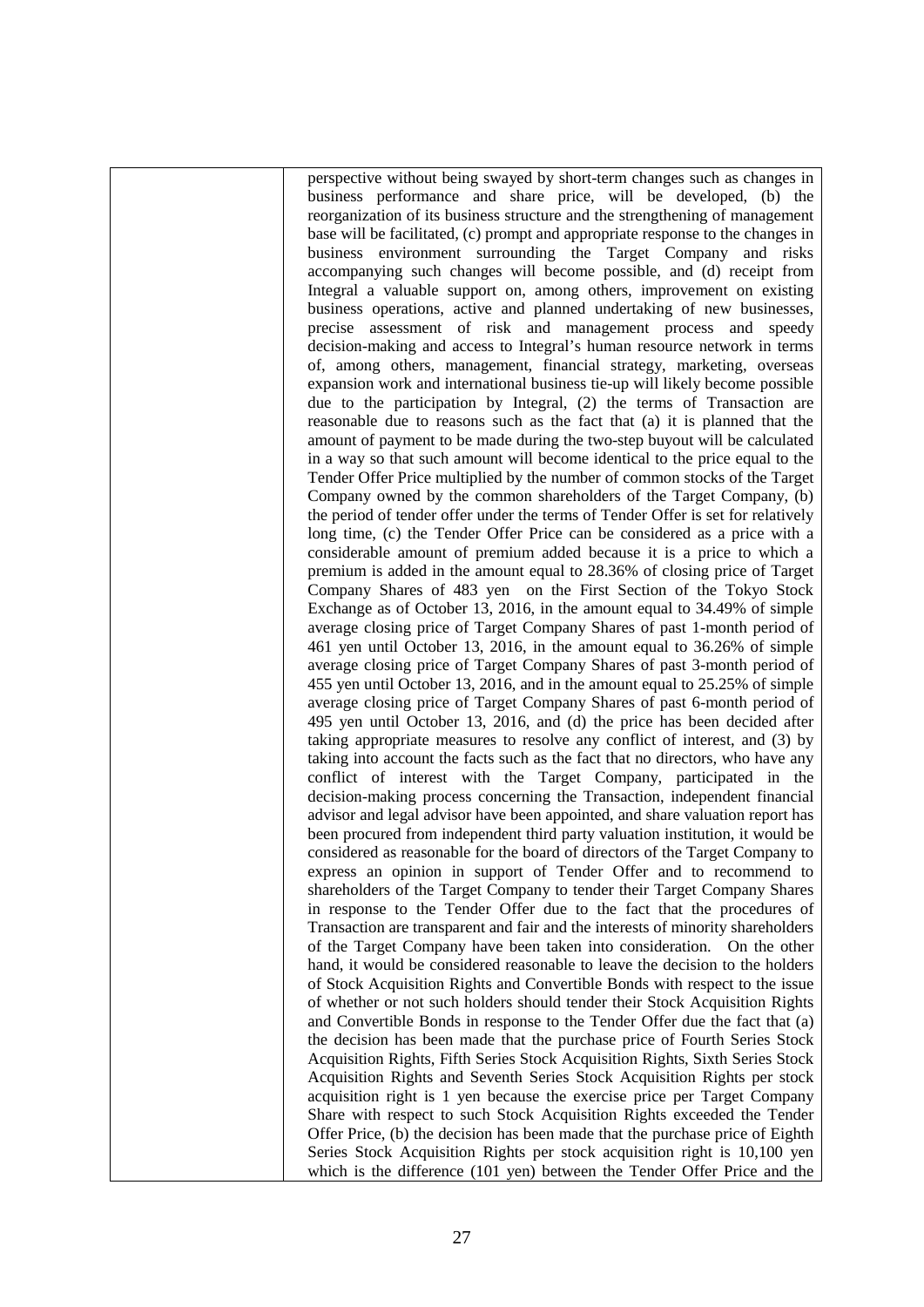| | perspective without being swayed by short-term changes such as changes in business performance and share price, will be developed, (b) the reorganization of its business structure and the strengthening of management base will be facilitated, (c) prompt and appropriate response to the changes in business environment surrounding the Target Company and risks accompanying such changes will become possible, and (d) receipt from Integral a valuable support on, among others, improvement on existing business operations, active and planned undertaking of new businesses, precise assessment of risk and management process and speedy decision-making and access to Integral's human resource network in terms of, among others, management, financial strategy, marketing, overseas expansion work and international business tie-up will likely become possible due to the participation by Integral, (2) the terms of Transaction are reasonable due to reasons such as the fact that (a) it is planned that the amount of payment to be made during the two-step buyout will be calculated in a way so that such amount will become identical to the price equal to the Tender Offer Price multiplied by the number of common stocks of the Target Company owned by the common shareholders of the Target Company, (b) the period of tender offer under the terms of Tender Offer is set for relatively long time, (c) the Tender Offer Price can be considered as a price with a considerable amount of premium added because it is a price to which a premium is added in the amount equal to 28.36% of closing price of Target Company Shares of 483 yen on the First Section of the Tokyo Stock Exchange as of October 13, 2016, in the amount equal to 34.49% of simple average closing price of Target Company Shares of past 1-month period of 461 yen until October 13, 2016, in the amount equal to 36.26% of simple average closing price of Target Company Shares of past 3-month period of 455 yen until October 13, 2016, and in the amount equal to 25.25% of simple average closing price of Target Company Shares of past 6-month period of 495 yen until October 13, 2016, and (d) the price has been decided after taking appropriate measures to resolve any conflict of interest, and (3) by taking into account the facts such as the fact that no directors, who have any conflict of interest with the Target Company, participated in the decision-making process concerning the Transaction, independent financial advisor and legal advisor have been appointed, and share valuation report has been procured from independent third party valuation institution, it would be considered as reasonable for the board of directors of the Target Company to express an opinion in support of Tender Offer and to recommend to shareholders of the Target Company to tender their Target Company Shares in response to the Tender Offer due to the fact that the procedures of Transaction are transparent and fair and the interests of minority shareholders of the Target Company have been taken into consideration. On the other hand, it would be considered reasonable to leave the decision to the holders of Stock Acquisition Rights and Convertible Bonds with respect to the issue of whether or not such holders should tender their Stock Acquisition Rights and Convertible Bonds in response to the Tender Offer due the fact that (a) the decision has been made that the purchase price of Fourth Series Stock Acquisition Rights, Fifth Series Stock Acquisition Rights, Sixth Series Stock Acquisition Rights and Seventh Series Stock Acquisition Rights per stock acquisition right is 1 yen because the exercise price per Target Company Share with respect to such Stock Acquisition Rights exceeded the Tender Offer Price, (b) the decision has been made that the purchase price of Eighth Series Stock Acquisition Rights per stock acquisition right is 10,100 yen which is the difference (101 yen) between the Tender Offer Price and the |
|---|---|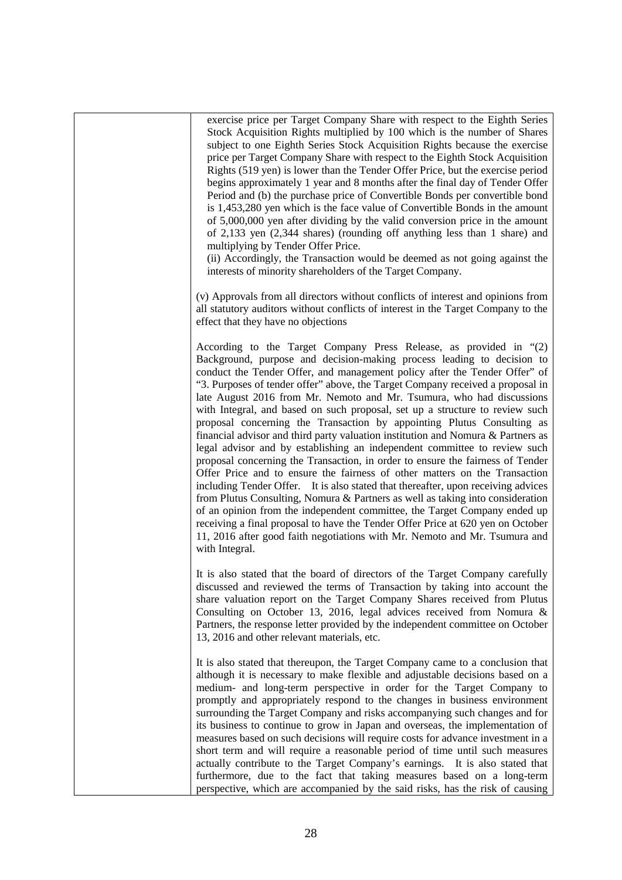exercise price per Target Company Share with respect to the Eighth Series Stock Acquisition Rights multiplied by 100 which is the number of Shares subject to one Eighth Series Stock Acquisition Rights because the exercise price per Target Company Share with respect to the Eighth Stock Acquisition Rights (519 yen) is lower than the Tender Offer Price, but the exercise period begins approximately 1 year and 8 months after the final day of Tender Offer Period and (b) the purchase price of Convertible Bonds per convertible bond is 1,453,280 yen which is the face value of Convertible Bonds in the amount of 5,000,000 yen after dividing by the valid conversion price in the amount of 2,133 yen (2,344 shares) (rounding off anything less than 1 share) and multiplying by Tender Offer Price.

(ii) Accordingly, the Transaction would be deemed as not going against the interests of minority shareholders of the Target Company.

(v) Approvals from all directors without conflicts of interest and opinions from all statutory auditors without conflicts of interest in the Target Company to the effect that they have no objections

According to the Target Company Press Release, as provided in "(2) Background, purpose and decision-making process leading to decision to conduct the Tender Offer, and management policy after the Tender Offer" of "3. Purposes of tender offer" above, the Target Company received a proposal in late August 2016 from Mr. Nemoto and Mr. Tsumura, who had discussions with Integral, and based on such proposal, set up a structure to review such proposal concerning the Transaction by appointing Plutus Consulting as financial advisor and third party valuation institution and Nomura & Partners as legal advisor and by establishing an independent committee to review such proposal concerning the Transaction, in order to ensure the fairness of Tender Offer Price and to ensure the fairness of other matters on the Transaction including Tender Offer. It is also stated that thereafter, upon receiving advices from Plutus Consulting, Nomura & Partners as well as taking into consideration of an opinion from the independent committee, the Target Company ended up receiving a final proposal to have the Tender Offer Price at 620 yen on October 11, 2016 after good faith negotiations with Mr. Nemoto and Mr. Tsumura and with Integral.

It is also stated that the board of directors of the Target Company carefully discussed and reviewed the terms of Transaction by taking into account the share valuation report on the Target Company Shares received from Plutus Consulting on October 13, 2016, legal advices received from Nomura & Partners, the response letter provided by the independent committee on October 13, 2016 and other relevant materials, etc.

It is also stated that thereupon, the Target Company came to a conclusion that although it is necessary to make flexible and adjustable decisions based on a medium- and long-term perspective in order for the Target Company to promptly and appropriately respond to the changes in business environment surrounding the Target Company and risks accompanying such changes and for its business to continue to grow in Japan and overseas, the implementation of measures based on such decisions will require costs for advance investment in a short term and will require a reasonable period of time until such measures actually contribute to the Target Company's earnings. It is also stated that furthermore, due to the fact that taking measures based on a long-term perspective, which are accompanied by the said risks, has the risk of causing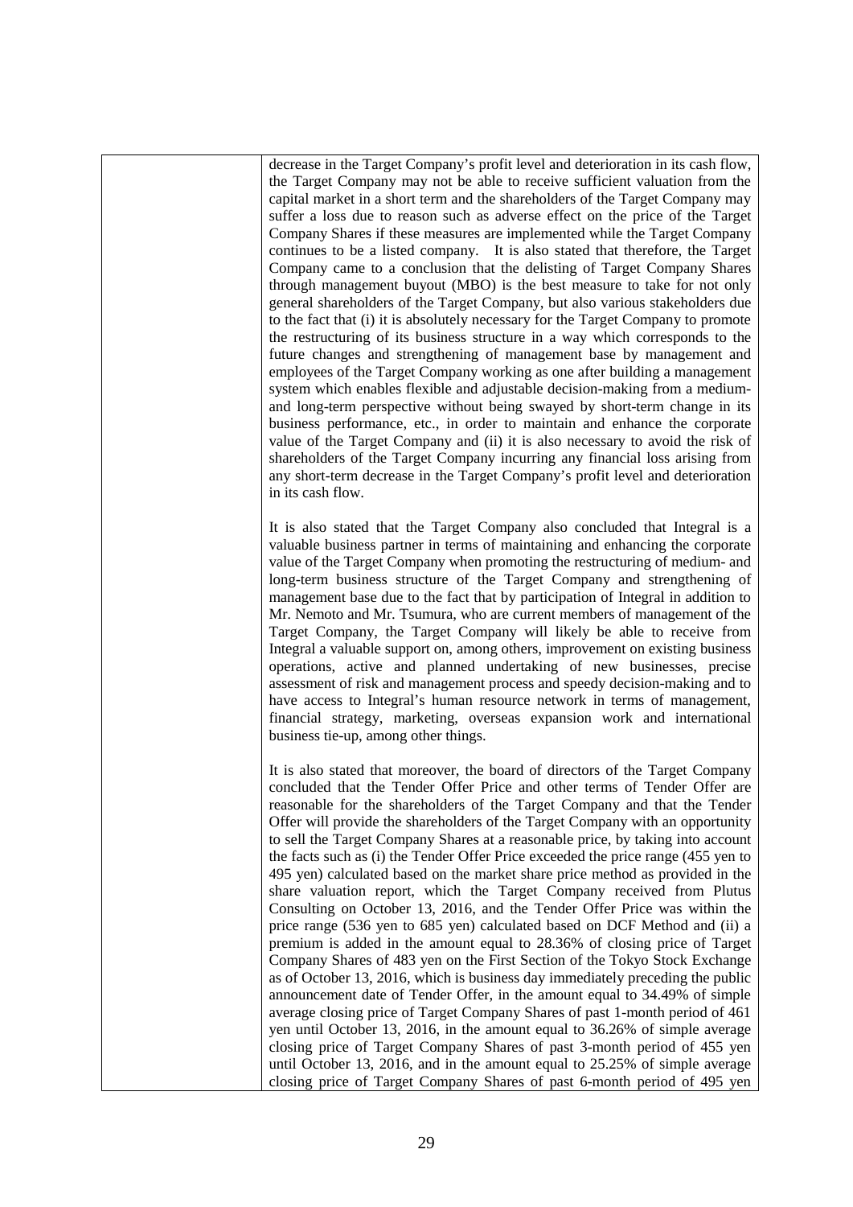decrease in the Target Company's profit level and deterioration in its cash flow, the Target Company may not be able to receive sufficient valuation from the capital market in a short term and the shareholders of the Target Company may suffer a loss due to reason such as adverse effect on the price of the Target Company Shares if these measures are implemented while the Target Company continues to be a listed company. It is also stated that therefore, the Target Company came to a conclusion that the delisting of Target Company Shares through management buyout (MBO) is the best measure to take for not only general shareholders of the Target Company, but also various stakeholders due to the fact that (i) it is absolutely necessary for the Target Company to promote the restructuring of its business structure in a way which corresponds to the future changes and strengthening of management base by management and employees of the Target Company working as one after building a management system which enables flexible and adjustable decision-making from a medium- and long-term perspective without being swayed by short-term change in its business performance, etc., in order to maintain and enhance the corporate value of the Target Company and (ii) it is also necessary to avoid the risk of shareholders of the Target Company incurring any financial loss arising from any short-term decrease in the Target Company's profit level and deterioration in its cash flow.

It is also stated that the Target Company also concluded that Integral is a valuable business partner in terms of maintaining and enhancing the corporate value of the Target Company when promoting the restructuring of medium- and long-term business structure of the Target Company and strengthening of management base due to the fact that by participation of Integral in addition to Mr. Nemoto and Mr. Tsumura, who are current members of management of the Target Company, the Target Company will likely be able to receive from Integral a valuable support on, among others, improvement on existing business operations, active and planned undertaking of new businesses, precise assessment of risk and management process and speedy decision-making and to have access to Integral's human resource network in terms of management, financial strategy, marketing, overseas expansion work and international business tie-up, among other things.

It is also stated that moreover, the board of directors of the Target Company concluded that the Tender Offer Price and other terms of Tender Offer are reasonable for the shareholders of the Target Company and that the Tender Offer will provide the shareholders of the Target Company with an opportunity to sell the Target Company Shares at a reasonable price, by taking into account the facts such as (i) the Tender Offer Price exceeded the price range (455 yen to 495 yen) calculated based on the market share price method as provided in the share valuation report, which the Target Company received from Plutus Consulting on October 13, 2016, and the Tender Offer Price was within the price range (536 yen to 685 yen) calculated based on DCF Method and (ii) a premium is added in the amount equal to 28.36% of closing price of Target Company Shares of 483 yen on the First Section of the Tokyo Stock Exchange as of October 13, 2016, which is business day immediately preceding the public announcement date of Tender Offer, in the amount equal to 34.49% of simple average closing price of Target Company Shares of past 1-month period of 461 yen until October 13, 2016, in the amount equal to 36.26% of simple average closing price of Target Company Shares of past 3-month period of 455 yen until October 13, 2016, and in the amount equal to 25.25% of simple average closing price of Target Company Shares of past 6-month period of 495 yen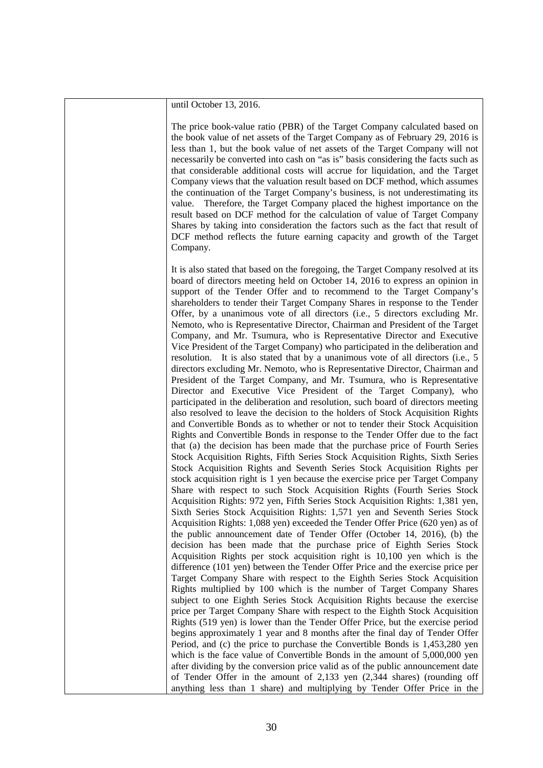| | until October 13, 2016.<br><br>The price book-value ratio (PBR) of the Target Company calculated based on the book value of net assets of the Target Company as of February 29, 2016 is less than 1, but the book value of net assets of the Target Company will not necessarily be converted into cash on "as is" basis considering the facts such as that considerable additional costs will accrue for liquidation, and the Target Company views that the valuation result based on DCF method, which assumes the continuation of the Target Company's business, is not underestimating its value. Therefore, the Target Company placed the highest importance on the result based on DCF method for the calculation of value of Target Company Shares by taking into consideration the factors such as the fact that result of DCF method reflects the future earning capacity and growth of the Target Company.<br><br>It is also stated that based on the foregoing, the Target Company resolved at its board of directors meeting held on October 14, 2016 to express an opinion in support of the Tender Offer and to recommend to the Target Company's shareholders to tender their Target Company Shares in response to the Tender Offer, by a unanimous vote of all directors (i.e., 5 directors excluding Mr. Nemoto, who is Representative Director, Chairman and President of the Target Company, and Mr. Tsumura, who is Representative Director and Executive Vice President of the Target Company) who participated in the deliberation and resolution. It is also stated that by a unanimous vote of all directors (i.e., 5 directors excluding Mr. Nemoto, who is Representative Director, Chairman and President of the Target Company, and Mr. Tsumura, who is Representative Director and Executive Vice President of the Target Company), who participated in the deliberation and resolution, such board of directors meeting also resolved to leave the decision to the holders of Stock Acquisition Rights and Convertible Bonds as to whether or not to tender their Stock Acquisition Rights and Convertible Bonds in response to the Tender Offer due to the fact that (a) the decision has been made that the purchase price of Fourth Series Stock Acquisition Rights, Fifth Series Stock Acquisition Rights, Sixth Series Stock Acquisition Rights and Seventh Series Stock Acquisition Rights per stock acquisition right is 1 yen because the exercise price per Target Company Share with respect to such Stock Acquisition Rights (Fourth Series Stock Acquisition Rights: 972 yen, Fifth Series Stock Acquisition Rights: 1,381 yen, Sixth Series Stock Acquisition Rights: 1,571 yen and Seventh Series Stock Acquisition Rights: 1,088 yen) exceeded the Tender Offer Price (620 yen) as of the public announcement date of Tender Offer (October 14, 2016), (b) the decision has been made that the purchase price of Eighth Series Stock Acquisition Rights per stock acquisition right is 10,100 yen which is the difference (101 yen) between the Tender Offer Price and the exercise price per Target Company Share with respect to the Eighth Series Stock Acquisition Rights multiplied by 100 which is the number of Target Company Shares subject to one Eighth Series Stock Acquisition Rights because the exercise price per Target Company Share with respect to the Eighth Stock Acquisition Rights (519 yen) is lower than the Tender Offer Price, but the exercise period begins approximately 1 year and 8 months after the final day of Tender Offer Period, and (c) the price to purchase the Convertible Bonds is 1,453,280 yen which is the face value of Convertible Bonds in the amount of 5,000,000 yen after dividing by the conversion price valid as of the public announcement date of Tender Offer in the amount of 2,133 yen (2,344 shares) (rounding off anything less than 1 share) and multiplying by Tender Offer Price in the |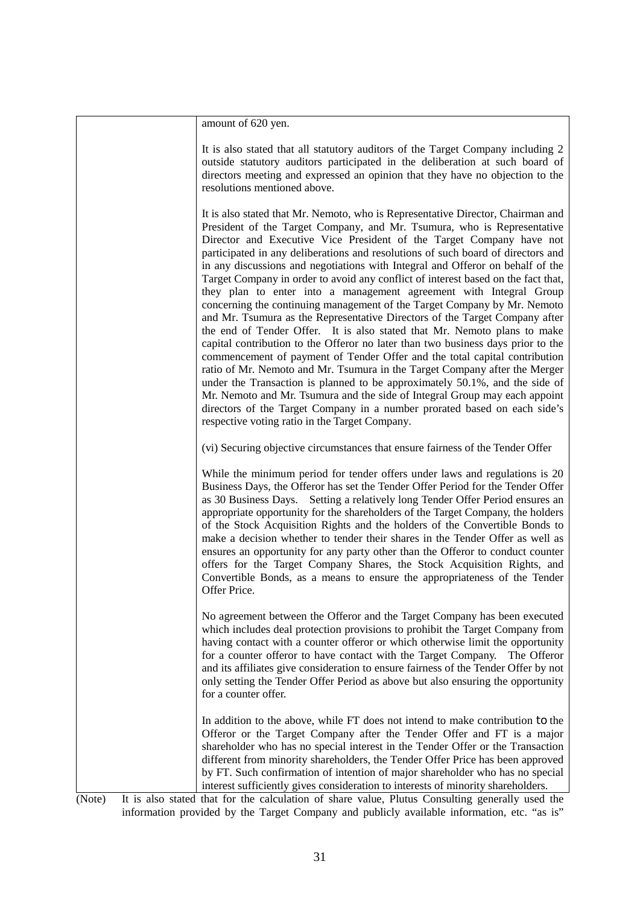| | amount of 620 yen.<br><br>It is also stated that all statutory auditors of the Target Company including 2 outside statutory auditors participated in the deliberation at such board of directors meeting and expressed an opinion that they have no objection to the resolutions mentioned above.<br><br>It is also stated that Mr. Nemoto, who is Representative Director, Chairman and President of the Target Company, and Mr. Tsumura, who is Representative Director and Executive Vice President of the Target Company have not participated in any deliberations and resolutions of such board of directors and in any discussions and negotiations with Integral and Offeror on behalf of the Target Company in order to avoid any conflict of interest based on the fact that, they plan to enter into a management agreement with Integral Group concerning the continuing management of the Target Company by Mr. Nemoto and Mr. Tsumura as the Representative Directors of the Target Company after the end of Tender Offer. It is also stated that Mr. Nemoto plans to make capital contribution to the Offeror no later than two business days prior to the commencement of payment of Tender Offer and the total capital contribution ratio of Mr. Nemoto and Mr. Tsumura in the Target Company after the Merger under the Transaction is planned to be approximately 50.1%, and the side of Mr. Nemoto and Mr. Tsumura and the side of Integral Group may each appoint directors of the Target Company in a number prorated based on each side's respective voting ratio in the Target Company.<br><br>(vi) Securing objective circumstances that ensure fairness of the Tender Offer<br><br>While the minimum period for tender offers under laws and regulations is 20 Business Days, the Offeror has set the Tender Offer Period for the Tender Offer as 30 Business Days. Setting a relatively long Tender Offer Period ensures an appropriate opportunity for the shareholders of the Target Company, the holders of the Stock Acquisition Rights and the holders of the Convertible Bonds to make a decision whether to tender their shares in the Tender Offer as well as ensures an opportunity for any party other than the Offeror to conduct counter offers for the Target Company Shares, the Stock Acquisition Rights, and Convertible Bonds, as a means to ensure the appropriateness of the Tender Offer Price.<br><br>No agreement between the Offeror and the Target Company has been executed which includes deal protection provisions to prohibit the Target Company from having contact with a counter offeror or which otherwise limit the opportunity for a counter offeror to have contact with the Target Company. The Offeror and its affiliates give consideration to ensure fairness of the Tender Offer by not only setting the Tender Offer Period as above but also ensuring the opportunity for a counter offer.<br><br>In addition to the above, while FT does not intend to make contribution to the Offeror or the Target Company after the Tender Offer and FT is a major shareholder who has no special interest in the Tender Offer or the Transaction different from minority shareholders, the Tender Offer Price has been approved by FT. Such confirmation of intention of major shareholder who has no special interest sufficiently gives consideration to interests of minority shareholders. |
|---|---|

(Note) It is also stated that for the calculation of share value, Plutus Consulting generally used the information provided by the Target Company and publicly available information, etc. "as is"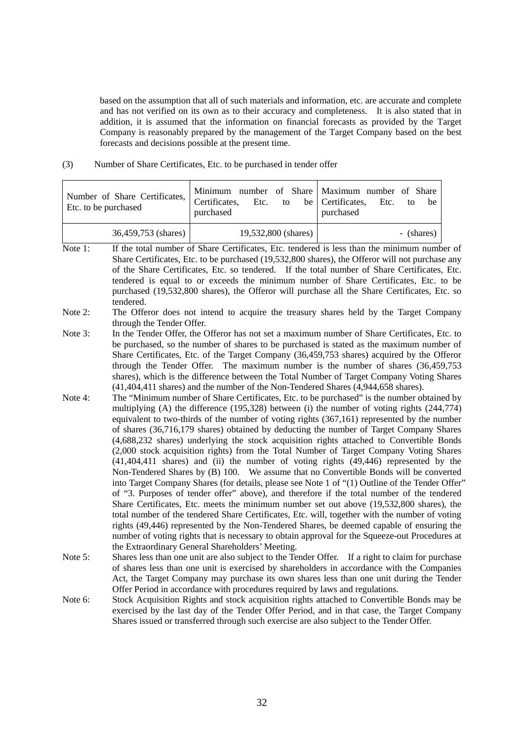based on the assumption that all of such materials and information, etc. are accurate and complete and has not verified on its own as to their accuracy and completeness. It is also stated that in addition, it is assumed that the information on financial forecasts as provided by the Target Company is reasonably prepared by the management of the Target Company based on the best forecasts and decisions possible at the present time.

(3) Number of Share Certificates, Etc. to be purchased in tender offer

| Number of Share Certificates, Etc. to be purchased | Minimum number of Share Certificates, Etc. to be purchased | Maximum number of Share Certificates, Etc. to be purchased |
|---|---|---|
| 36,459,753 (shares) | 19,532,800 (shares) | - (shares) |

Note 1: If the total number of Share Certificates, Etc. tendered is less than the minimum number of Share Certificates, Etc. to be purchased (19,532,800 shares), the Offeror will not purchase any of the Share Certificates, Etc. so tendered. If the total number of Share Certificates, Etc. tendered is equal to or exceeds the minimum number of Share Certificates, Etc. to be purchased (19,532,800 shares), the Offeror will purchase all the Share Certificates, Etc. so tendered.

Note 2: The Offeror does not intend to acquire the treasury shares held by the Target Company through the Tender Offer.

Note 3: In the Tender Offer, the Offeror has not set a maximum number of Share Certificates, Etc. to be purchased, so the number of shares to be purchased is stated as the maximum number of Share Certificates, Etc. of the Target Company (36,459,753 shares) acquired by the Offeror through the Tender Offer. The maximum number is the number of shares (36,459,753 shares), which is the difference between the Total Number of Target Company Voting Shares (41,404,411 shares) and the number of the Non-Tendered Shares (4,944,658 shares).

Note 4: The "Minimum number of Share Certificates, Etc. to be purchased" is the number obtained by multiplying (A) the difference (195,328) between (i) the number of voting rights (244,774) equivalent to two-thirds of the number of voting rights (367,161) represented by the number of shares (36,716,179 shares) obtained by deducting the number of Target Company Shares (4,688,232 shares) underlying the stock acquisition rights attached to Convertible Bonds (2,000 stock acquisition rights) from the Total Number of Target Company Voting Shares (41,404,411 shares) and (ii) the number of voting rights (49,446) represented by the Non-Tendered Shares by (B) 100. We assume that no Convertible Bonds will be converted into Target Company Shares (for details, please see Note 1 of "(1) Outline of the Tender Offer" of "3. Purposes of tender offer" above), and therefore if the total number of the tendered Share Certificates, Etc. meets the minimum number set out above (19,532,800 shares), the total number of the tendered Share Certificates, Etc. will, together with the number of voting rights (49,446) represented by the Non-Tendered Shares, be deemed capable of ensuring the number of voting rights that is necessary to obtain approval for the Squeeze-out Procedures at the Extraordinary General Shareholders' Meeting.

Note 5: Shares less than one unit are also subject to the Tender Offer. If a right to claim for purchase of shares less than one unit is exercised by shareholders in accordance with the Companies Act, the Target Company may purchase its own shares less than one unit during the Tender Offer Period in accordance with procedures required by laws and regulations.

Note 6: Stock Acquisition Rights and stock acquisition rights attached to Convertible Bonds may be exercised by the last day of the Tender Offer Period, and in that case, the Target Company Shares issued or transferred through such exercise are also subject to the Tender Offer.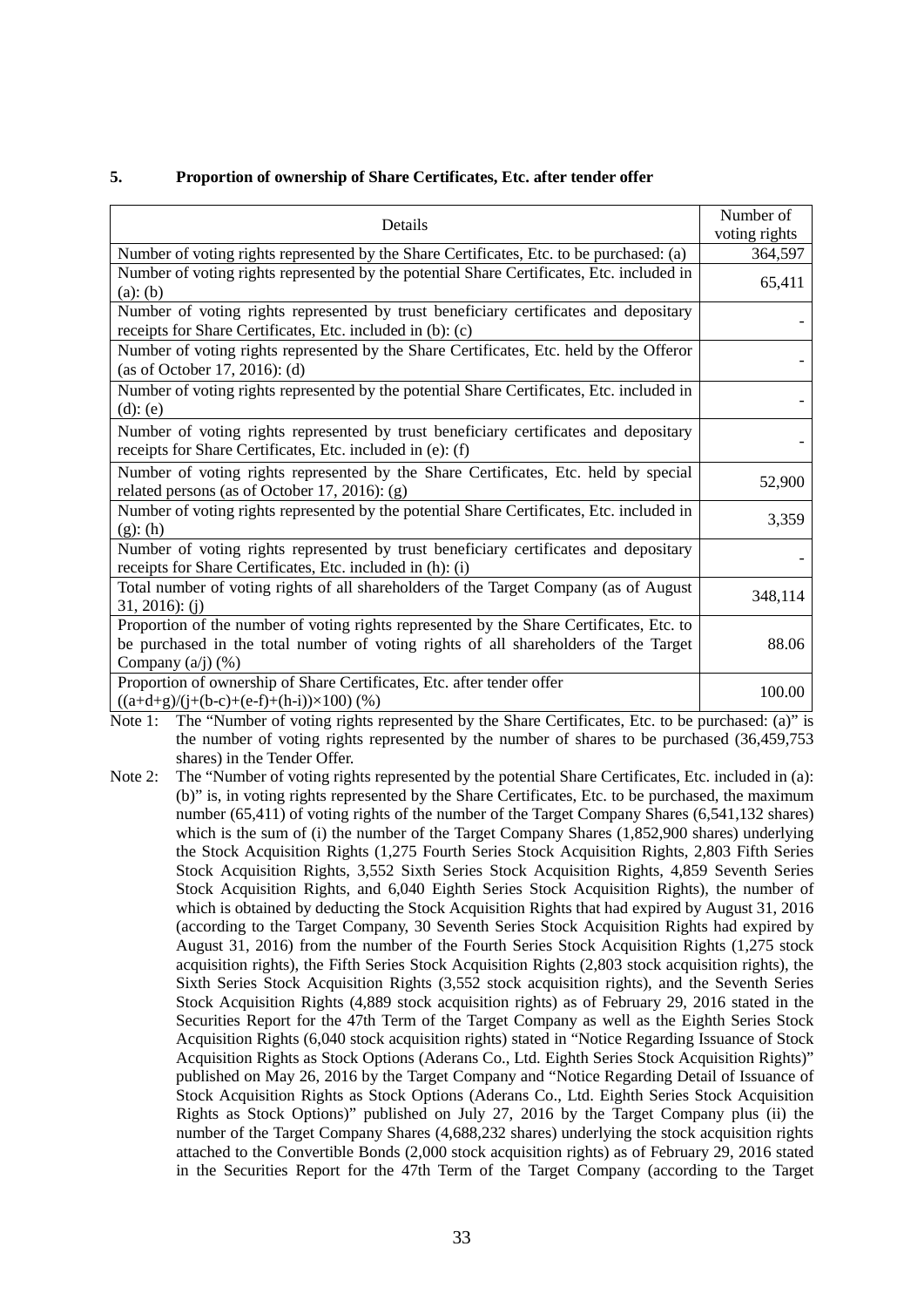**5. Proportion of ownership of Share Certificates, Etc. after tender offer**

| Details | Number of voting rights |
|---|---|
| Number of voting rights represented by the Share Certificates, Etc. to be purchased: (a) | 364,597 |
| Number of voting rights represented by the potential Share Certificates, Etc. included in (a): (b) | 65,411 |
| Number of voting rights represented by trust beneficiary certificates and depositary receipts for Share Certificates, Etc. included in (b): (c) | - |
| Number of voting rights represented by the Share Certificates, Etc. held by the Offeror (as of October 17, 2016): (d) | - |
| Number of voting rights represented by the potential Share Certificates, Etc. included in (d): (e) | - |
| Number of voting rights represented by trust beneficiary certificates and depositary receipts for Share Certificates, Etc. included in (e): (f) | - |
| Number of voting rights represented by the Share Certificates, Etc. held by special related persons (as of October 17, 2016): (g) | 52,900 |
| Number of voting rights represented by the potential Share Certificates, Etc. included in (g): (h) | 3,359 |
| Number of voting rights represented by trust beneficiary certificates and depositary receipts for Share Certificates, Etc. included in (h): (i) | - |
| Total number of voting rights of all shareholders of the Target Company (as of August 31, 2016): (j) | 348,114 |
| Proportion of the number of voting rights represented by the Share Certificates, Etc. to be purchased in the total number of voting rights of all shareholders of the Target Company (a/j) (%) | 88.06 |
| Proportion of ownership of Share Certificates, Etc. after tender offer ((a+d+g)/(j+(b-c)+(e-f)+(h-i))×100) (%) | 100.00 |

Note 1: The "Number of voting rights represented by the Share Certificates, Etc. to be purchased: (a)" is the number of voting rights represented by the number of shares to be purchased (36,459,753 shares) in the Tender Offer.

Note 2: The "Number of voting rights represented by the potential Share Certificates, Etc. included in (a): (b)" is, in voting rights represented by the Share Certificates, Etc. to be purchased, the maximum number (65,411) of voting rights of the number of the Target Company Shares (6,541,132 shares) which is the sum of (i) the number of the Target Company Shares (1,852,900 shares) underlying the Stock Acquisition Rights (1,275 Fourth Series Stock Acquisition Rights, 2,803 Fifth Series Stock Acquisition Rights, 3,552 Sixth Series Stock Acquisition Rights, 4,859 Seventh Series Stock Acquisition Rights, and 6,040 Eighth Series Stock Acquisition Rights), the number of which is obtained by deducting the Stock Acquisition Rights that had expired by August 31, 2016 (according to the Target Company, 30 Seventh Series Stock Acquisition Rights had expired by August 31, 2016) from the number of the Fourth Series Stock Acquisition Rights (1,275 stock acquisition rights), the Fifth Series Stock Acquisition Rights (2,803 stock acquisition rights), the Sixth Series Stock Acquisition Rights (3,552 stock acquisition rights), and the Seventh Series Stock Acquisition Rights (4,889 stock acquisition rights) as of February 29, 2016 stated in the Securities Report for the 47th Term of the Target Company as well as the Eighth Series Stock Acquisition Rights (6,040 stock acquisition rights) stated in "Notice Regarding Issuance of Stock Acquisition Rights as Stock Options (Aderans Co., Ltd. Eighth Series Stock Acquisition Rights)" published on May 26, 2016 by the Target Company and "Notice Regarding Detail of Issuance of Stock Acquisition Rights as Stock Options (Aderans Co., Ltd. Eighth Series Stock Acquisition Rights as Stock Options)" published on July 27, 2016 by the Target Company plus (ii) the number of the Target Company Shares (4,688,232 shares) underlying the stock acquisition rights attached to the Convertible Bonds (2,000 stock acquisition rights) as of February 29, 2016 stated in the Securities Report for the 47th Term of the Target Company (according to the Target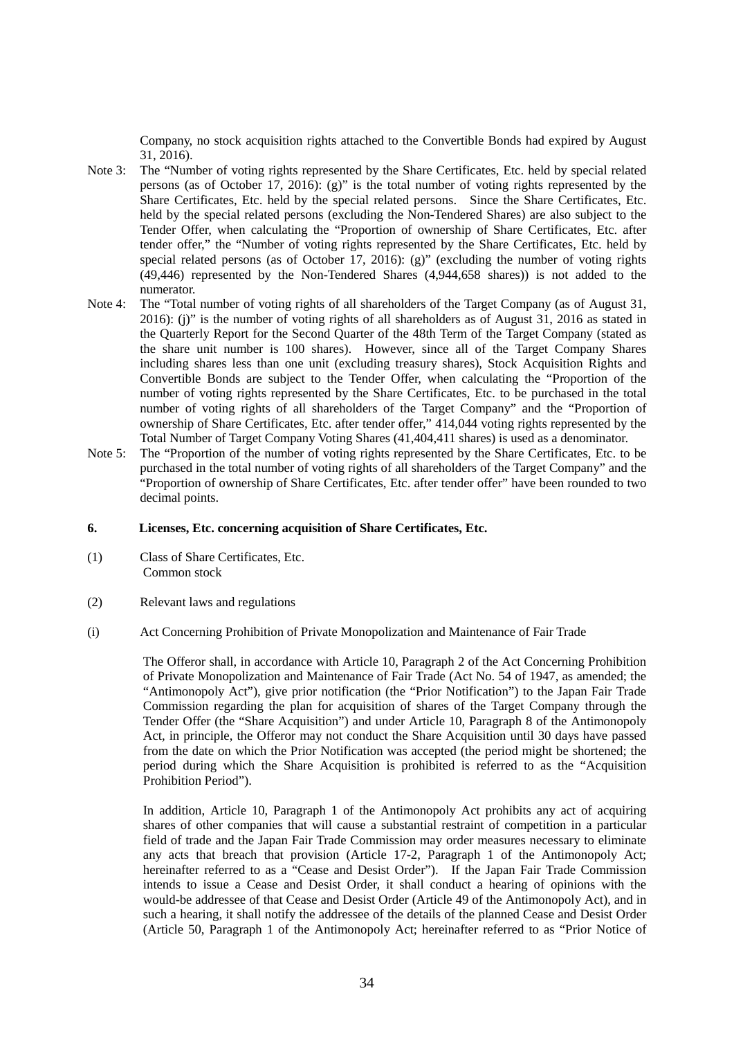Company, no stock acquisition rights attached to the Convertible Bonds had expired by August 31, 2016).

Note 3: The "Number of voting rights represented by the Share Certificates, Etc. held by special related persons (as of October 17, 2016): (g)" is the total number of voting rights represented by the Share Certificates, Etc. held by the special related persons. Since the Share Certificates, Etc. held by the special related persons (excluding the Non-Tendered Shares) are also subject to the Tender Offer, when calculating the "Proportion of ownership of Share Certificates, Etc. after tender offer," the "Number of voting rights represented by the Share Certificates, Etc. held by special related persons (as of October 17, 2016): (g)" (excluding the number of voting rights (49,446) represented by the Non-Tendered Shares (4,944,658 shares)) is not added to the numerator.

Note 4: The "Total number of voting rights of all shareholders of the Target Company (as of August 31, 2016): (j)" is the number of voting rights of all shareholders as of August 31, 2016 as stated in the Quarterly Report for the Second Quarter of the 48th Term of the Target Company (stated as the share unit number is 100 shares). However, since all of the Target Company Shares including shares less than one unit (excluding treasury shares), Stock Acquisition Rights and Convertible Bonds are subject to the Tender Offer, when calculating the "Proportion of the number of voting rights represented by the Share Certificates, Etc. to be purchased in the total number of voting rights of all shareholders of the Target Company" and the "Proportion of ownership of Share Certificates, Etc. after tender offer," 414,044 voting rights represented by the Total Number of Target Company Voting Shares (41,404,411 shares) is used as a denominator.

Note 5: The "Proportion of the number of voting rights represented by the Share Certificates, Etc. to be purchased in the total number of voting rights of all shareholders of the Target Company" and the "Proportion of ownership of Share Certificates, Etc. after tender offer" have been rounded to two decimal points.

## 6. Licenses, Etc. concerning acquisition of Share Certificates, Etc.

(1) Class of Share Certificates, Etc.

Common stock

(2) Relevant laws and regulations

(i) Act Concerning Prohibition of Private Monopolization and Maintenance of Fair Trade

The Offeror shall, in accordance with Article 10, Paragraph 2 of the Act Concerning Prohibition of Private Monopolization and Maintenance of Fair Trade (Act No. 54 of 1947, as amended; the "Antimonopoly Act"), give prior notification (the "Prior Notification") to the Japan Fair Trade Commission regarding the plan for acquisition of shares of the Target Company through the Tender Offer (the "Share Acquisition") and under Article 10, Paragraph 8 of the Antimonopoly Act, in principle, the Offeror may not conduct the Share Acquisition until 30 days have passed from the date on which the Prior Notification was accepted (the period might be shortened; the period during which the Share Acquisition is prohibited is referred to as the "Acquisition Prohibition Period").

In addition, Article 10, Paragraph 1 of the Antimonopoly Act prohibits any act of acquiring shares of other companies that will cause a substantial restraint of competition in a particular field of trade and the Japan Fair Trade Commission may order measures necessary to eliminate any acts that breach that provision (Article 17-2, Paragraph 1 of the Antimonopoly Act; hereinafter referred to as a "Cease and Desist Order"). If the Japan Fair Trade Commission intends to issue a Cease and Desist Order, it shall conduct a hearing of opinions with the would-be addressee of that Cease and Desist Order (Article 49 of the Antimonopoly Act), and in such a hearing, it shall notify the addressee of the details of the planned Cease and Desist Order (Article 50, Paragraph 1 of the Antimonopoly Act; hereinafter referred to as "Prior Notice of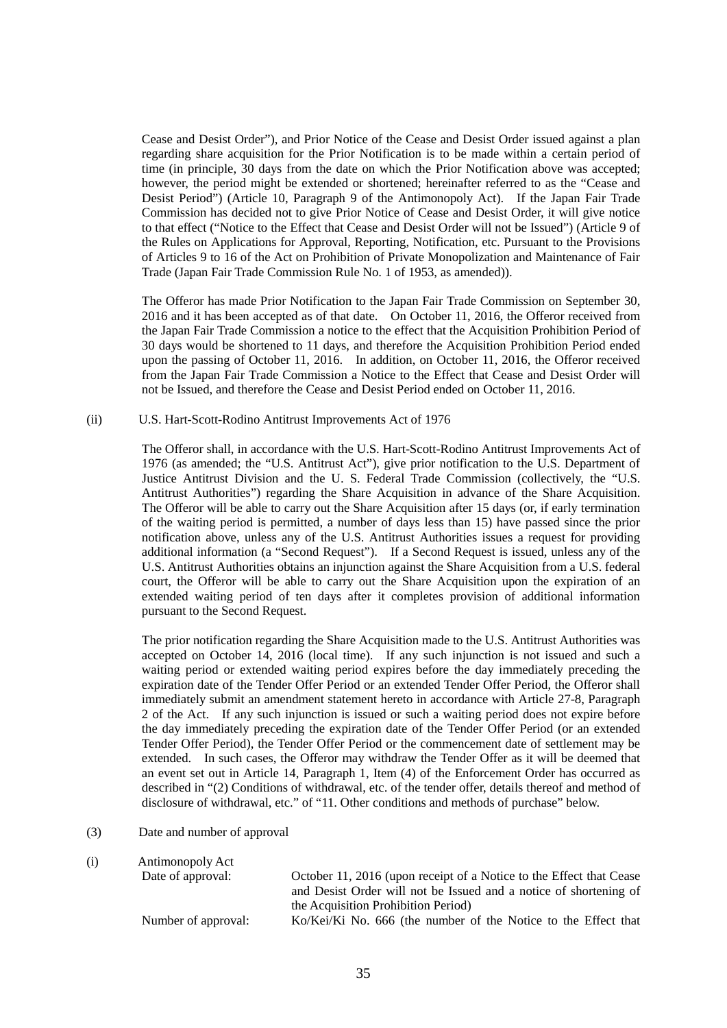Cease and Desist Order"), and Prior Notice of the Cease and Desist Order issued against a plan regarding share acquisition for the Prior Notification is to be made within a certain period of time (in principle, 30 days from the date on which the Prior Notification above was accepted; however, the period might be extended or shortened; hereinafter referred to as the "Cease and Desist Period") (Article 10, Paragraph 9 of the Antimonopoly Act). If the Japan Fair Trade Commission has decided not to give Prior Notice of Cease and Desist Order, it will give notice to that effect ("Notice to the Effect that Cease and Desist Order will not be Issued") (Article 9 of the Rules on Applications for Approval, Reporting, Notification, etc. Pursuant to the Provisions of Articles 9 to 16 of the Act on Prohibition of Private Monopolization and Maintenance of Fair Trade (Japan Fair Trade Commission Rule No. 1 of 1953, as amended)).

The Offeror has made Prior Notification to the Japan Fair Trade Commission on September 30, 2016 and it has been accepted as of that date. On October 11, 2016, the Offeror received from the Japan Fair Trade Commission a notice to the effect that the Acquisition Prohibition Period of 30 days would be shortened to 11 days, and therefore the Acquisition Prohibition Period ended upon the passing of October 11, 2016. In addition, on October 11, 2016, the Offeror received from the Japan Fair Trade Commission a Notice to the Effect that Cease and Desist Order will not be Issued, and therefore the Cease and Desist Period ended on October 11, 2016.

(ii) U.S. Hart-Scott-Rodino Antitrust Improvements Act of 1976

The Offeror shall, in accordance with the U.S. Hart-Scott-Rodino Antitrust Improvements Act of 1976 (as amended; the "U.S. Antitrust Act"), give prior notification to the U.S. Department of Justice Antitrust Division and the U. S. Federal Trade Commission (collectively, the "U.S. Antitrust Authorities") regarding the Share Acquisition in advance of the Share Acquisition. The Offeror will be able to carry out the Share Acquisition after 15 days (or, if early termination of the waiting period is permitted, a number of days less than 15) have passed since the prior notification above, unless any of the U.S. Antitrust Authorities issues a request for providing additional information (a "Second Request"). If a Second Request is issued, unless any of the U.S. Antitrust Authorities obtains an injunction against the Share Acquisition from a U.S. federal court, the Offeror will be able to carry out the Share Acquisition upon the expiration of an extended waiting period of ten days after it completes provision of additional information pursuant to the Second Request.

The prior notification regarding the Share Acquisition made to the U.S. Antitrust Authorities was accepted on October 14, 2016 (local time). If any such injunction is not issued and such a waiting period or extended waiting period expires before the day immediately preceding the expiration date of the Tender Offer Period or an extended Tender Offer Period, the Offeror shall immediately submit an amendment statement hereto in accordance with Article 27-8, Paragraph 2 of the Act. If any such injunction is issued or such a waiting period does not expire before the day immediately preceding the expiration date of the Tender Offer Period (or an extended Tender Offer Period), the Tender Offer Period or the commencement date of settlement may be extended. In such cases, the Offeror may withdraw the Tender Offer as it will be deemed that an event set out in Article 14, Paragraph 1, Item (4) of the Enforcement Order has occurred as described in "(2) Conditions of withdrawal, etc. of the tender offer, details thereof and method of disclosure of withdrawal, etc." of "11. Other conditions and methods of purchase" below.

(3) Date and number of approval

(i) Antimonopoly Act

| | |
|---|---|
| Date of approval: | October 11, 2016 (upon receipt of a Notice to the Effect that Cease and Desist Order will not be Issued and a notice of shortening of the Acquisition Prohibition Period) |
| Number of approval: | Ko/Kei/Ki No. 666 (the number of the Notice to the Effect that |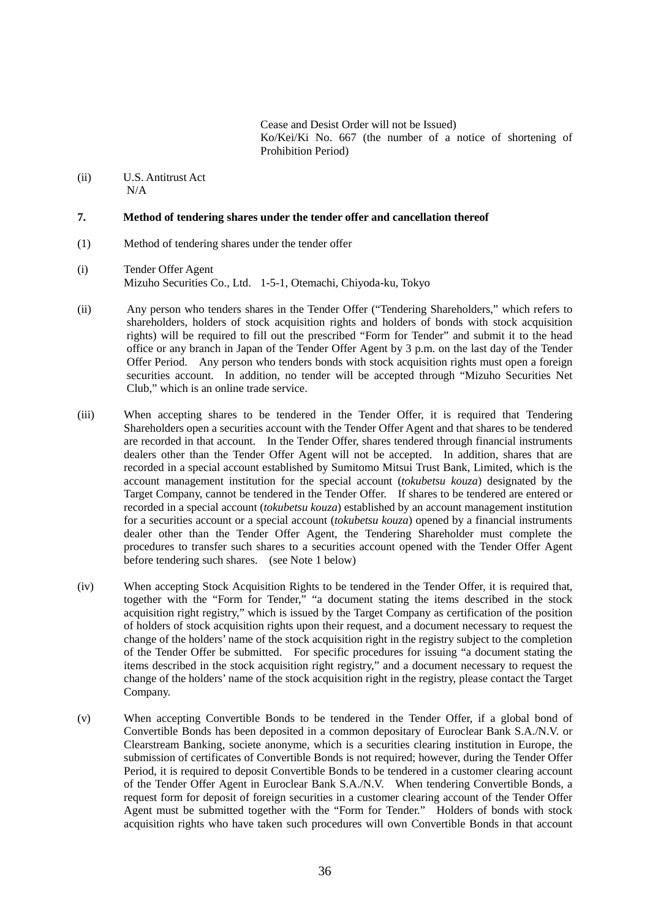Cease and Desist Order will not be Issued)
Ko/Kei/Ki No. 667 (the number of a notice of shortening of Prohibition Period)

(ii) U.S. Antitrust Act
N/A

**7. Method of tendering shares under the tender offer and cancellation thereof**

(1) Method of tendering shares under the tender offer

(i) Tender Offer Agent
Mizuho Securities Co., Ltd. 1-5-1, Otemachi, Chiyoda-ku, Tokyo

(ii) Any person who tenders shares in the Tender Offer ("Tendering Shareholders," which refers to shareholders, holders of stock acquisition rights and holders of bonds with stock acquisition rights) will be required to fill out the prescribed "Form for Tender" and submit it to the head office or any branch in Japan of the Tender Offer Agent by 3 p.m. on the last day of the Tender Offer Period. Any person who tenders bonds with stock acquisition rights must open a foreign securities account. In addition, no tender will be accepted through "Mizuho Securities Net Club," which is an online trade service.

(iii) When accepting shares to be tendered in the Tender Offer, it is required that Tendering Shareholders open a securities account with the Tender Offer Agent and that shares to be tendered are recorded in that account. In the Tender Offer, shares tendered through financial instruments dealers other than the Tender Offer Agent will not be accepted. In addition, shares that are recorded in a special account established by Sumitomo Mitsui Trust Bank, Limited, which is the account management institution for the special account (*tokubetsu kouza*) designated by the Target Company, cannot be tendered in the Tender Offer. If shares to be tendered are entered or recorded in a special account (*tokubetsu kouza*) established by an account management institution for a securities account or a special account (*tokubetsu kouza*) opened by a financial instruments dealer other than the Tender Offer Agent, the Tendering Shareholder must complete the procedures to transfer such shares to a securities account opened with the Tender Offer Agent before tendering such shares. (see Note 1 below)

(iv) When accepting Stock Acquisition Rights to be tendered in the Tender Offer, it is required that, together with the "Form for Tender," "a document stating the items described in the stock acquisition right registry," which is issued by the Target Company as certification of the position of holders of stock acquisition rights upon their request, and a document necessary to request the change of the holders' name of the stock acquisition right in the registry subject to the completion of the Tender Offer be submitted. For specific procedures for issuing "a document stating the items described in the stock acquisition right registry," and a document necessary to request the change of the holders' name of the stock acquisition right in the registry, please contact the Target Company.

(v) When accepting Convertible Bonds to be tendered in the Tender Offer, if a global bond of Convertible Bonds has been deposited in a common depositary of Euroclear Bank S.A./N.V. or Clearstream Banking, societe anonyme, which is a securities clearing institution in Europe, the submission of certificates of Convertible Bonds is not required; however, during the Tender Offer Period, it is required to deposit Convertible Bonds to be tendered in a customer clearing account of the Tender Offer Agent in Euroclear Bank S.A./N.V. When tendering Convertible Bonds, a request form for deposit of foreign securities in a customer clearing account of the Tender Offer Agent must be submitted together with the "Form for Tender." Holders of bonds with stock acquisition rights who have taken such procedures will own Convertible Bonds in that account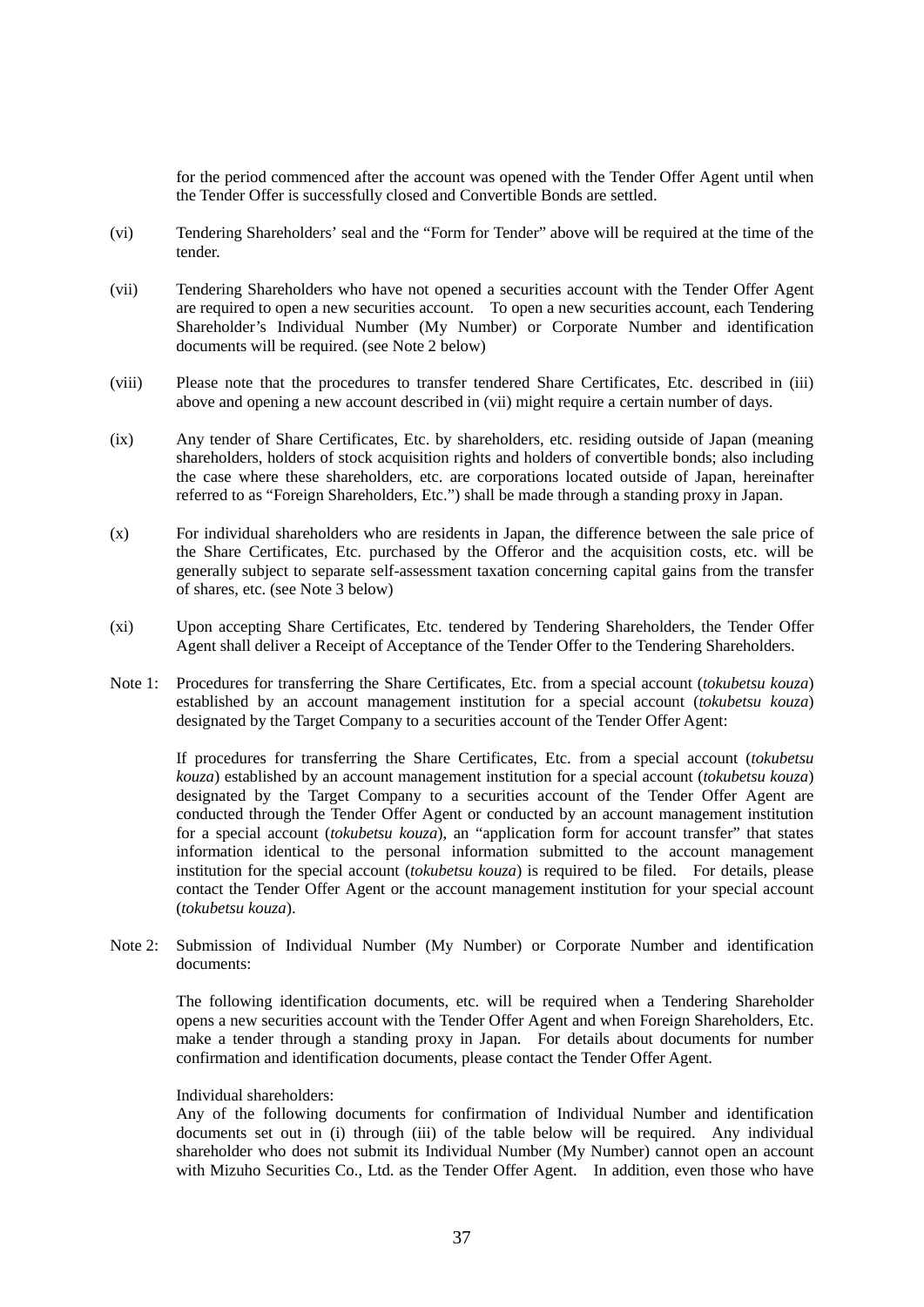for the period commenced after the account was opened with the Tender Offer Agent until when the Tender Offer is successfully closed and Convertible Bonds are settled.

(vi) Tendering Shareholders' seal and the "Form for Tender" above will be required at the time of the tender.

(vii) Tendering Shareholders who have not opened a securities account with the Tender Offer Agent are required to open a new securities account. To open a new securities account, each Tendering Shareholder's Individual Number (My Number) or Corporate Number and identification documents will be required. (see Note 2 below)

(viii) Please note that the procedures to transfer tendered Share Certificates, Etc. described in (iii) above and opening a new account described in (vii) might require a certain number of days.

(ix) Any tender of Share Certificates, Etc. by shareholders, etc. residing outside of Japan (meaning shareholders, holders of stock acquisition rights and holders of convertible bonds; also including the case where these shareholders, etc. are corporations located outside of Japan, hereinafter referred to as "Foreign Shareholders, Etc.") shall be made through a standing proxy in Japan.

(x) For individual shareholders who are residents in Japan, the difference between the sale price of the Share Certificates, Etc. purchased by the Offeror and the acquisition costs, etc. will be generally subject to separate self-assessment taxation concerning capital gains from the transfer of shares, etc. (see Note 3 below)

(xi) Upon accepting Share Certificates, Etc. tendered by Tendering Shareholders, the Tender Offer Agent shall deliver a Receipt of Acceptance of the Tender Offer to the Tendering Shareholders.

Note 1: Procedures for transferring the Share Certificates, Etc. from a special account (*tokubetsu kouza*) established by an account management institution for a special account (*tokubetsu kouza*) designated by the Target Company to a securities account of the Tender Offer Agent:

If procedures for transferring the Share Certificates, Etc. from a special account (*tokubetsu kouza*) established by an account management institution for a special account (*tokubetsu kouza*) designated by the Target Company to a securities account of the Tender Offer Agent are conducted through the Tender Offer Agent or conducted by an account management institution for a special account (*tokubetsu kouza*), an "application form for account transfer" that states information identical to the personal information submitted to the account management institution for the special account (*tokubetsu kouza*) is required to be filed. For details, please contact the Tender Offer Agent or the account management institution for your special account (*tokubetsu kouza*).

Note 2: Submission of Individual Number (My Number) or Corporate Number and identification documents:

The following identification documents, etc. will be required when a Tendering Shareholder opens a new securities account with the Tender Offer Agent and when Foreign Shareholders, Etc. make a tender through a standing proxy in Japan. For details about documents for number confirmation and identification documents, please contact the Tender Offer Agent.

Individual shareholders:
Any of the following documents for confirmation of Individual Number and identification documents set out in (i) through (iii) of the table below will be required. Any individual shareholder who does not submit its Individual Number (My Number) cannot open an account with Mizuho Securities Co., Ltd. as the Tender Offer Agent. In addition, even those who have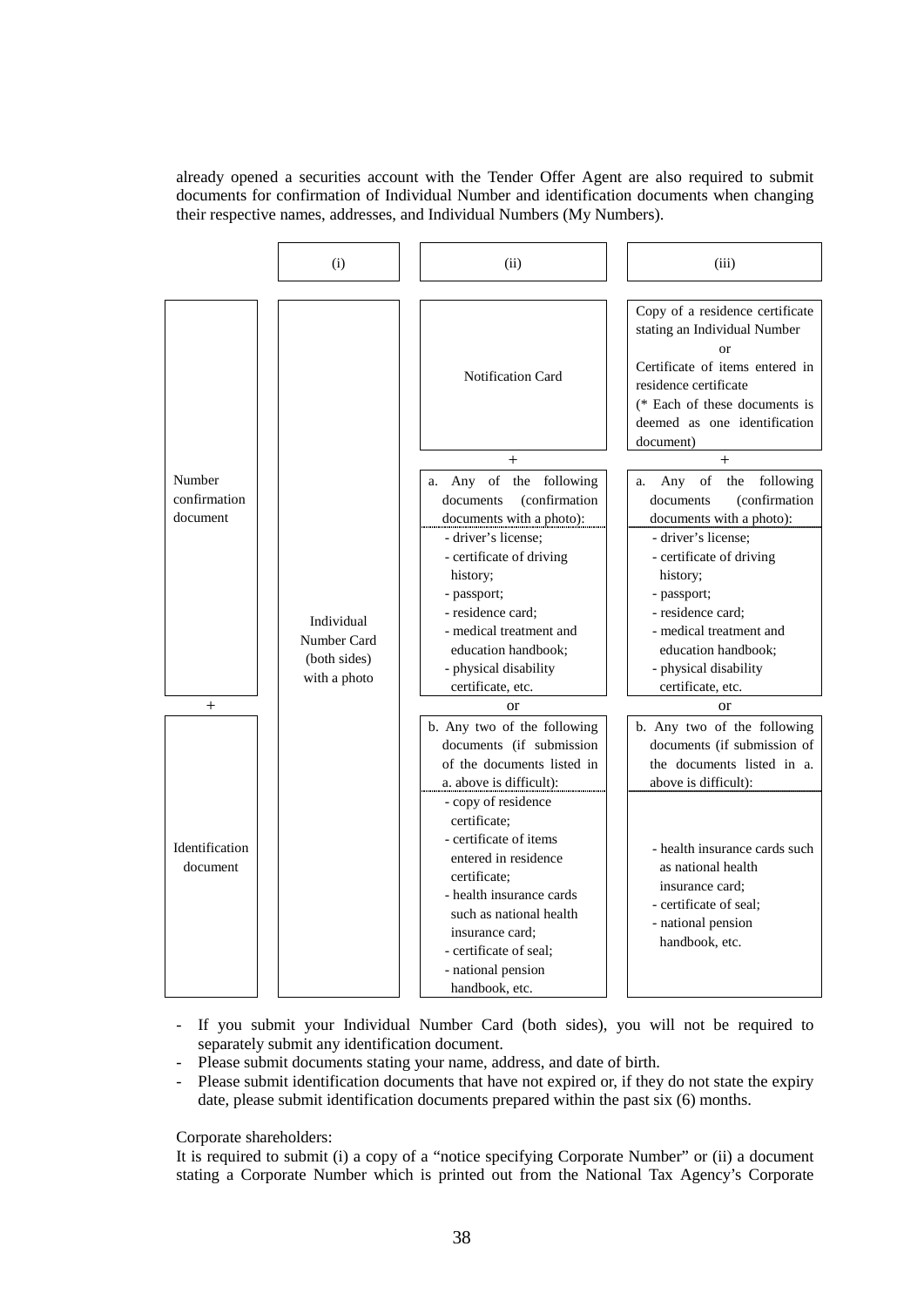already opened a securities account with the Tender Offer Agent are also required to submit documents for confirmation of Individual Number and identification documents when changing their respective names, addresses, and Individual Numbers (My Numbers).

| | (i) | (ii) | (iii) |
|---|---|---|---|
| Number confirmation document | Individual Number Card (both sides) with a photo | Notification Card | Copy of a residence certificate stating an Individual Number<br>or<br>Certificate of items entered in residence certificate<br>(* Each of these documents is deemed as one identification document) |
| + | | + | + |
| Identification document | | a. Any of the following documents (confirmation documents with a photo):<br>- driver's license;<br>- certificate of driving history;<br>- passport;<br>- residence card;<br>- medical treatment and education handbook;<br>- physical disability certificate, etc.<br>or<br>b. Any two of the following documents (if submission of the documents listed in a. above is difficult):<br>- copy of residence certificate;<br>- certificate of items entered in residence certificate;<br>- health insurance cards such as national health insurance card;<br>- certificate of seal;<br>- national pension handbook, etc. | a. Any of the following documents (confirmation documents with a photo):<br>- driver's license;<br>- certificate of driving history;<br>- passport;<br>- residence card;<br>- medical treatment and education handbook;<br>- physical disability certificate, etc.<br>or<br>b. Any two of the following documents (if submission of the documents listed in a. above is difficult):<br>- health insurance cards such as national health insurance card;<br>- certificate of seal;<br>- national pension handbook, etc. |

- If you submit your Individual Number Card (both sides), you will not be required to separately submit any identification document.
- Please submit documents stating your name, address, and date of birth.
- Please submit identification documents that have not expired or, if they do not state the expiry date, please submit identification documents prepared within the past six (6) months.

Corporate shareholders:

It is required to submit (i) a copy of a "notice specifying Corporate Number" or (ii) a document stating a Corporate Number which is printed out from the National Tax Agency's Corporate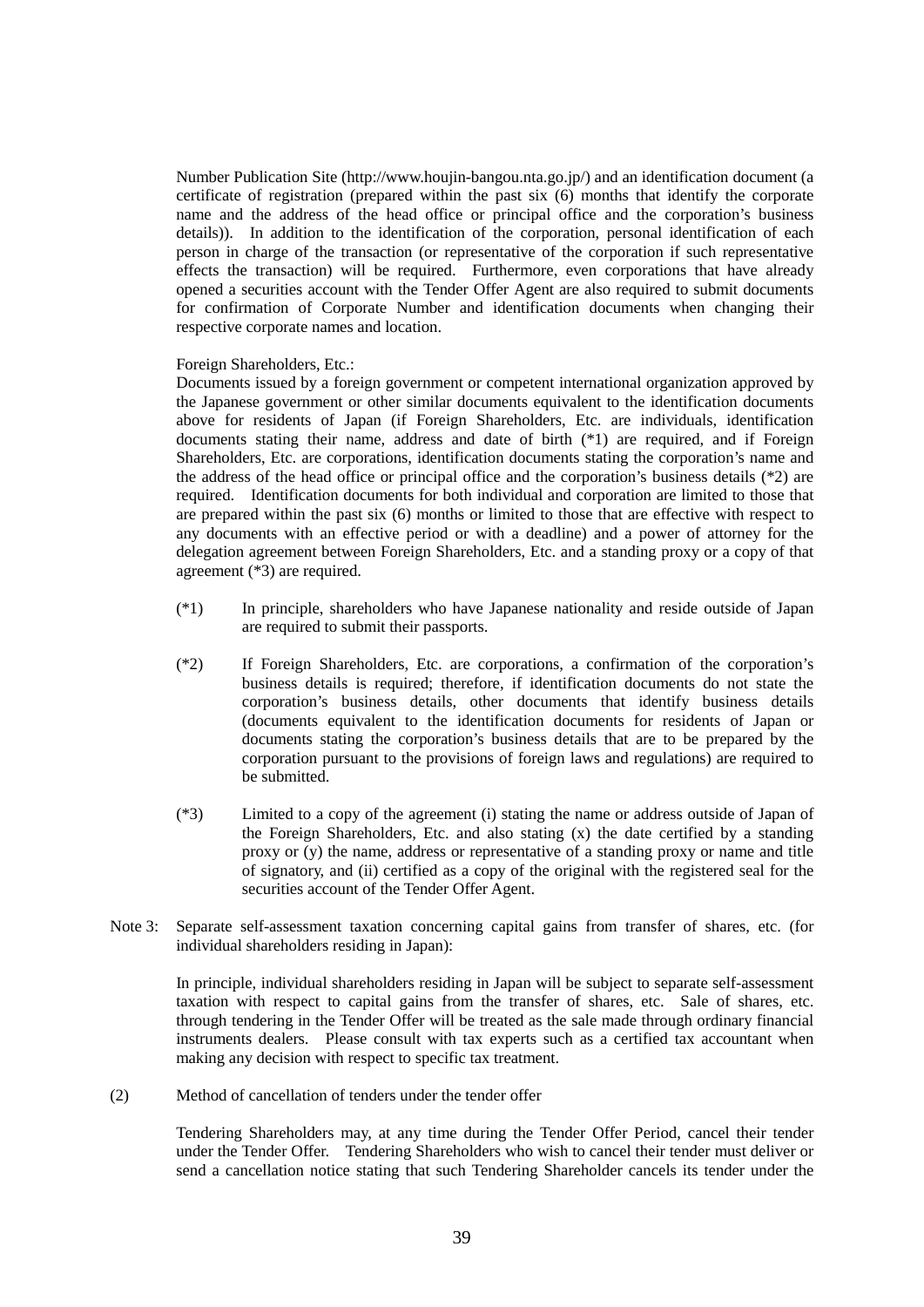Number Publication Site (http://www.houjin-bangou.nta.go.jp/) and an identification document (a certificate of registration (prepared within the past six (6) months that identify the corporate name and the address of the head office or principal office and the corporation's business details)). In addition to the identification of the corporation, personal identification of each person in charge of the transaction (or representative of the corporation if such representative effects the transaction) will be required. Furthermore, even corporations that have already opened a securities account with the Tender Offer Agent are also required to submit documents for confirmation of Corporate Number and identification documents when changing their respective corporate names and location.

Foreign Shareholders, Etc.:

Documents issued by a foreign government or competent international organization approved by the Japanese government or other similar documents equivalent to the identification documents above for residents of Japan (if Foreign Shareholders, Etc. are individuals, identification documents stating their name, address and date of birth (*1) are required, and if Foreign Shareholders, Etc. are corporations, identification documents stating the corporation's name and the address of the head office or principal office and the corporation's business details (*2) are required. Identification documents for both individual and corporation are limited to those that are prepared within the past six (6) months or limited to those that are effective with respect to any documents with an effective period or with a deadline) and a power of attorney for the delegation agreement between Foreign Shareholders, Etc. and a standing proxy or a copy of that agreement (*3) are required.

(*1) In principle, shareholders who have Japanese nationality and reside outside of Japan are required to submit their passports.

(*2) If Foreign Shareholders, Etc. are corporations, a confirmation of the corporation's business details is required; therefore, if identification documents do not state the corporation's business details, other documents that identify business details (documents equivalent to the identification documents for residents of Japan or documents stating the corporation's business details that are to be prepared by the corporation pursuant to the provisions of foreign laws and regulations) are required to be submitted.

(*3) Limited to a copy of the agreement (i) stating the name or address outside of Japan of the Foreign Shareholders, Etc. and also stating (x) the date certified by a standing proxy or (y) the name, address or representative of a standing proxy or name and title of signatory, and (ii) certified as a copy of the original with the registered seal for the securities account of the Tender Offer Agent.

Note 3: Separate self-assessment taxation concerning capital gains from transfer of shares, etc. (for individual shareholders residing in Japan):

In principle, individual shareholders residing in Japan will be subject to separate self-assessment taxation with respect to capital gains from the transfer of shares, etc. Sale of shares, etc. through tendering in the Tender Offer will be treated as the sale made through ordinary financial instruments dealers. Please consult with tax experts such as a certified tax accountant when making any decision with respect to specific tax treatment.

(2) Method of cancellation of tenders under the tender offer

Tendering Shareholders may, at any time during the Tender Offer Period, cancel their tender under the Tender Offer. Tendering Shareholders who wish to cancel their tender must deliver or send a cancellation notice stating that such Tendering Shareholder cancels its tender under the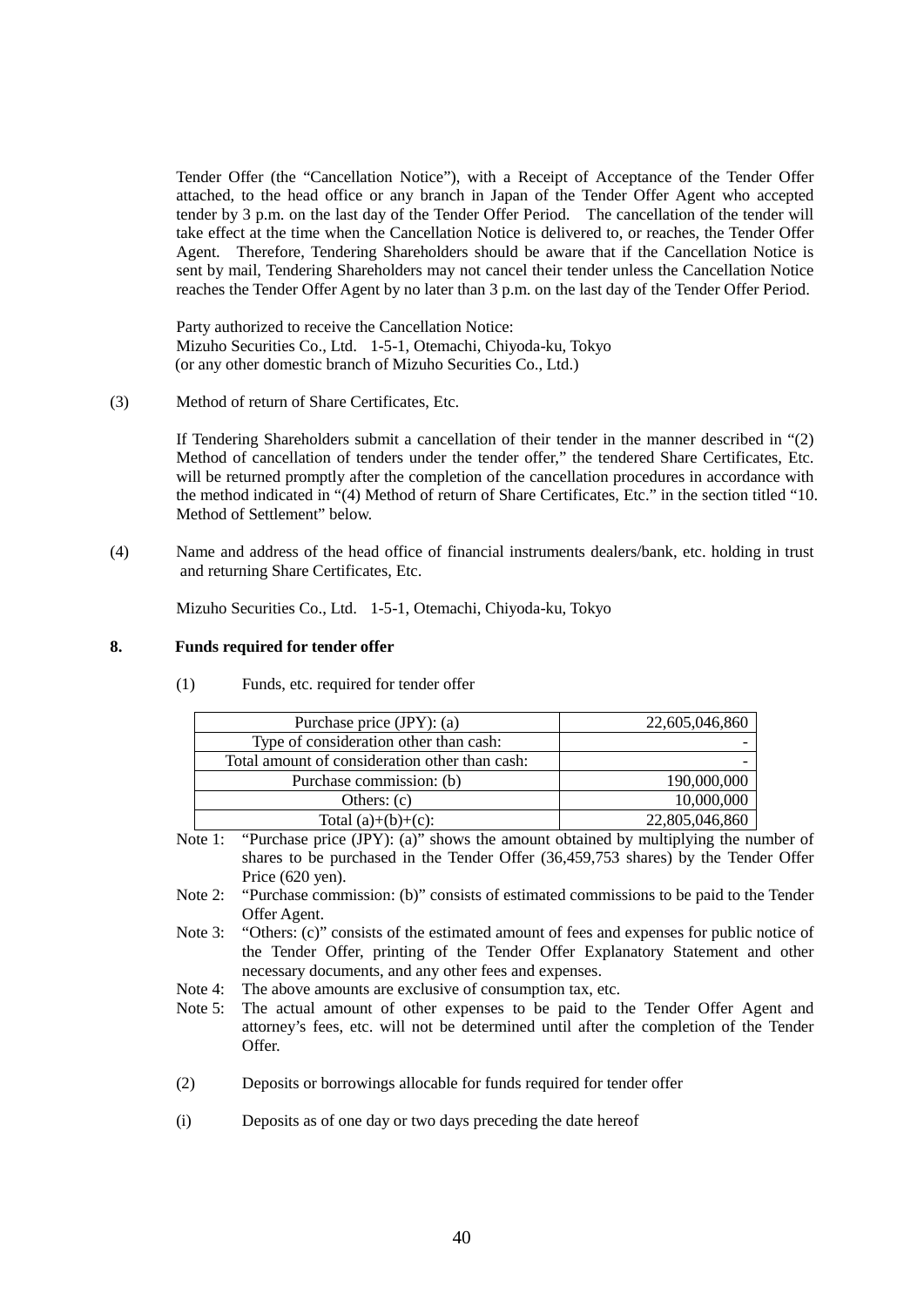Tender Offer (the "Cancellation Notice"), with a Receipt of Acceptance of the Tender Offer attached, to the head office or any branch in Japan of the Tender Offer Agent who accepted tender by 3 p.m. on the last day of the Tender Offer Period. The cancellation of the tender will take effect at the time when the Cancellation Notice is delivered to, or reaches, the Tender Offer Agent. Therefore, Tendering Shareholders should be aware that if the Cancellation Notice is sent by mail, Tendering Shareholders may not cancel their tender unless the Cancellation Notice reaches the Tender Offer Agent by no later than 3 p.m. on the last day of the Tender Offer Period.

Party authorized to receive the Cancellation Notice:
Mizuho Securities Co., Ltd. 1-5-1, Otemachi, Chiyoda-ku, Tokyo
(or any other domestic branch of Mizuho Securities Co., Ltd.)

(3) Method of return of Share Certificates, Etc.

If Tendering Shareholders submit a cancellation of their tender in the manner described in "(2) Method of cancellation of tenders under the tender offer," the tendered Share Certificates, Etc. will be returned promptly after the completion of the cancellation procedures in accordance with the method indicated in "(4) Method of return of Share Certificates, Etc." in the section titled "10. Method of Settlement" below.

(4) Name and address of the head office of financial instruments dealers/bank, etc. holding in trust and returning Share Certificates, Etc.

Mizuho Securities Co., Ltd. 1-5-1, Otemachi, Chiyoda-ku, Tokyo

## 8. Funds required for tender offer

(1) Funds, etc. required for tender offer

| Item | Amount |
|---|---|
| Purchase price (JPY): (a) | 22,605,046,860 |
| Type of consideration other than cash: | - |
| Total amount of consideration other than cash: | - |
| Purchase commission: (b) | 190,000,000 |
| Others: (c) | 10,000,000 |
| Total (a)+(b)+(c): | 22,805,046,860 |

Note 1: "Purchase price (JPY): (a)" shows the amount obtained by multiplying the number of shares to be purchased in the Tender Offer (36,459,753 shares) by the Tender Offer Price (620 yen).

Note 2: "Purchase commission: (b)" consists of estimated commissions to be paid to the Tender Offer Agent.

Note 3: "Others: (c)" consists of the estimated amount of fees and expenses for public notice of the Tender Offer, printing of the Tender Offer Explanatory Statement and other necessary documents, and any other fees and expenses.

Note 4: The above amounts are exclusive of consumption tax, etc.

Note 5: The actual amount of other expenses to be paid to the Tender Offer Agent and attorney's fees, etc. will not be determined until after the completion of the Tender Offer.

(2) Deposits or borrowings allocable for funds required for tender offer

(i) Deposits as of one day or two days preceding the date hereof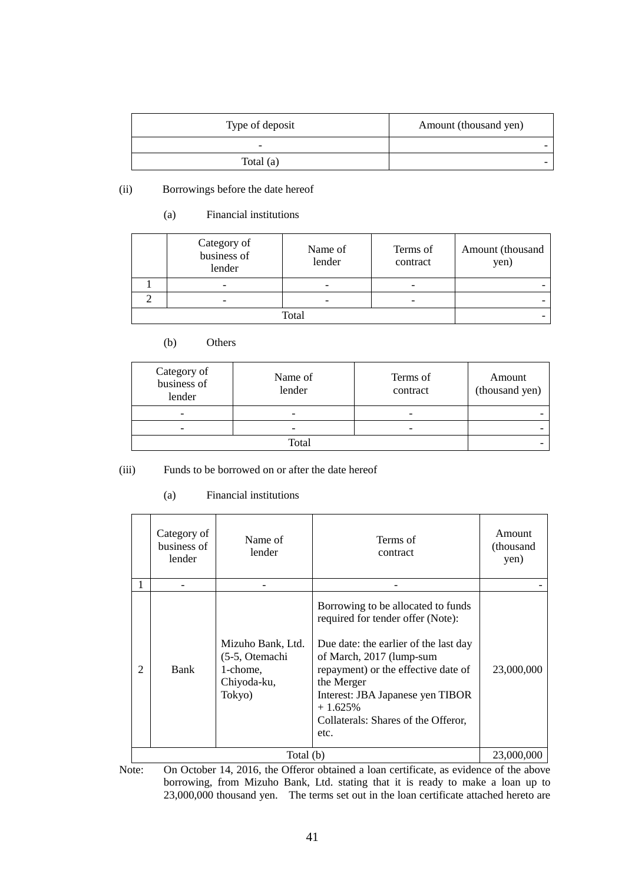| Type of deposit | Amount (thousand yen) |
| --- | --- |
| - | - |
| Total (a) | - |

(ii) Borrowings before the date hereof

(a) Financial institutions

| | Category of business of lender | Name of lender | Terms of contract | Amount (thousand yen) |
| --- | --- | --- | --- | --- |
| 1 | - | - | - | - |
| 2 | - | - | - | - |
| Total | | | | - |

(b) Others

| Category of business of lender | Name of lender | Terms of contract | Amount (thousand yen) |
| --- | --- | --- | --- |
| - | - | - | - |
| - | - | - | - |
| Total | | | - |

(iii) Funds to be borrowed on or after the date hereof

(a) Financial institutions

| | Category of business of lender | Name of lender | Terms of contract | Amount (thousand yen) |
| --- | --- | --- | --- | --- |
| 1 | - | - | - | - |
| 2 | Bank | Mizuho Bank, Ltd. (5-5, Otemachi 1-chome, Chiyoda-ku, Tokyo) | Borrowing to be allocated to funds required for tender offer (Note):<br><br>Due date: the earlier of the last day of March, 2017 (lump-sum repayment) or the effective date of the Merger<br>Interest: JBA Japanese yen TIBOR + 1.625%<br>Collaterals: Shares of the Offeror, etc. | 23,000,000 |
| Total (b) | | | | 23,000,000 |

Note: On October 14, 2016, the Offeror obtained a loan certificate, as evidence of the above borrowing, from Mizuho Bank, Ltd. stating that it is ready to make a loan up to 23,000,000 thousand yen. The terms set out in the loan certificate attached hereto are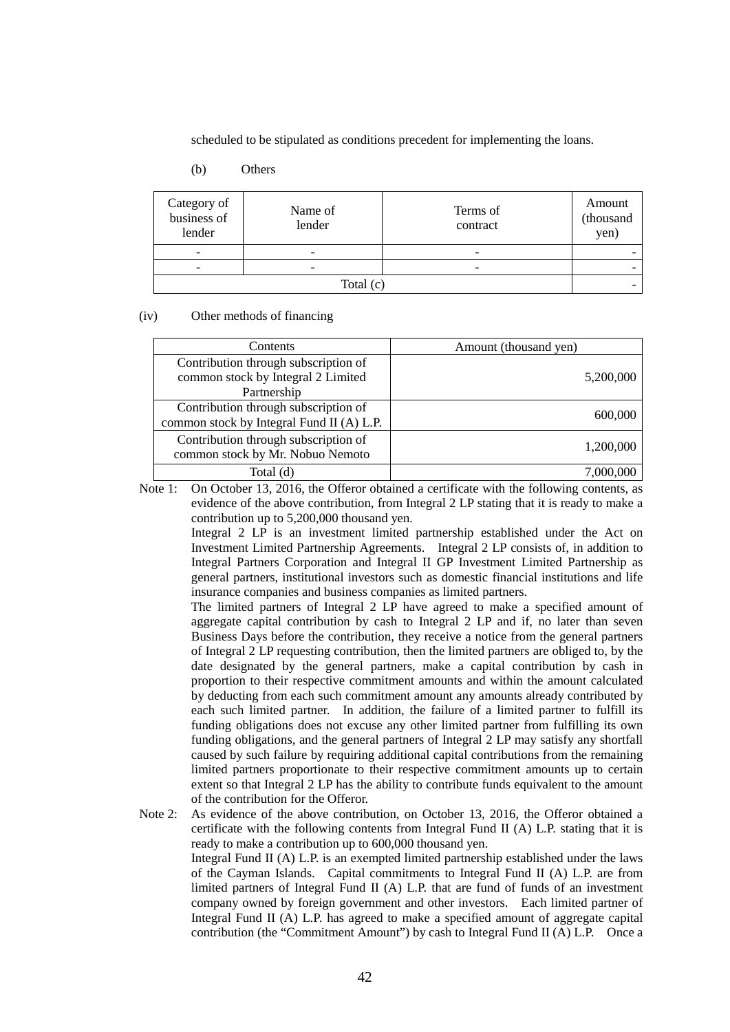scheduled to be stipulated as conditions precedent for implementing the loans.

(b) Others

| Category of business of lender | Name of lender | Terms of contract | Amount (thousand yen) |
|---|---|---|---|
| - | - | - | - |
| - | - | - | - |
| Total (c) | | | - |

(iv) Other methods of financing

| Contents | Amount (thousand yen) |
|---|---|
| Contribution through subscription of common stock by Integral 2 Limited Partnership | 5,200,000 |
| Contribution through subscription of common stock by Integral Fund II (A) L.P. | 600,000 |
| Contribution through subscription of common stock by Mr. Nobuo Nemoto | 1,200,000 |
| Total (d) | 7,000,000 |

Note 1: On October 13, 2016, the Offeror obtained a certificate with the following contents, as evidence of the above contribution, from Integral 2 LP stating that it is ready to make a contribution up to 5,200,000 thousand yen.

Integral 2 LP is an investment limited partnership established under the Act on Investment Limited Partnership Agreements. Integral 2 LP consists of, in addition to Integral Partners Corporation and Integral II GP Investment Limited Partnership as general partners, institutional investors such as domestic financial institutions and life insurance companies and business companies as limited partners.

The limited partners of Integral 2 LP have agreed to make a specified amount of aggregate capital contribution by cash to Integral 2 LP and if, no later than seven Business Days before the contribution, they receive a notice from the general partners of Integral 2 LP requesting contribution, then the limited partners are obliged to, by the date designated by the general partners, make a capital contribution by cash in proportion to their respective commitment amounts and within the amount calculated by deducting from each such commitment amount any amounts already contributed by each such limited partner. In addition, the failure of a limited partner to fulfill its funding obligations does not excuse any other limited partner from fulfilling its own funding obligations, and the general partners of Integral 2 LP may satisfy any shortfall caused by such failure by requiring additional capital contributions from the remaining limited partners proportionate to their respective commitment amounts up to certain extent so that Integral 2 LP has the ability to contribute funds equivalent to the amount of the contribution for the Offeror.

Note 2: As evidence of the above contribution, on October 13, 2016, the Offeror obtained a certificate with the following contents from Integral Fund II (A) L.P. stating that it is ready to make a contribution up to 600,000 thousand yen.

Integral Fund II (A) L.P. is an exempted limited partnership established under the laws of the Cayman Islands. Capital commitments to Integral Fund II (A) L.P. are from limited partners of Integral Fund II (A) L.P. that are fund of funds of an investment company owned by foreign government and other investors. Each limited partner of Integral Fund II (A) L.P. has agreed to make a specified amount of aggregate capital contribution (the "Commitment Amount") by cash to Integral Fund II (A) L.P. Once a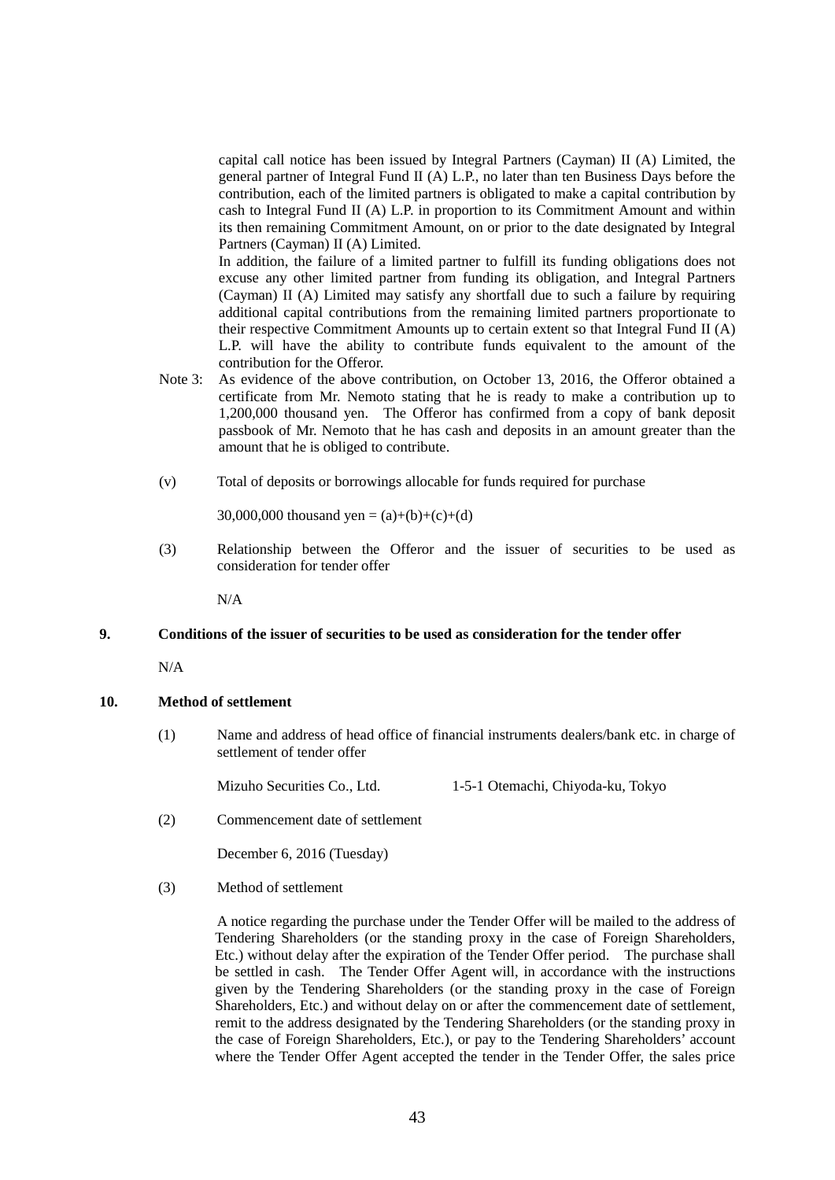capital call notice has been issued by Integral Partners (Cayman) II (A) Limited, the general partner of Integral Fund II (A) L.P., no later than ten Business Days before the contribution, each of the limited partners is obligated to make a capital contribution by cash to Integral Fund II (A) L.P. in proportion to its Commitment Amount and within its then remaining Commitment Amount, on or prior to the date designated by Integral Partners (Cayman) II (A) Limited.

In addition, the failure of a limited partner to fulfill its funding obligations does not excuse any other limited partner from funding its obligation, and Integral Partners (Cayman) II (A) Limited may satisfy any shortfall due to such a failure by requiring additional capital contributions from the remaining limited partners proportionate to their respective Commitment Amounts up to certain extent so that Integral Fund II (A) L.P. will have the ability to contribute funds equivalent to the amount of the contribution for the Offeror.

Note 3: As evidence of the above contribution, on October 13, 2016, the Offeror obtained a certificate from Mr. Nemoto stating that he is ready to make a contribution up to 1,200,000 thousand yen. The Offeror has confirmed from a copy of bank deposit passbook of Mr. Nemoto that he has cash and deposits in an amount greater than the amount that he is obliged to contribute.

(v) Total of deposits or borrowings allocable for funds required for purchase

30,000,000 thousand yen = (a)+(b)+(c)+(d)

(3) Relationship between the Offeror and the issuer of securities to be used as consideration for tender offer

N/A

## 9. Conditions of the issuer of securities to be used as consideration for the tender offer

N/A

## 10. Method of settlement

(1) Name and address of head office of financial instruments dealers/bank etc. in charge of settlement of tender offer

Mizuho Securities Co., Ltd. 1-5-1 Otemachi, Chiyoda-ku, Tokyo

(2) Commencement date of settlement

December 6, 2016 (Tuesday)

(3) Method of settlement

A notice regarding the purchase under the Tender Offer will be mailed to the address of Tendering Shareholders (or the standing proxy in the case of Foreign Shareholders, Etc.) without delay after the expiration of the Tender Offer period. The purchase shall be settled in cash. The Tender Offer Agent will, in accordance with the instructions given by the Tendering Shareholders (or the standing proxy in the case of Foreign Shareholders, Etc.) and without delay on or after the commencement date of settlement, remit to the address designated by the Tendering Shareholders (or the standing proxy in the case of Foreign Shareholders, Etc.), or pay to the Tendering Shareholders' account where the Tender Offer Agent accepted the tender in the Tender Offer, the sales price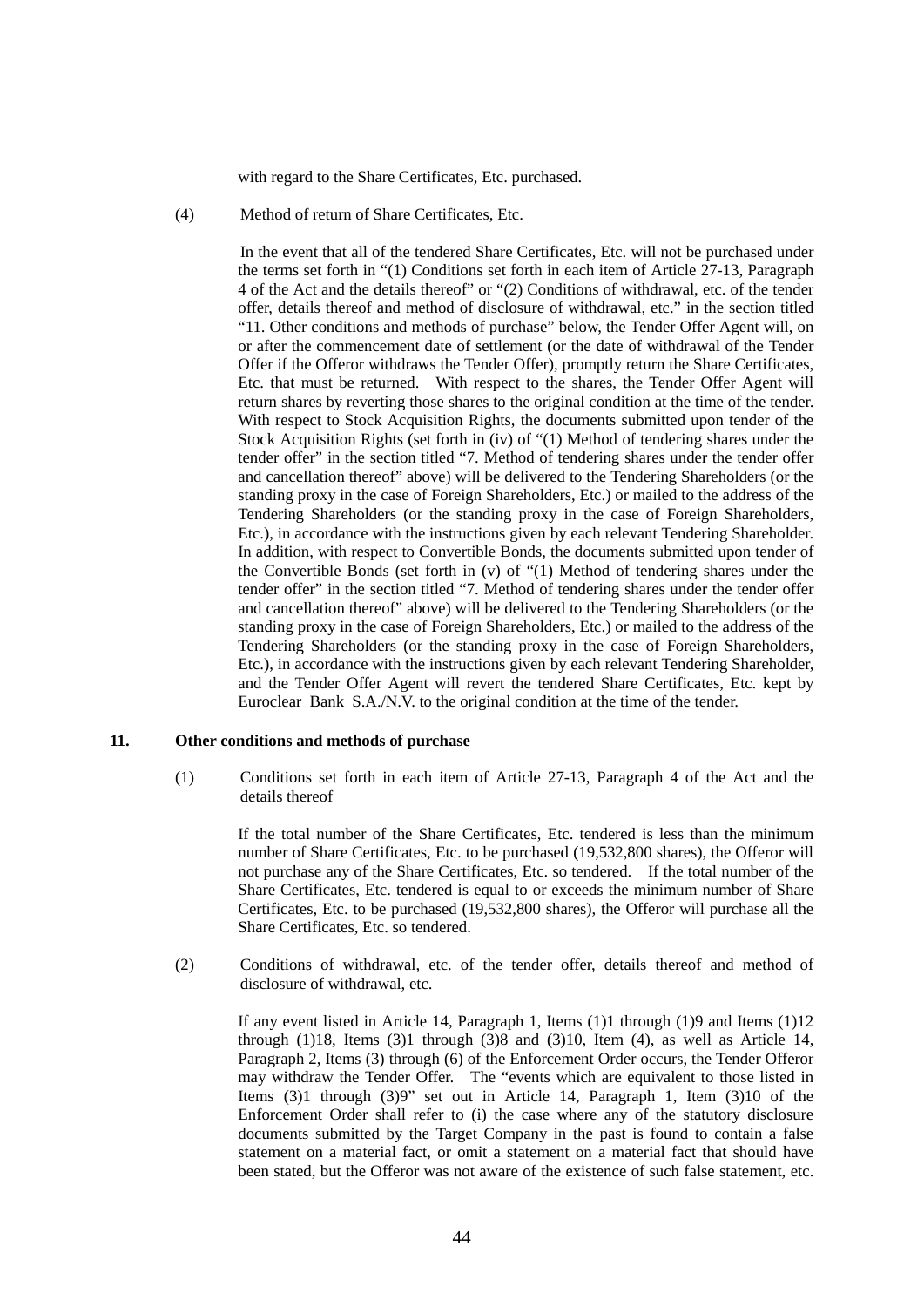with regard to the Share Certificates, Etc. purchased.

(4) Method of return of Share Certificates, Etc.

In the event that all of the tendered Share Certificates, Etc. will not be purchased under the terms set forth in "(1) Conditions set forth in each item of Article 27-13, Paragraph 4 of the Act and the details thereof" or "(2) Conditions of withdrawal, etc. of the tender offer, details thereof and method of disclosure of withdrawal, etc." in the section titled "11. Other conditions and methods of purchase" below, the Tender Offer Agent will, on or after the commencement date of settlement (or the date of withdrawal of the Tender Offer if the Offeror withdraws the Tender Offer), promptly return the Share Certificates, Etc. that must be returned. With respect to the shares, the Tender Offer Agent will return shares by reverting those shares to the original condition at the time of the tender. With respect to Stock Acquisition Rights, the documents submitted upon tender of the Stock Acquisition Rights (set forth in (iv) of "(1) Method of tendering shares under the tender offer" in the section titled "7. Method of tendering shares under the tender offer and cancellation thereof" above) will be delivered to the Tendering Shareholders (or the standing proxy in the case of Foreign Shareholders, Etc.) or mailed to the address of the Tendering Shareholders (or the standing proxy in the case of Foreign Shareholders, Etc.), in accordance with the instructions given by each relevant Tendering Shareholder. In addition, with respect to Convertible Bonds, the documents submitted upon tender of the Convertible Bonds (set forth in (v) of "(1) Method of tendering shares under the tender offer" in the section titled "7. Method of tendering shares under the tender offer and cancellation thereof" above) will be delivered to the Tendering Shareholders (or the standing proxy in the case of Foreign Shareholders, Etc.) or mailed to the address of the Tendering Shareholders (or the standing proxy in the case of Foreign Shareholders, Etc.), in accordance with the instructions given by each relevant Tendering Shareholder, and the Tender Offer Agent will revert the tendered Share Certificates, Etc. kept by Euroclear Bank S.A./N.V. to the original condition at the time of the tender.

## 11. Other conditions and methods of purchase

(1) Conditions set forth in each item of Article 27-13, Paragraph 4 of the Act and the details thereof

If the total number of the Share Certificates, Etc. tendered is less than the minimum number of Share Certificates, Etc. to be purchased (19,532,800 shares), the Offeror will not purchase any of the Share Certificates, Etc. so tendered. If the total number of the Share Certificates, Etc. tendered is equal to or exceeds the minimum number of Share Certificates, Etc. to be purchased (19,532,800 shares), the Offeror will purchase all the Share Certificates, Etc. so tendered.

(2) Conditions of withdrawal, etc. of the tender offer, details thereof and method of disclosure of withdrawal, etc.

If any event listed in Article 14, Paragraph 1, Items (1)1 through (1)9 and Items (1)12 through (1)18, Items (3)1 through (3)8 and (3)10, Item (4), as well as Article 14, Paragraph 2, Items (3) through (6) of the Enforcement Order occurs, the Tender Offeror may withdraw the Tender Offer. The "events which are equivalent to those listed in Items (3)1 through (3)9" set out in Article 14, Paragraph 1, Item (3)10 of the Enforcement Order shall refer to (i) the case where any of the statutory disclosure documents submitted by the Target Company in the past is found to contain a false statement on a material fact, or omit a statement on a material fact that should have been stated, but the Offeror was not aware of the existence of such false statement, etc.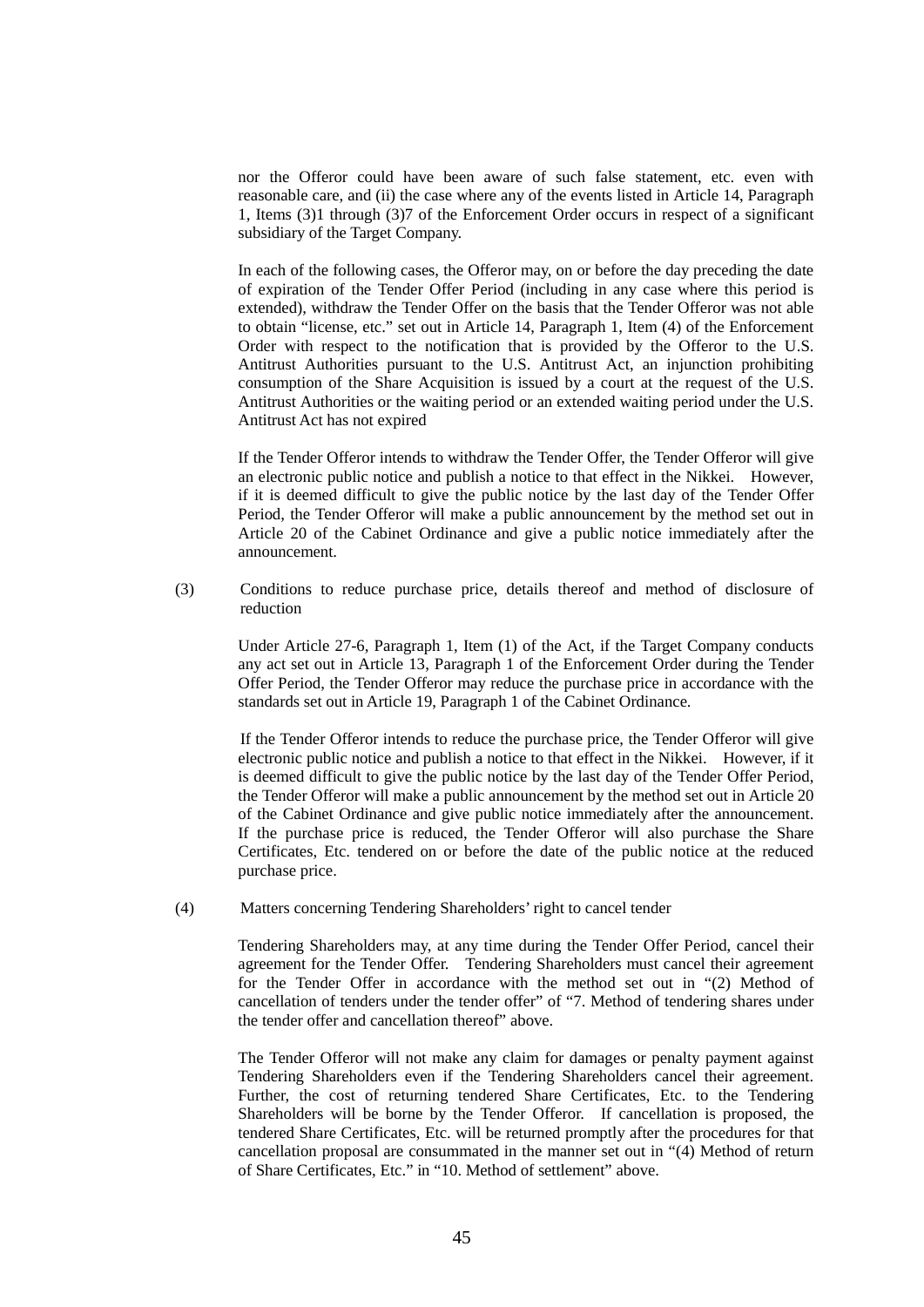nor the Offeror could have been aware of such false statement, etc. even with reasonable care, and (ii) the case where any of the events listed in Article 14, Paragraph 1, Items (3)1 through (3)7 of the Enforcement Order occurs in respect of a significant subsidiary of the Target Company.

In each of the following cases, the Offeror may, on or before the day preceding the date of expiration of the Tender Offer Period (including in any case where this period is extended), withdraw the Tender Offer on the basis that the Tender Offeror was not able to obtain "license, etc." set out in Article 14, Paragraph 1, Item (4) of the Enforcement Order with respect to the notification that is provided by the Offeror to the U.S. Antitrust Authorities pursuant to the U.S. Antitrust Act, an injunction prohibiting consumption of the Share Acquisition is issued by a court at the request of the U.S. Antitrust Authorities or the waiting period or an extended waiting period under the U.S. Antitrust Act has not expired

If the Tender Offeror intends to withdraw the Tender Offer, the Tender Offeror will give an electronic public notice and publish a notice to that effect in the Nikkei. However, if it is deemed difficult to give the public notice by the last day of the Tender Offer Period, the Tender Offeror will make a public announcement by the method set out in Article 20 of the Cabinet Ordinance and give a public notice immediately after the announcement.

(3) Conditions to reduce purchase price, details thereof and method of disclosure of reduction

Under Article 27-6, Paragraph 1, Item (1) of the Act, if the Target Company conducts any act set out in Article 13, Paragraph 1 of the Enforcement Order during the Tender Offer Period, the Tender Offeror may reduce the purchase price in accordance with the standards set out in Article 19, Paragraph 1 of the Cabinet Ordinance.

If the Tender Offeror intends to reduce the purchase price, the Tender Offeror will give electronic public notice and publish a notice to that effect in the Nikkei. However, if it is deemed difficult to give the public notice by the last day of the Tender Offer Period, the Tender Offeror will make a public announcement by the method set out in Article 20 of the Cabinet Ordinance and give public notice immediately after the announcement. If the purchase price is reduced, the Tender Offeror will also purchase the Share Certificates, Etc. tendered on or before the date of the public notice at the reduced purchase price.

(4) Matters concerning Tendering Shareholders' right to cancel tender

Tendering Shareholders may, at any time during the Tender Offer Period, cancel their agreement for the Tender Offer. Tendering Shareholders must cancel their agreement for the Tender Offer in accordance with the method set out in "(2) Method of cancellation of tenders under the tender offer" of "7. Method of tendering shares under the tender offer and cancellation thereof" above.

The Tender Offeror will not make any claim for damages or penalty payment against Tendering Shareholders even if the Tendering Shareholders cancel their agreement. Further, the cost of returning tendered Share Certificates, Etc. to the Tendering Shareholders will be borne by the Tender Offeror. If cancellation is proposed, the tendered Share Certificates, Etc. will be returned promptly after the procedures for that cancellation proposal are consummated in the manner set out in "(4) Method of return of Share Certificates, Etc." in "10. Method of settlement" above.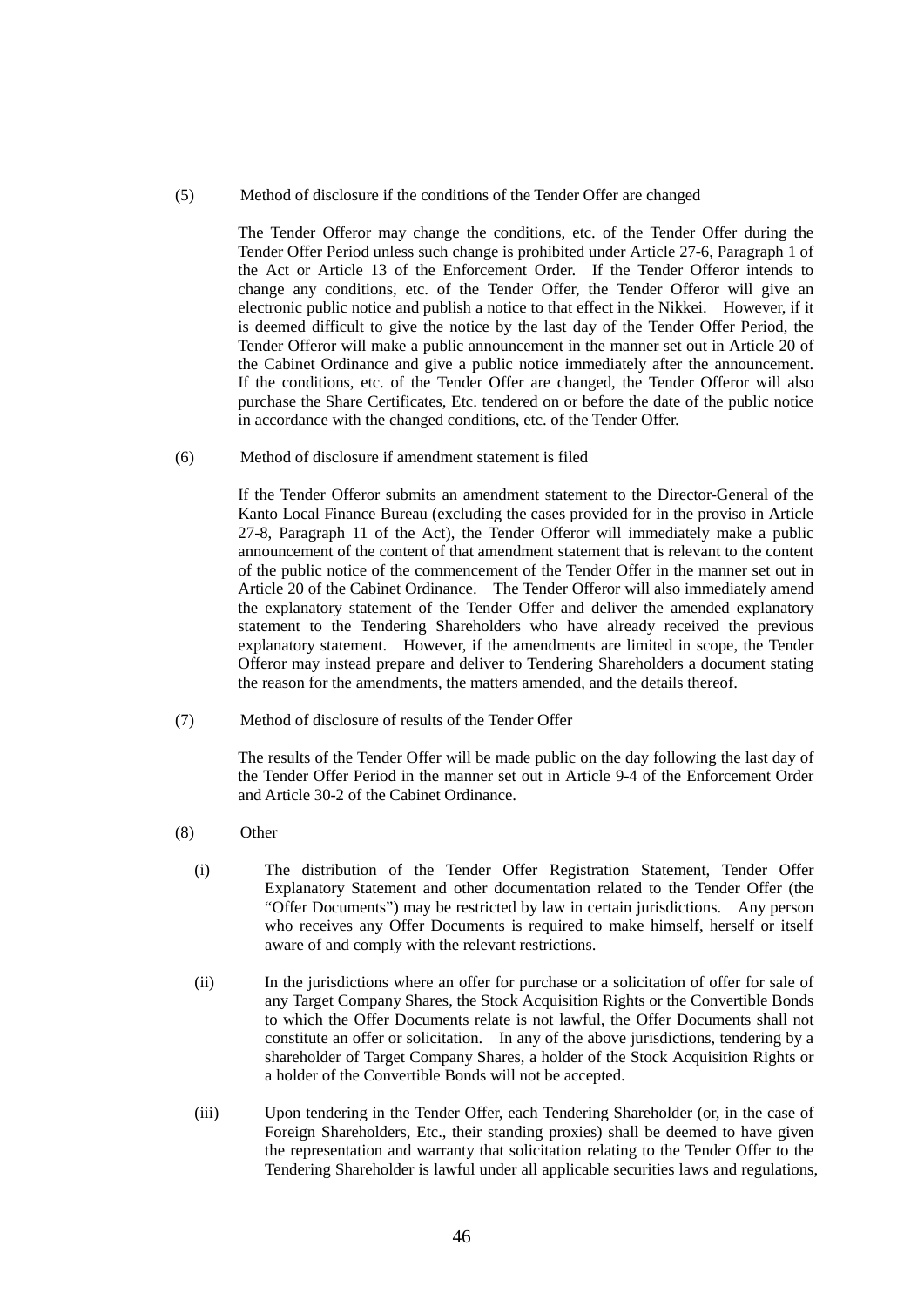(5) Method of disclosure if the conditions of the Tender Offer are changed

The Tender Offeror may change the conditions, etc. of the Tender Offer during the Tender Offer Period unless such change is prohibited under Article 27-6, Paragraph 1 of the Act or Article 13 of the Enforcement Order. If the Tender Offeror intends to change any conditions, etc. of the Tender Offer, the Tender Offeror will give an electronic public notice and publish a notice to that effect in the Nikkei. However, if it is deemed difficult to give the notice by the last day of the Tender Offer Period, the Tender Offeror will make a public announcement in the manner set out in Article 20 of the Cabinet Ordinance and give a public notice immediately after the announcement. If the conditions, etc. of the Tender Offer are changed, the Tender Offeror will also purchase the Share Certificates, Etc. tendered on or before the date of the public notice in accordance with the changed conditions, etc. of the Tender Offer.

(6) Method of disclosure if amendment statement is filed

If the Tender Offeror submits an amendment statement to the Director-General of the Kanto Local Finance Bureau (excluding the cases provided for in the proviso in Article 27-8, Paragraph 11 of the Act), the Tender Offeror will immediately make a public announcement of the content of that amendment statement that is relevant to the content of the public notice of the commencement of the Tender Offer in the manner set out in Article 20 of the Cabinet Ordinance. The Tender Offeror will also immediately amend the explanatory statement of the Tender Offer and deliver the amended explanatory statement to the Tendering Shareholders who have already received the previous explanatory statement. However, if the amendments are limited in scope, the Tender Offeror may instead prepare and deliver to Tendering Shareholders a document stating the reason for the amendments, the matters amended, and the details thereof.

(7) Method of disclosure of results of the Tender Offer

The results of the Tender Offer will be made public on the day following the last day of the Tender Offer Period in the manner set out in Article 9-4 of the Enforcement Order and Article 30-2 of the Cabinet Ordinance.

(8) Other

(i) The distribution of the Tender Offer Registration Statement, Tender Offer Explanatory Statement and other documentation related to the Tender Offer (the "Offer Documents") may be restricted by law in certain jurisdictions. Any person who receives any Offer Documents is required to make himself, herself or itself aware of and comply with the relevant restrictions.

(ii) In the jurisdictions where an offer for purchase or a solicitation of offer for sale of any Target Company Shares, the Stock Acquisition Rights or the Convertible Bonds to which the Offer Documents relate is not lawful, the Offer Documents shall not constitute an offer or solicitation. In any of the above jurisdictions, tendering by a shareholder of Target Company Shares, a holder of the Stock Acquisition Rights or a holder of the Convertible Bonds will not be accepted.

(iii) Upon tendering in the Tender Offer, each Tendering Shareholder (or, in the case of Foreign Shareholders, Etc., their standing proxies) shall be deemed to have given the representation and warranty that solicitation relating to the Tender Offer to the Tendering Shareholder is lawful under all applicable securities laws and regulations,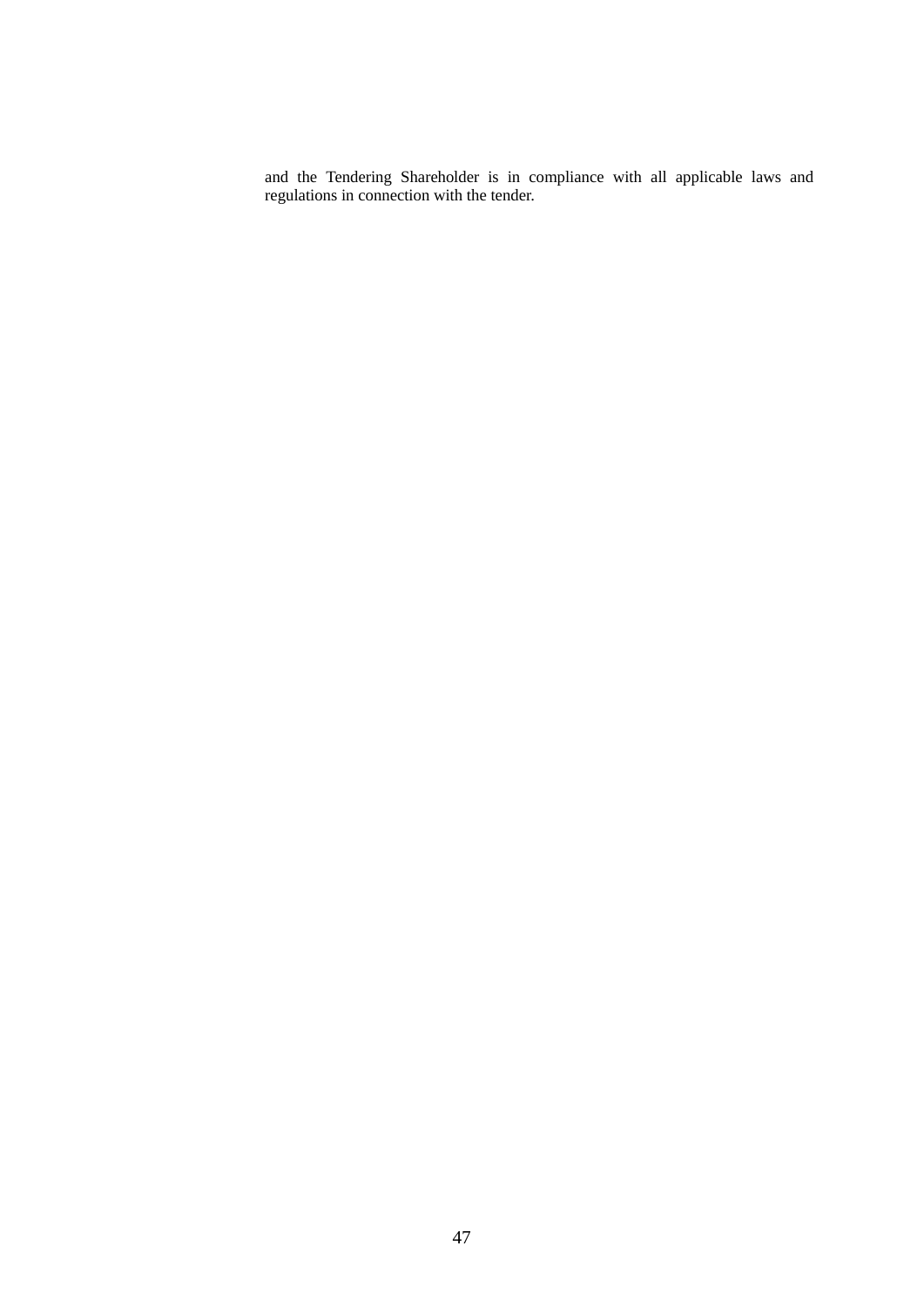and the Tendering Shareholder is in compliance with all applicable laws and regulations in connection with the tender.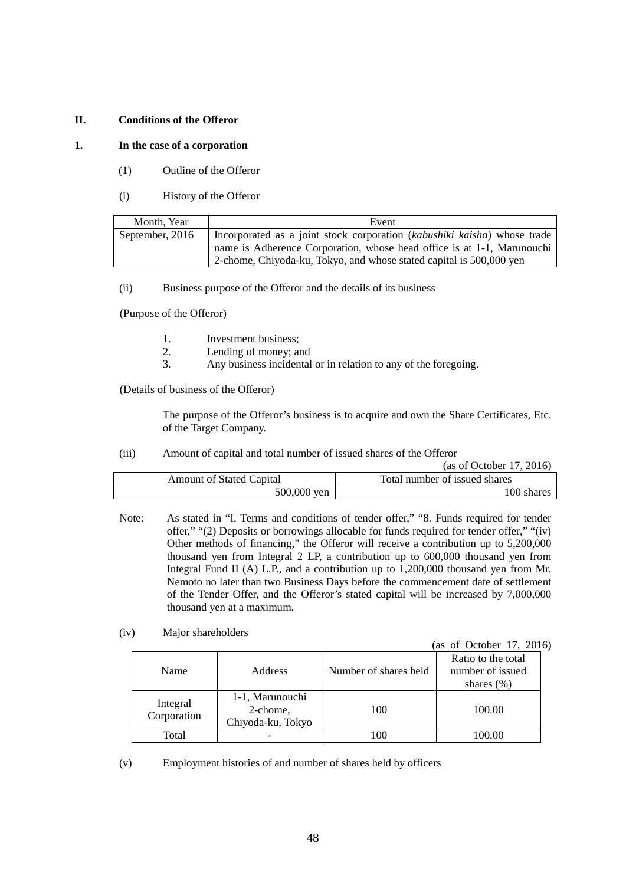## II. Conditions of the Offeror

### 1. In the case of a corporation

(1) Outline of the Offeror

(i) History of the Offeror

| Month, Year | Event |
|---|---|
| September, 2016 | Incorporated as a joint stock corporation (*kabushiki kaisha*) whose trade name is Adherence Corporation, whose head office is at 1-1, Marunouchi 2-chome, Chiyoda-ku, Tokyo, and whose stated capital is 500,000 yen |

(ii) Business purpose of the Offeror and the details of its business

(Purpose of the Offeror)

1. Investment business;
2. Lending of money; and
3. Any business incidental or in relation to any of the foregoing.

(Details of business of the Offeror)

The purpose of the Offeror's business is to acquire and own the Share Certificates, Etc. of the Target Company.

(iii) Amount of capital and total number of issued shares of the Offeror

(as of October 17, 2016)

| Amount of Stated Capital | Total number of issued shares |
|---|---|
| 500,000 yen | 100 shares |

Note: As stated in "I. Terms and conditions of tender offer," "8. Funds required for tender offer," "(2) Deposits or borrowings allocable for funds required for tender offer," "(iv) Other methods of financing," the Offeror will receive a contribution up to 5,200,000 thousand yen from Integral 2 LP, a contribution up to 600,000 thousand yen from Integral Fund II (A) L.P., and a contribution up to 1,200,000 thousand yen from Mr. Nemoto no later than two Business Days before the commencement date of settlement of the Tender Offer, and the Offeror's stated capital will be increased by 7,000,000 thousand yen at a maximum.

(iv) Major shareholders

(as of October 17, 2016)

| Name | Address | Number of shares held | Ratio to the total number of issued shares (%) |
|---|---|---|---|
| Integral Corporation | 1-1, Marunouchi 2-chome, Chiyoda-ku, Tokyo | 100 | 100.00 |
| Total | - | 100 | 100.00 |

(v) Employment histories of and number of shares held by officers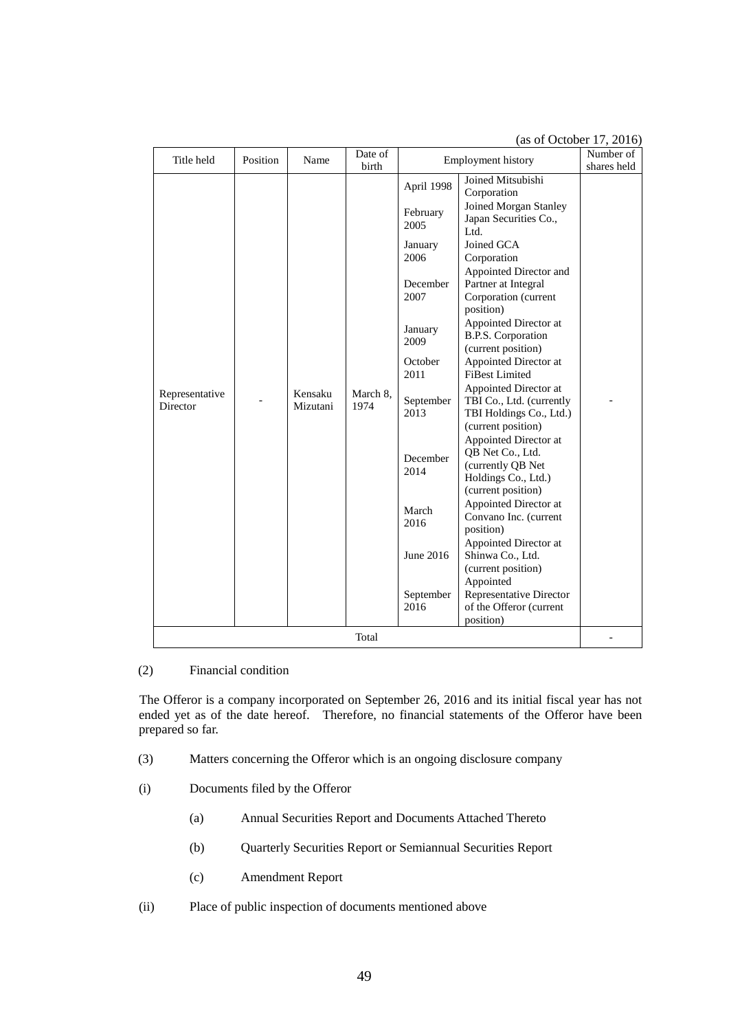(as of October 17, 2016)

| Title held | Position | Name | Date of birth | Employment history | | Number of shares held |
|---|---|---|---|---|---|---|
| Representative Director | - | Kensaku Mizutani | March 8, 1974 | April 1998 | Joined Mitsubishi Corporation | - |
| | | | | February 2005 | Joined Morgan Stanley Japan Securities Co., Ltd. | |
| | | | | January 2006 | Joined GCA Corporation | |
| | | | | December 2007 | Appointed Director and Partner at Integral Corporation (current position) | |
| | | | | January 2009 | Appointed Director at B.P.S. Corporation (current position) | |
| | | | | October 2011 | Appointed Director at FiBest Limited | |
| | | | | September 2013 | Appointed Director at TBI Co., Ltd. (currently TBI Holdings Co., Ltd.) (current position) | |
| | | | | December 2014 | Appointed Director at QB Net Co., Ltd. (currently QB Net Holdings Co., Ltd.) (current position) | |
| | | | | March 2016 | Appointed Director at Convano Inc. (current position) | |
| | | | | June 2016 | Appointed Director at Shinwa Co., Ltd. (current position) | |
| | | | | September 2016 | Appointed Representative Director of the Offeror (current position) | |
| Total | | | | | | - |

(2) Financial condition

The Offeror is a company incorporated on September 26, 2016 and its initial fiscal year has not ended yet as of the date hereof. Therefore, no financial statements of the Offeror have been prepared so far.

(3) Matters concerning the Offeror which is an ongoing disclosure company

(i) Documents filed by the Offeror

(a) Annual Securities Report and Documents Attached Thereto

(b) Quarterly Securities Report or Semiannual Securities Report

(c) Amendment Report

(ii) Place of public inspection of documents mentioned above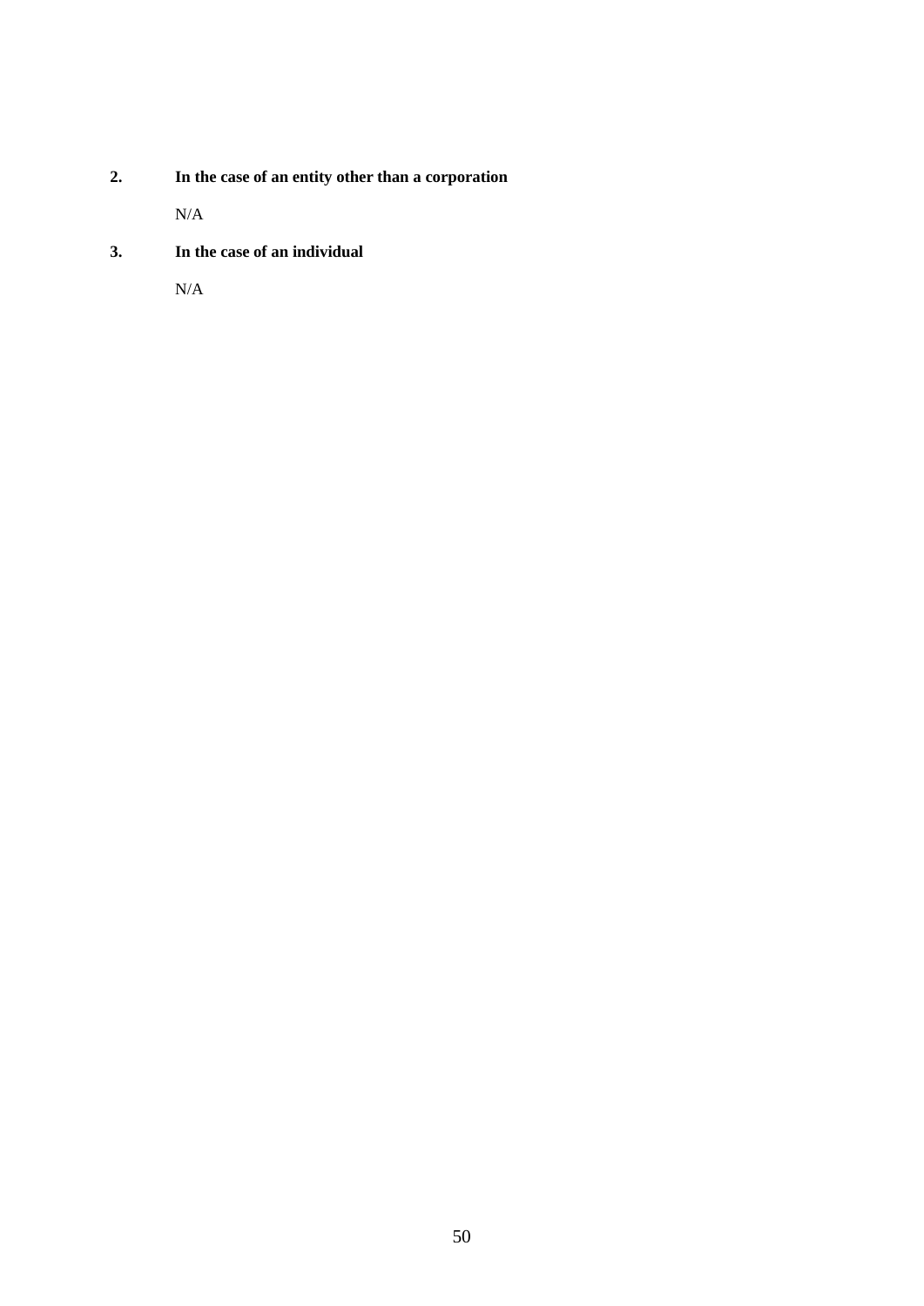**2. In the case of an entity other than a corporation**

N/A

**3. In the case of an individual**

N/A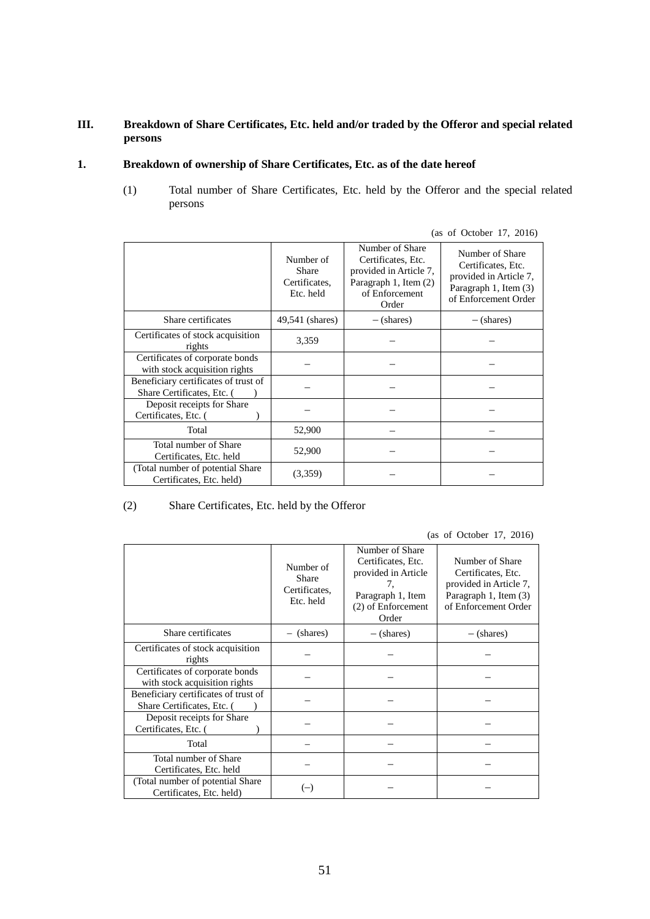## III. Breakdown of Share Certificates, Etc. held and/or traded by the Offeror and special related persons

### 1. Breakdown of ownership of Share Certificates, Etc. as of the date hereof

(1) Total number of Share Certificates, Etc. held by the Offeror and the special related persons

(as of October 17, 2016)

| | Number of Share Certificates, Etc. held | Number of Share Certificates, Etc. provided in Article 7, Paragraph 1, Item (2) of Enforcement Order | Number of Share Certificates, Etc. provided in Article 7, Paragraph 1, Item (3) of Enforcement Order |
|---|---|---|---|
| Share certificates | 49,541 (shares) | – (shares) | – (shares) |
| Certificates of stock acquisition rights | 3,359 | – | – |
| Certificates of corporate bonds with stock acquisition rights | – | – | – |
| Beneficiary certificates of trust of Share Certificates, Etc. ( ) | – | – | – |
| Deposit receipts for Share Certificates, Etc. ( ) | – | – | – |
| Total | 52,900 | – | – |
| Total number of Share Certificates, Etc. held | 52,900 | – | – |
| (Total number of potential Share Certificates, Etc. held) | (3,359) | – | – |

(2) Share Certificates, Etc. held by the Offeror

(as of October 17, 2016)

| | Number of Share Certificates, Etc. held | Number of Share Certificates, Etc. provided in Article 7, Paragraph 1, Item (2) of Enforcement Order | Number of Share Certificates, Etc. provided in Article 7, Paragraph 1, Item (3) of Enforcement Order |
|---|---|---|---|
| Share certificates | – (shares) | – (shares) | – (shares) |
| Certificates of stock acquisition rights | – | – | – |
| Certificates of corporate bonds with stock acquisition rights | – | – | – |
| Beneficiary certificates of trust of Share Certificates, Etc. ( ) | – | – | – |
| Deposit receipts for Share Certificates, Etc. ( ) | – | – | – |
| Total | – | – | – |
| Total number of Share Certificates, Etc. held | – | – | – |
| (Total number of potential Share Certificates, Etc. held) | (–) | – | – |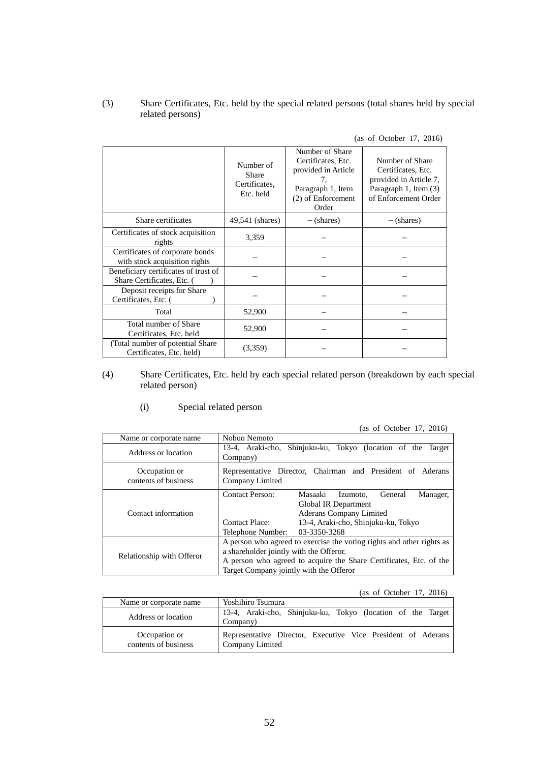(3) Share Certificates, Etc. held by the special related persons (total shares held by special related persons)

(as of October 17, 2016)

| | Number of Share Certificates, Etc. held | Number of Share Certificates, Etc. provided in Article 7, Paragraph 1, Item (2) of Enforcement Order | Number of Share Certificates, Etc. provided in Article 7, Paragraph 1, Item (3) of Enforcement Order |
|---|---|---|---|
| Share certificates | 49,541 (shares) | – (shares) | – (shares) |
| Certificates of stock acquisition rights | 3,359 | – | – |
| Certificates of corporate bonds with stock acquisition rights | – | – | – |
| Beneficiary certificates of trust of Share Certificates, Etc. ( ) | – | – | – |
| Deposit receipts for Share Certificates, Etc. ( ) | – | – | – |
| Total | 52,900 | – | – |
| Total number of Share Certificates, Etc. held | 52,900 | – | – |
| (Total number of potential Share Certificates, Etc. held) | (3,359) | – | – |

(4) Share Certificates, Etc. held by each special related person (breakdown by each special related person)

(i) Special related person

(as of October 17, 2016)

| Name or corporate name | Nobuo Nemoto |
|---|---|
| Address or location | 13-4, Araki-cho, Shinjuku-ku, Tokyo (location of the Target Company) |
| Occupation or contents of business | Representative Director, Chairman and President of Aderans Company Limited |
| Contact information | Contact Person: Masaaki Izumoto, General Manager, Global IR Department Aderans Company Limited<br>Contact Place: 13-4, Araki-cho, Shinjuku-ku, Tokyo<br>Telephone Number: 03-3350-3268 |
| Relationship with Offeror | A person who agreed to exercise the voting rights and other rights as a shareholder jointly with the Offeror.<br>A person who agreed to acquire the Share Certificates, Etc. of the Target Company jointly with the Offeror |

(as of October 17, 2016)

| Name or corporate name | Yoshihiro Tsumura |
|---|---|
| Address or location | 13-4, Araki-cho, Shinjuku-ku, Tokyo (location of the Target Company) |
| Occupation or contents of business | Representative Director, Executive Vice President of Aderans Company Limited |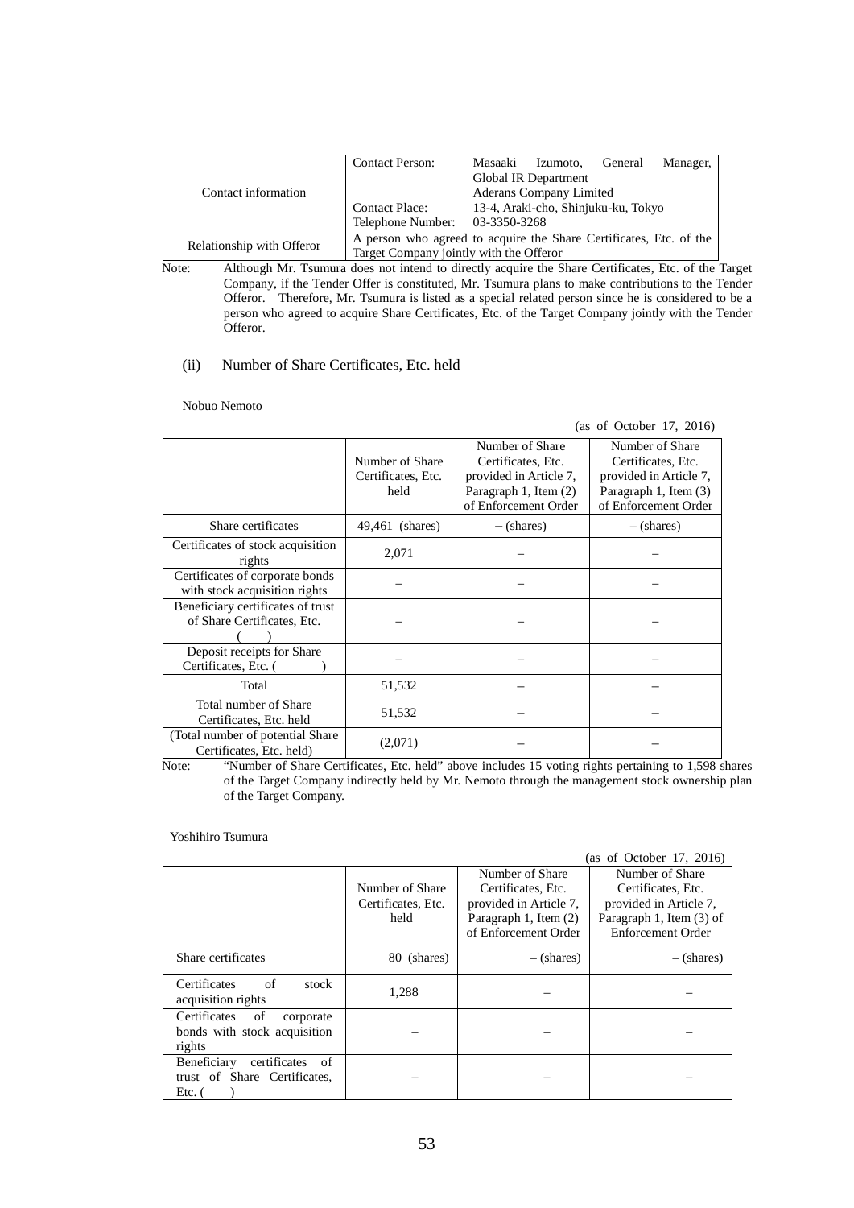| Contact information | Contact Person: Masaaki Izumoto, General Manager, Global IR Department<br>Aderans Company Limited<br>Contact Place: 13-4, Araki-cho, Shinjuku-ku, Tokyo<br>Telephone Number: 03-3350-3268 |
|---|---|
| Relationship with Offeror | A person who agreed to acquire the Share Certificates, Etc. of the Target Company jointly with the Offeror |

Note: Although Mr. Tsumura does not intend to directly acquire the Share Certificates, Etc. of the Target Company, if the Tender Offer is constituted, Mr. Tsumura plans to make contributions to the Tender Offeror. Therefore, Mr. Tsumura is listed as a special related person since he is considered to be a person who agreed to acquire Share Certificates, Etc. of the Target Company jointly with the Tender Offeror.

(ii) Number of Share Certificates, Etc. held

Nobuo Nemoto

(as of October 17, 2016)

| | Number of Share Certificates, Etc. held | Number of Share Certificates, Etc. provided in Article 7, Paragraph 1, Item (2) of Enforcement Order | Number of Share Certificates, Etc. provided in Article 7, Paragraph 1, Item (3) of Enforcement Order |
|---|---|---|---|
| Share certificates | 49,461 (shares) | – (shares) | – (shares) |
| Certificates of stock acquisition rights | 2,071 | – | – |
| Certificates of corporate bonds with stock acquisition rights | – | – | – |
| Beneficiary certificates of trust of Share Certificates, Etc. ( ) | – | – | – |
| Deposit receipts for Share Certificates, Etc. ( ) | – | – | – |
| Total | 51,532 | – | – |
| Total number of Share Certificates, Etc. held | 51,532 | – | – |
| (Total number of potential Share Certificates, Etc. held) | (2,071) | – | – |

Note: "Number of Share Certificates, Etc. held" above includes 15 voting rights pertaining to 1,598 shares of the Target Company indirectly held by Mr. Nemoto through the management stock ownership plan of the Target Company.

Yoshihiro Tsumura

(as of October 17, 2016)

| | Number of Share Certificates, Etc. held | Number of Share Certificates, Etc. provided in Article 7, Paragraph 1, Item (2) of Enforcement Order | Number of Share Certificates, Etc. provided in Article 7, Paragraph 1, Item (3) of Enforcement Order |
|---|---|---|---|
| Share certificates | 80 (shares) | – (shares) | – (shares) |
| Certificates of stock acquisition rights | 1,288 | – | – |
| Certificates of corporate bonds with stock acquisition rights | – | – | – |
| Beneficiary certificates of trust of Share Certificates, Etc. ( ) | – | – | – |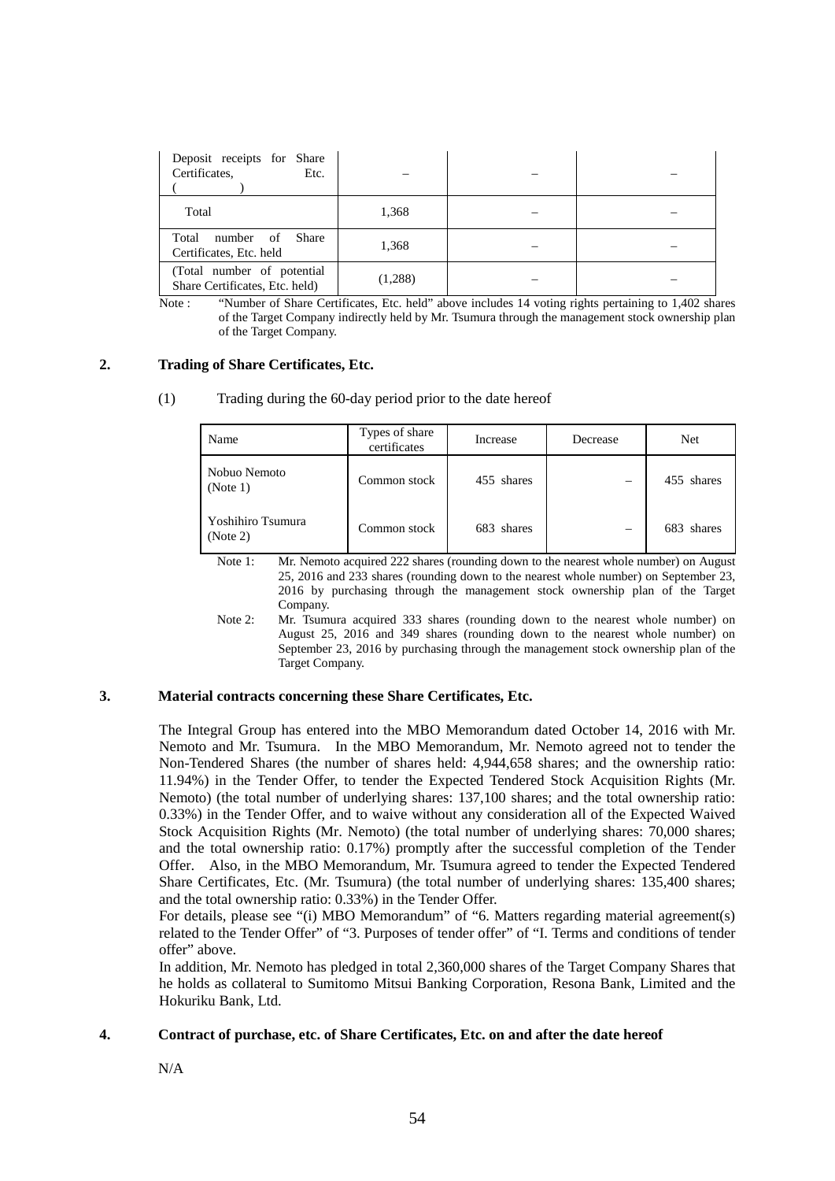| | | | |
|---|---|---|---|
| Deposit receipts for Share Certificates, Etc. ( ) | – | – | – |
| Total | 1,368 | – | – |
| Total number of Share Certificates, Etc. held | 1,368 | – | – |
| (Total number of potential Share Certificates, Etc. held) | (1,288) | – | – |

Note : "Number of Share Certificates, Etc. held" above includes 14 voting rights pertaining to 1,402 shares of the Target Company indirectly held by Mr. Tsumura through the management stock ownership plan of the Target Company.

## 2. Trading of Share Certificates, Etc.

(1) Trading during the 60-day period prior to the date hereof

| Name | Types of share certificates | Increase | Decrease | Net |
|---|---|---|---|---|
| Nobuo Nemoto (Note 1) | Common stock | 455 shares | – | 455 shares |
| Yoshihiro Tsumura (Note 2) | Common stock | 683 shares | – | 683 shares |

Note 1: Mr. Nemoto acquired 222 shares (rounding down to the nearest whole number) on August 25, 2016 and 233 shares (rounding down to the nearest whole number) on September 23, 2016 by purchasing through the management stock ownership plan of the Target Company.

Note 2: Mr. Tsumura acquired 333 shares (rounding down to the nearest whole number) on August 25, 2016 and 349 shares (rounding down to the nearest whole number) on September 23, 2016 by purchasing through the management stock ownership plan of the Target Company.

## 3. Material contracts concerning these Share Certificates, Etc.

The Integral Group has entered into the MBO Memorandum dated October 14, 2016 with Mr. Nemoto and Mr. Tsumura. In the MBO Memorandum, Mr. Nemoto agreed not to tender the Non-Tendered Shares (the number of shares held: 4,944,658 shares; and the ownership ratio: 11.94%) in the Tender Offer, to tender the Expected Tendered Stock Acquisition Rights (Mr. Nemoto) (the total number of underlying shares: 137,100 shares; and the total ownership ratio: 0.33%) in the Tender Offer, and to waive without any consideration all of the Expected Waived Stock Acquisition Rights (Mr. Nemoto) (the total number of underlying shares: 70,000 shares; and the total ownership ratio: 0.17%) promptly after the successful completion of the Tender Offer. Also, in the MBO Memorandum, Mr. Tsumura agreed to tender the Expected Tendered Share Certificates, Etc. (Mr. Tsumura) (the total number of underlying shares: 135,400 shares; and the total ownership ratio: 0.33%) in the Tender Offer.

For details, please see "(i) MBO Memorandum" of "6. Matters regarding material agreement(s) related to the Tender Offer" of "3. Purposes of tender offer" of "I. Terms and conditions of tender offer" above.

In addition, Mr. Nemoto has pledged in total 2,360,000 shares of the Target Company Shares that he holds as collateral to Sumitomo Mitsui Banking Corporation, Resona Bank, Limited and the Hokuriku Bank, Ltd.

## 4. Contract of purchase, etc. of Share Certificates, Etc. on and after the date hereof

N/A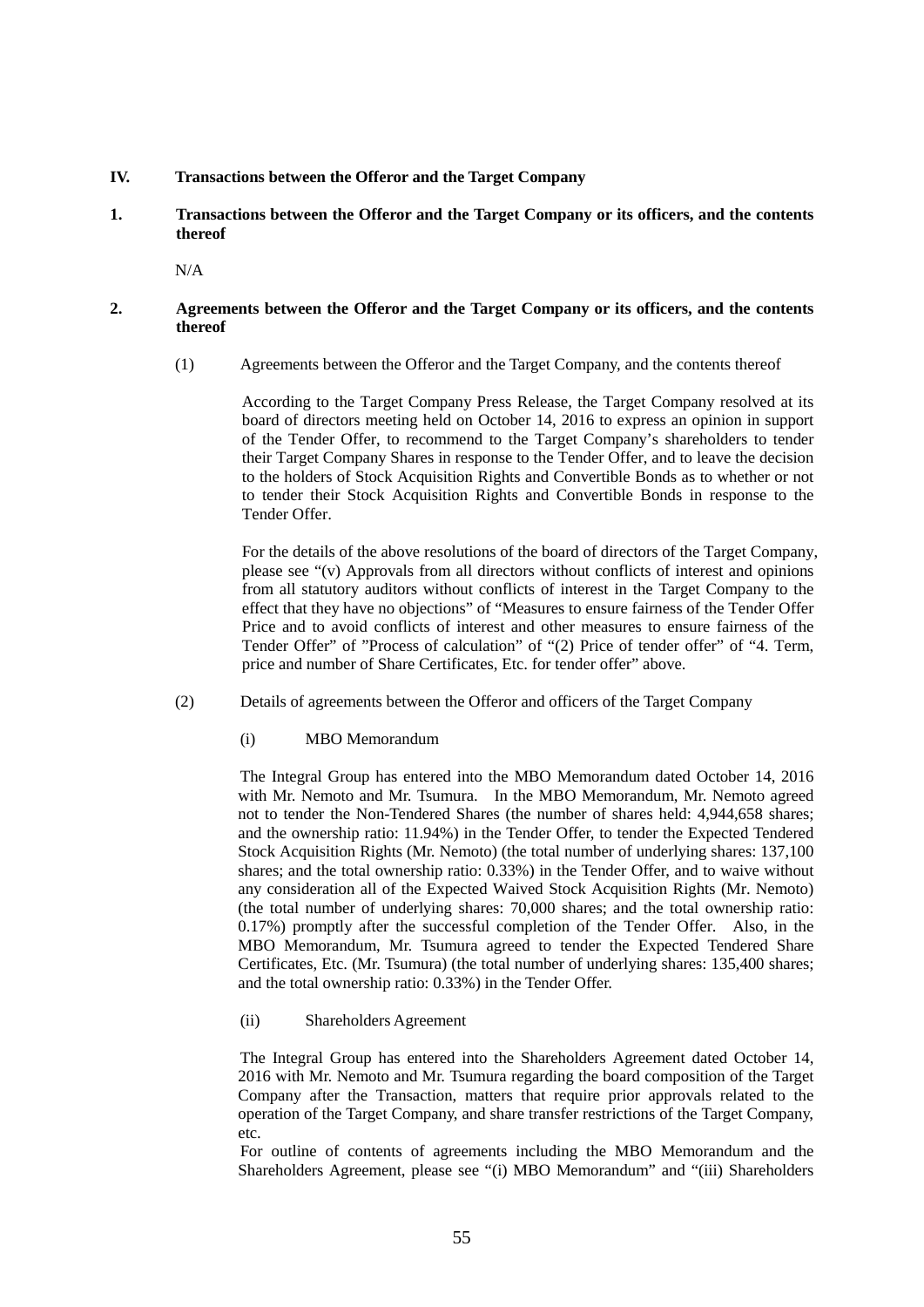## IV. Transactions between the Offeror and the Target Company

### 1. Transactions between the Offeror and the Target Company or its officers, and the contents thereof

N/A

### 2. Agreements between the Offeror and the Target Company or its officers, and the contents thereof

(1) Agreements between the Offeror and the Target Company, and the contents thereof

According to the Target Company Press Release, the Target Company resolved at its board of directors meeting held on October 14, 2016 to express an opinion in support of the Tender Offer, to recommend to the Target Company's shareholders to tender their Target Company Shares in response to the Tender Offer, and to leave the decision to the holders of Stock Acquisition Rights and Convertible Bonds as to whether or not to tender their Stock Acquisition Rights and Convertible Bonds in response to the Tender Offer.

For the details of the above resolutions of the board of directors of the Target Company, please see "(v) Approvals from all directors without conflicts of interest and opinions from all statutory auditors without conflicts of interest in the Target Company to the effect that they have no objections" of "Measures to ensure fairness of the Tender Offer Price and to avoid conflicts of interest and other measures to ensure fairness of the Tender Offer" of "Process of calculation" of "(2) Price of tender offer" of "4. Term, price and number of Share Certificates, Etc. for tender offer" above.

(2) Details of agreements between the Offeror and officers of the Target Company

(i) MBO Memorandum

The Integral Group has entered into the MBO Memorandum dated October 14, 2016 with Mr. Nemoto and Mr. Tsumura. In the MBO Memorandum, Mr. Nemoto agreed not to tender the Non-Tendered Shares (the number of shares held: 4,944,658 shares; and the ownership ratio: 11.94%) in the Tender Offer, to tender the Expected Tendered Stock Acquisition Rights (Mr. Nemoto) (the total number of underlying shares: 137,100 shares; and the total ownership ratio: 0.33%) in the Tender Offer, and to waive without any consideration all of the Expected Waived Stock Acquisition Rights (Mr. Nemoto) (the total number of underlying shares: 70,000 shares; and the total ownership ratio: 0.17%) promptly after the successful completion of the Tender Offer. Also, in the MBO Memorandum, Mr. Tsumura agreed to tender the Expected Tendered Share Certificates, Etc. (Mr. Tsumura) (the total number of underlying shares: 135,400 shares; and the total ownership ratio: 0.33%) in the Tender Offer.

(ii) Shareholders Agreement

The Integral Group has entered into the Shareholders Agreement dated October 14, 2016 with Mr. Nemoto and Mr. Tsumura regarding the board composition of the Target Company after the Transaction, matters that require prior approvals related to the operation of the Target Company, and share transfer restrictions of the Target Company, etc.

For outline of contents of agreements including the MBO Memorandum and the Shareholders Agreement, please see "(i) MBO Memorandum" and "(iii) Shareholders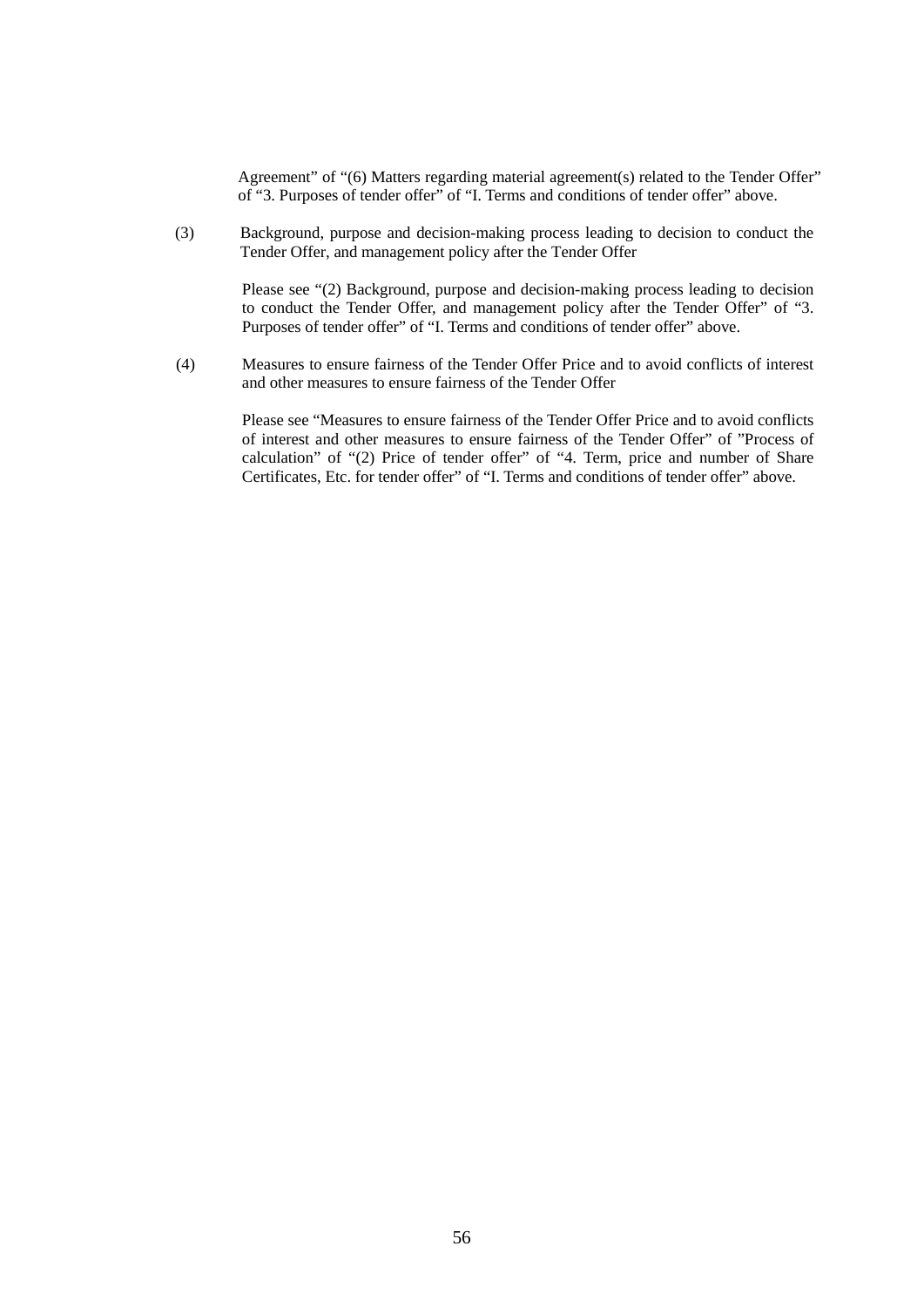Agreement" of "(6) Matters regarding material agreement(s) related to the Tender Offer" of "3. Purposes of tender offer" of "I. Terms and conditions of tender offer" above.

(3) Background, purpose and decision-making process leading to decision to conduct the Tender Offer, and management policy after the Tender Offer

Please see "(2) Background, purpose and decision-making process leading to decision to conduct the Tender Offer, and management policy after the Tender Offer" of "3. Purposes of tender offer" of "I. Terms and conditions of tender offer" above.

(4) Measures to ensure fairness of the Tender Offer Price and to avoid conflicts of interest and other measures to ensure fairness of the Tender Offer

Please see "Measures to ensure fairness of the Tender Offer Price and to avoid conflicts of interest and other measures to ensure fairness of the Tender Offer" of "Process of calculation" of "(2) Price of tender offer" of "4. Term, price and number of Share Certificates, Etc. for tender offer" of "I. Terms and conditions of tender offer" above.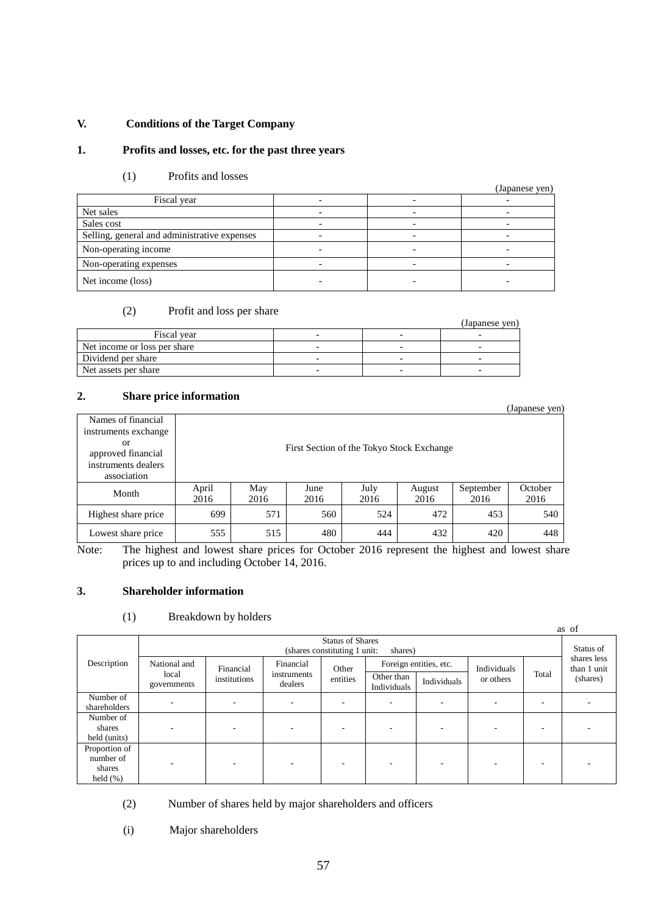## V. Conditions of the Target Company

### 1. Profits and losses, etc. for the past three years

(1) Profits and losses

(Japanese yen)

| Fiscal year | - | - | - |
|---|---|---|---|
| Net sales | - | - | - |
| Sales cost | - | - | - |
| Selling, general and administrative expenses | - | - | - |
| Non-operating income | - | - | - |
| Non-operating expenses | - | - | - |
| Net income (loss) | - | - | - |

(2) Profit and loss per share

(Japanese yen)

| Fiscal year | - | - | - |
|---|---|---|---|
| Net income or loss per share | - | - | - |
| Dividend per share | - | - | - |
| Net assets per share | - | - | - |

### 2. Share price information

(Japanese yen)

| Names of financial instruments exchange or approved financial instruments dealers association | First Section of the Tokyo Stock Exchange | | | | | | |
|---|---|---|---|---|---|---|---|
| Month | April 2016 | May 2016 | June 2016 | July 2016 | August 2016 | September 2016 | October 2016 |
| Highest share price | 699 | 571 | 560 | 524 | 472 | 453 | 540 |
| Lowest share price | 555 | 515 | 480 | 444 | 432 | 420 | 448 |

Note: The highest and lowest share prices for October 2016 represent the highest and lowest share prices up to and including October 14, 2016.

### 3. Shareholder information

(1) Breakdown by holders

as of

| Description | Status of Shares (shares constituting 1 unit: shares) | | | | | | | | Status of shares less than 1 unit (shares) |
|---|---|---|---|---|---|---|---|---|---|
| | National and local governments | Financial institutions | Financial instruments dealers | Other entities | Foreign entities, etc. | | Individuals or others | Total | |
| | | | | | Other than Individuals | Individuals | | | |
| Number of shareholders | - | - | - | - | - | - | - | - | - |
| Number of shares held (units) | - | - | - | - | - | - | - | - | - |
| Proportion of number of shares held (%) | - | - | - | - | - | - | - | - | - |

(2) Number of shares held by major shareholders and officers

(i) Major shareholders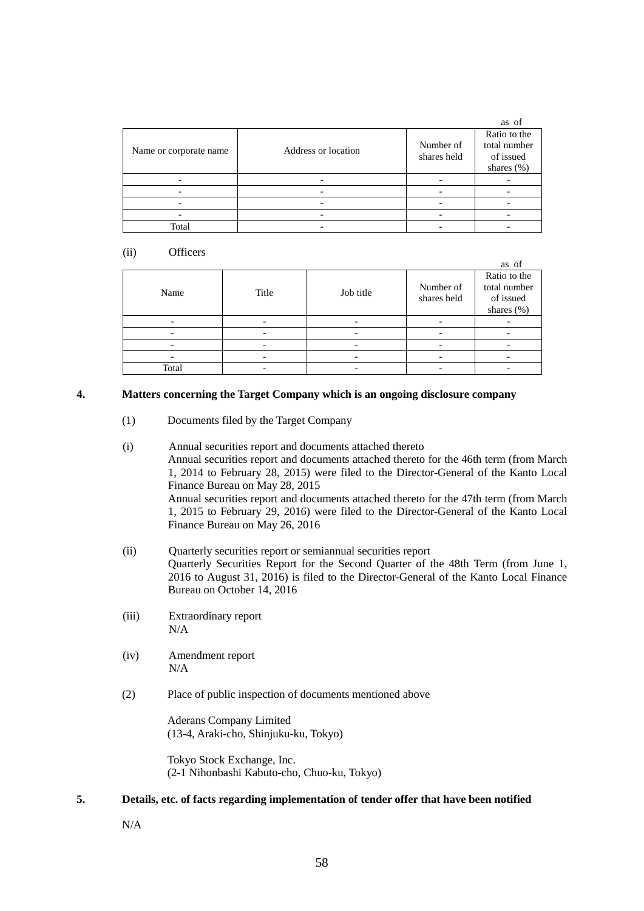as of

| Name or corporate name | Address or location | Number of shares held | Ratio to the total number of issued shares (%) |
|---|---|---|---|
| - | - | - | - |
| - | - | - | - |
| - | - | - | - |
| - | - | - | - |
| Total | - | - | - |

(ii) Officers

as of

| Name | Title | Job title | Number of shares held | Ratio to the total number of issued shares (%) |
|---|---|---|---|---|
| - | - | - | - | - |
| - | - | - | - | - |
| - | - | - | - | - |
| - | - | - | - | - |
| Total | - | - | - | - |

## 4. Matters concerning the Target Company which is an ongoing disclosure company

(1) Documents filed by the Target Company

(i) Annual securities report and documents attached thereto

Annual securities report and documents attached thereto for the 46th term (from March 1, 2014 to February 28, 2015) were filed to the Director-General of the Kanto Local Finance Bureau on May 28, 2015

Annual securities report and documents attached thereto for the 47th term (from March 1, 2015 to February 29, 2016) were filed to the Director-General of the Kanto Local Finance Bureau on May 26, 2016

(ii) Quarterly securities report or semiannual securities report

Quarterly Securities Report for the Second Quarter of the 48th Term (from June 1, 2016 to August 31, 2016) is filed to the Director-General of the Kanto Local Finance Bureau on October 14, 2016

(iii) Extraordinary report

N/A

(iv) Amendment report

N/A

(2) Place of public inspection of documents mentioned above

Aderans Company Limited
(13-4, Araki-cho, Shinjuku-ku, Tokyo)

Tokyo Stock Exchange, Inc.
(2-1 Nihonbashi Kabuto-cho, Chuo-ku, Tokyo)

## 5. Details, etc. of facts regarding implementation of tender offer that have been notified

N/A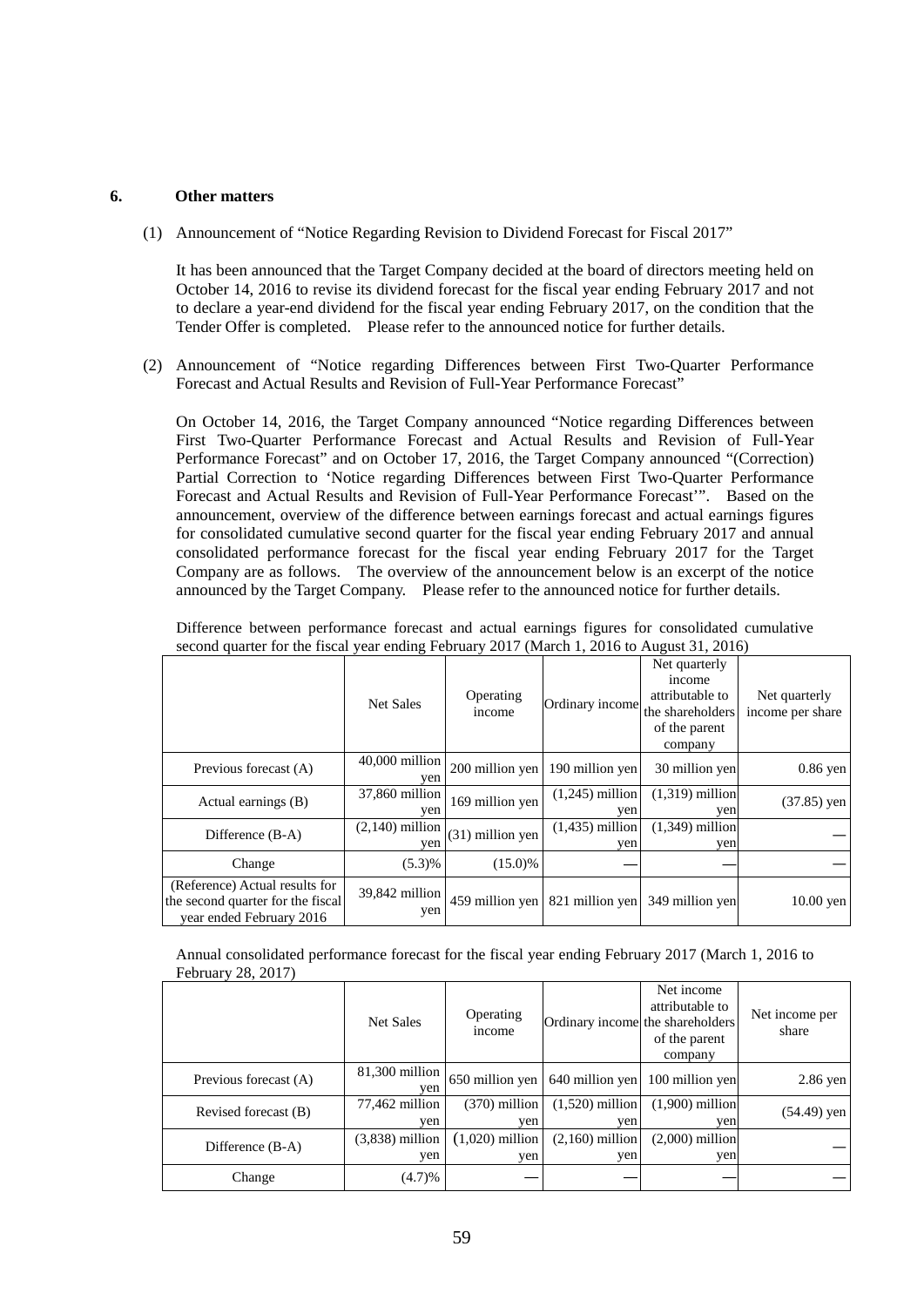## 6. Other matters

(1) Announcement of “Notice Regarding Revision to Dividend Forecast for Fiscal 2017”

It has been announced that the Target Company decided at the board of directors meeting held on October 14, 2016 to revise its dividend forecast for the fiscal year ending February 2017 and not to declare a year-end dividend for the fiscal year ending February 2017, on the condition that the Tender Offer is completed. Please refer to the announced notice for further details.

(2) Announcement of “Notice regarding Differences between First Two-Quarter Performance Forecast and Actual Results and Revision of Full-Year Performance Forecast”

On October 14, 2016, the Target Company announced “Notice regarding Differences between First Two-Quarter Performance Forecast and Actual Results and Revision of Full-Year Performance Forecast” and on October 17, 2016, the Target Company announced “(Correction) Partial Correction to ‘Notice regarding Differences between First Two-Quarter Performance Forecast and Actual Results and Revision of Full-Year Performance Forecast’”. Based on the announcement, overview of the difference between earnings forecast and actual earnings figures for consolidated cumulative second quarter for the fiscal year ending February 2017 and annual consolidated performance forecast for the fiscal year ending February 2017 for the Target Company are as follows. The overview of the announcement below is an excerpt of the notice announced by the Target Company. Please refer to the announced notice for further details.

Difference between performance forecast and actual earnings figures for consolidated cumulative second quarter for the fiscal year ending February 2017 (March 1, 2016 to August 31, 2016)

| | Net Sales | Operating income | Ordinary income | Net quarterly income attributable to the shareholders of the parent company | Net quarterly income per share |
|---|---|---|---|---|---|
| Previous forecast (A) | 40,000 million yen | 200 million yen | 190 million yen | 30 million yen | 0.86 yen |
| Actual earnings (B) | 37,860 million yen | 169 million yen | (1,245) million yen | (1,319) million yen | (37.85) yen |
| Difference (B-A) | (2,140) million yen | (31) million yen | (1,435) million yen | (1,349) million yen | — |
| Change | (5.3)% | (15.0)% | — | — | — |
| (Reference) Actual results for the second quarter for the fiscal year ended February 2016 | 39,842 million yen | 459 million yen | 821 million yen | 349 million yen | 10.00 yen |

Annual consolidated performance forecast for the fiscal year ending February 2017 (March 1, 2016 to February 28, 2017)

| | Net Sales | Operating income | Ordinary income | Net income attributable to the shareholders of the parent company | Net income per share |
|---|---|---|---|---|---|
| Previous forecast (A) | 81,300 million yen | 650 million yen | 640 million yen | 100 million yen | 2.86 yen |
| Revised forecast (B) | 77,462 million yen | (370) million yen | (1,520) million yen | (1,900) million yen | (54.49) yen |
| Difference (B-A) | (3,838) million yen | (1,020) million yen | (2,160) million yen | (2,000) million yen | — |
| Change | (4.7)% | — | — | — | — |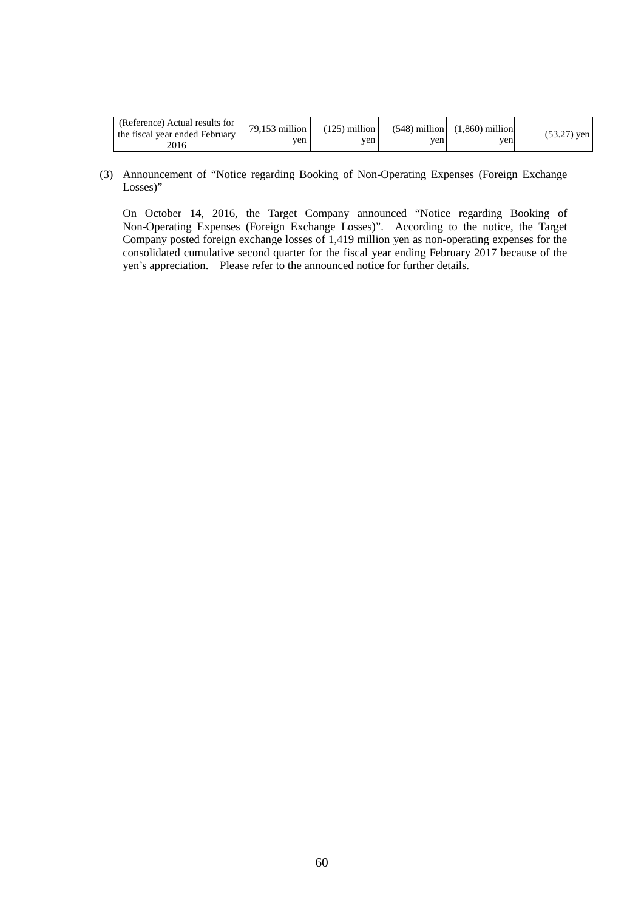| | | | | | |
|---|---|---|---|---|---|
| (Reference) Actual results for the fiscal year ended February 2016 | 79,153 million yen | (125) million yen | (548) million yen | (1,860) million yen | (53.27) yen |

(3) Announcement of "Notice regarding Booking of Non-Operating Expenses (Foreign Exchange Losses)"

On October 14, 2016, the Target Company announced "Notice regarding Booking of Non-Operating Expenses (Foreign Exchange Losses)". According to the notice, the Target Company posted foreign exchange losses of 1,419 million yen as non-operating expenses for the consolidated cumulative second quarter for the fiscal year ending February 2017 because of the yen's appreciation. Please refer to the announced notice for further details.